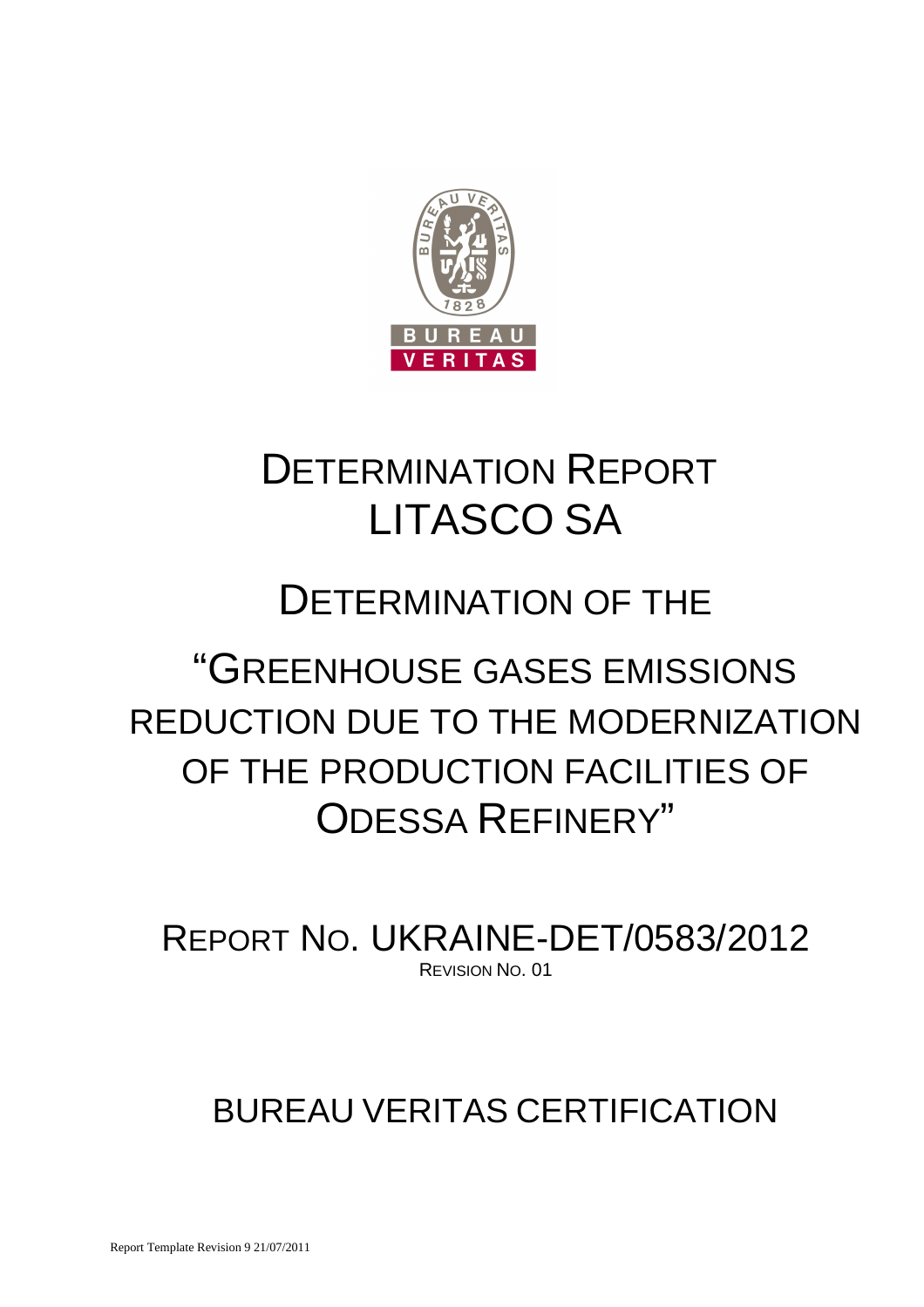# DETERMINATION REPORT LITASCO SA

# DETERMINATION OF THE "GREENHOUSE GASES EMISSIONS REDUCTION DUE TO THE MODERNIZATION OF THE PRODUCTION FACILITIES OF ODESSA REFINERY"

REPORT NO. UKRAINE-DET/0583/2012

REVISION NO. 01

BUREAU VERITAS CERTIFICATION

Report Template Revision 9 21/07/2011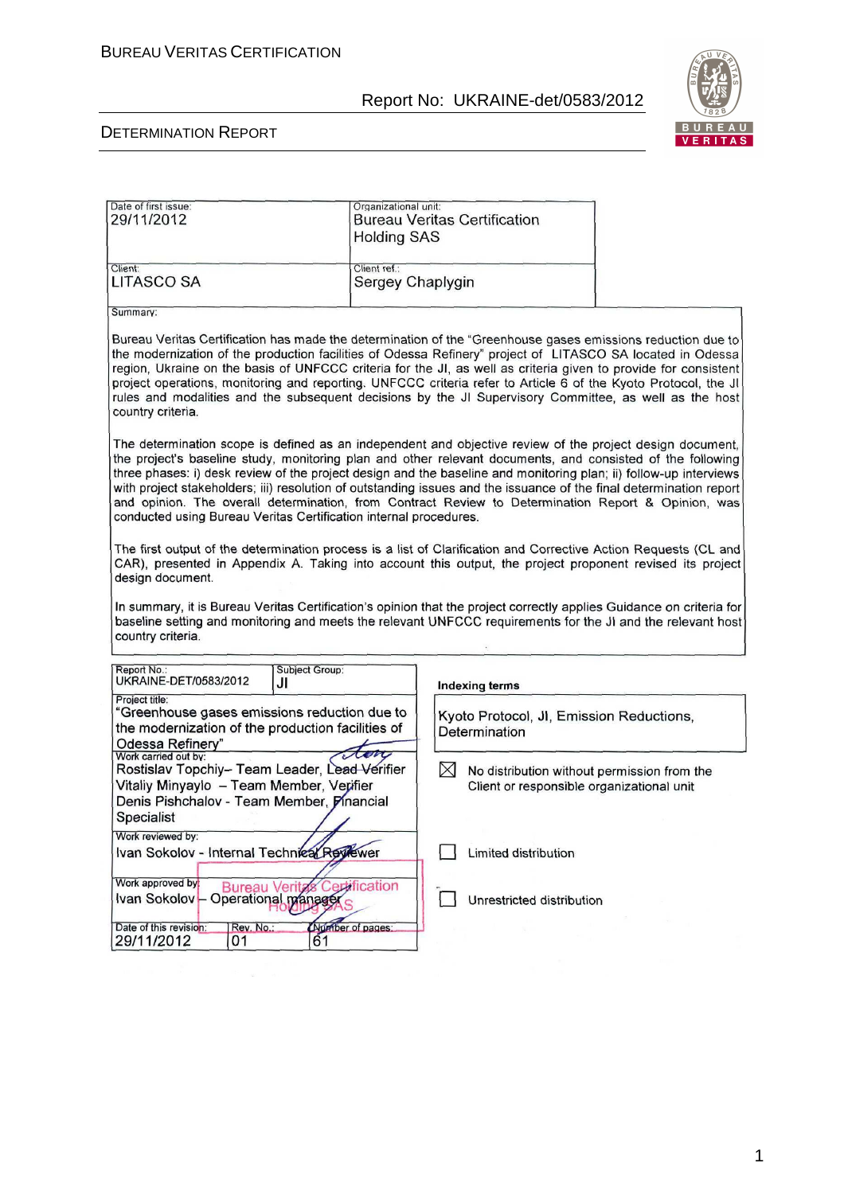| Date of first issue: 29/11/2012 | Organizational unit: Bureau Veritas Certification Holding SAS |
|---|---|
| Client: LITASCO SA | Client ref.: Sergey Chaplygin |

Summary:

Bureau Veritas Certification has made the determination of the "Greenhouse gases emissions reduction due to the modernization of the production facilities of Odessa Refinery" project of LITASCO SA located in Odessa region, Ukraine on the basis of UNFCCC criteria for the JI, as well as criteria given to provide for consistent project operations, monitoring and reporting. UNFCCC criteria refer to Article 6 of the Kyoto Protocol, the JI rules and modalities and the subsequent decisions by the JI Supervisory Committee, as well as the host country criteria.

The determination scope is defined as an independent and objective review of the project design document, the project's baseline study, monitoring plan and other relevant documents, and consisted of the following three phases: i) desk review of the project design and the baseline and monitoring plan; ii) follow-up interviews with project stakeholders; iii) resolution of outstanding issues and the issuance of the final determination report and opinion. The overall determination, from Contract Review to Determination Report & Opinion, was conducted using Bureau Veritas Certification internal procedures.

The first output of the determination process is a list of Clarification and Corrective Action Requests (CL and CAR), presented in Appendix A. Taking into account this output, the project proponent revised its project design document.

In summary, it is Bureau Veritas Certification's opinion that the project correctly applies Guidance on criteria for baseline setting and monitoring and meets the relevant UNFCCC requirements for the JI and the relevant host country criteria.

| Report No.: UKRAINE-DET/0583/2012 | Subject Group: JI |
|---|---|

Project title: "Greenhouse gases emissions reduction due to the modernization of the production facilities of Odessa Refinery"

Indexing terms: Kyoto Protocol, JI, Emission Reductions, Determination

Work carried out by:
Rostislav Topchiy– Team Leader, Lead Verifier
Vitaliy Minyaylo – Team Member, Verifier
Denis Pishchalov - Team Member, Financial Specialist

Work reviewed by:
Ivan Sokolov - Internal Technical Reviewer

Work approved by:
Ivan Sokolov – Operational manager

Bureau Veritas Certification Holding SAS

☒ No distribution without permission from the Client or responsible organizational unit

☐ Limited distribution

☐ Unrestricted distribution

| Date of this revision: | Rev. No.: | Number of pages: |
|---|---|---|
| 29/11/2012 | 01 | 61 |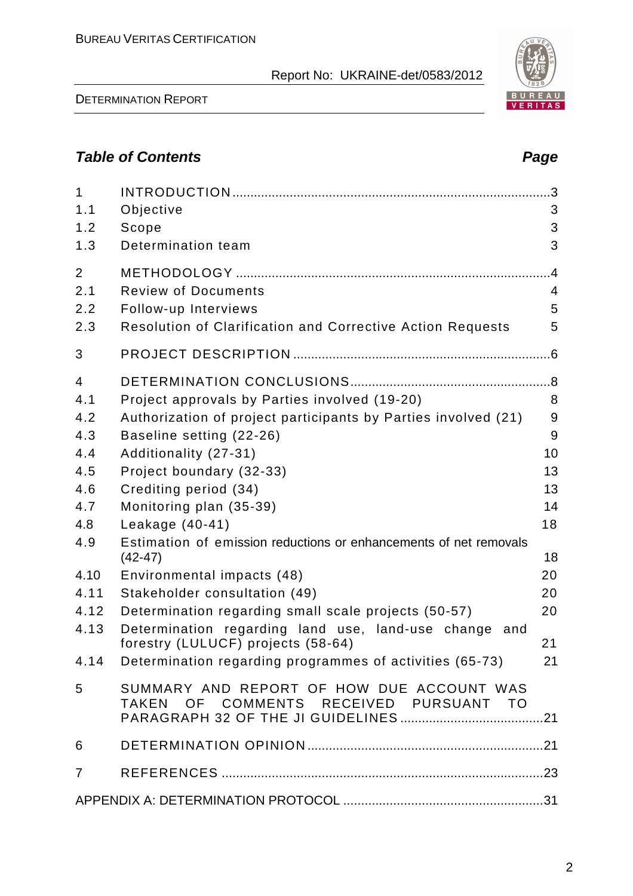## Table of Contents

| | | Page |
|---|---|---|
| 1 | INTRODUCTION | 3 |
| 1.1 | Objective | 3 |
| 1.2 | Scope | 3 |
| 1.3 | Determination team | 3 |
| 2 | METHODOLOGY | 4 |
| 2.1 | Review of Documents | 4 |
| 2.2 | Follow-up Interviews | 5 |
| 2.3 | Resolution of Clarification and Corrective Action Requests | 5 |
| 3 | PROJECT DESCRIPTION | 6 |
| 4 | DETERMINATION CONCLUSIONS | 8 |
| 4.1 | Project approvals by Parties involved (19-20) | 8 |
| 4.2 | Authorization of project participants by Parties involved (21) | 9 |
| 4.3 | Baseline setting (22-26) | 9 |
| 4.4 | Additionality (27-31) | 10 |
| 4.5 | Project boundary (32-33) | 13 |
| 4.6 | Crediting period (34) | 13 |
| 4.7 | Monitoring plan (35-39) | 14 |
| 4.8 | Leakage (40-41) | 18 |
| 4.9 | Estimation of emission reductions or enhancements of net removals (42-47) | 18 |
| 4.10 | Environmental impacts (48) | 20 |
| 4.11 | Stakeholder consultation (49) | 20 |
| 4.12 | Determination regarding small scale projects (50-57) | 20 |
| 4.13 | Determination regarding land use, land-use change and forestry (LULUCF) projects (58-64) | 21 |
| 4.14 | Determination regarding programmes of activities (65-73) | 21 |
| 5 | SUMMARY AND REPORT OF HOW DUE ACCOUNT WAS TAKEN OF COMMENTS RECEIVED PURSUANT TO PARAGRAPH 32 OF THE JI GUIDELINES | 21 |
| 6 | DETERMINATION OPINION | 21 |
| 7 | REFERENCES | 23 |
| | APPENDIX A: DETERMINATION PROTOCOL | 31 |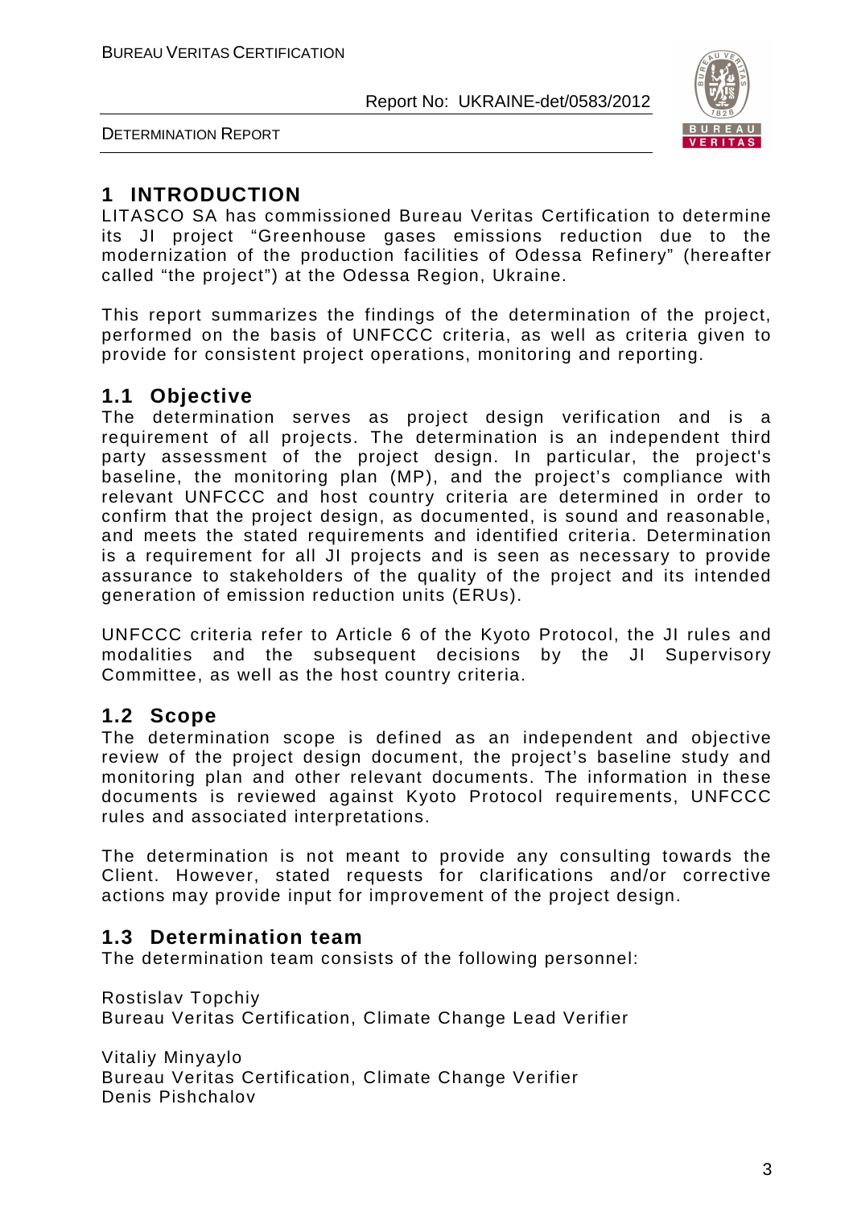# 1 INTRODUCTION

LITASCO SA has commissioned Bureau Veritas Certification to determine its JI project "Greenhouse gases emissions reduction due to the modernization of the production facilities of Odessa Refinery" (hereafter called "the project") at the Odessa Region, Ukraine.

This report summarizes the findings of the determination of the project, performed on the basis of UNFCCC criteria, as well as criteria given to provide for consistent project operations, monitoring and reporting.

## 1.1 Objective

The determination serves as project design verification and is a requirement of all projects. The determination is an independent third party assessment of the project design. In particular, the project's baseline, the monitoring plan (MP), and the project's compliance with relevant UNFCCC and host country criteria are determined in order to confirm that the project design, as documented, is sound and reasonable, and meets the stated requirements and identified criteria. Determination is a requirement for all JI projects and is seen as necessary to provide assurance to stakeholders of the quality of the project and its intended generation of emission reduction units (ERUs).

UNFCCC criteria refer to Article 6 of the Kyoto Protocol, the JI rules and modalities and the subsequent decisions by the JI Supervisory Committee, as well as the host country criteria.

## 1.2 Scope

The determination scope is defined as an independent and objective review of the project design document, the project's baseline study and monitoring plan and other relevant documents. The information in these documents is reviewed against Kyoto Protocol requirements, UNFCCC rules and associated interpretations.

The determination is not meant to provide any consulting towards the Client. However, stated requests for clarifications and/or corrective actions may provide input for improvement of the project design.

## 1.3 Determination team

The determination team consists of the following personnel:

Rostislav Topchiy
Bureau Veritas Certification, Climate Change Lead Verifier

Vitaliy Minyaylo
Bureau Veritas Certification, Climate Change Verifier
Denis Pishchalov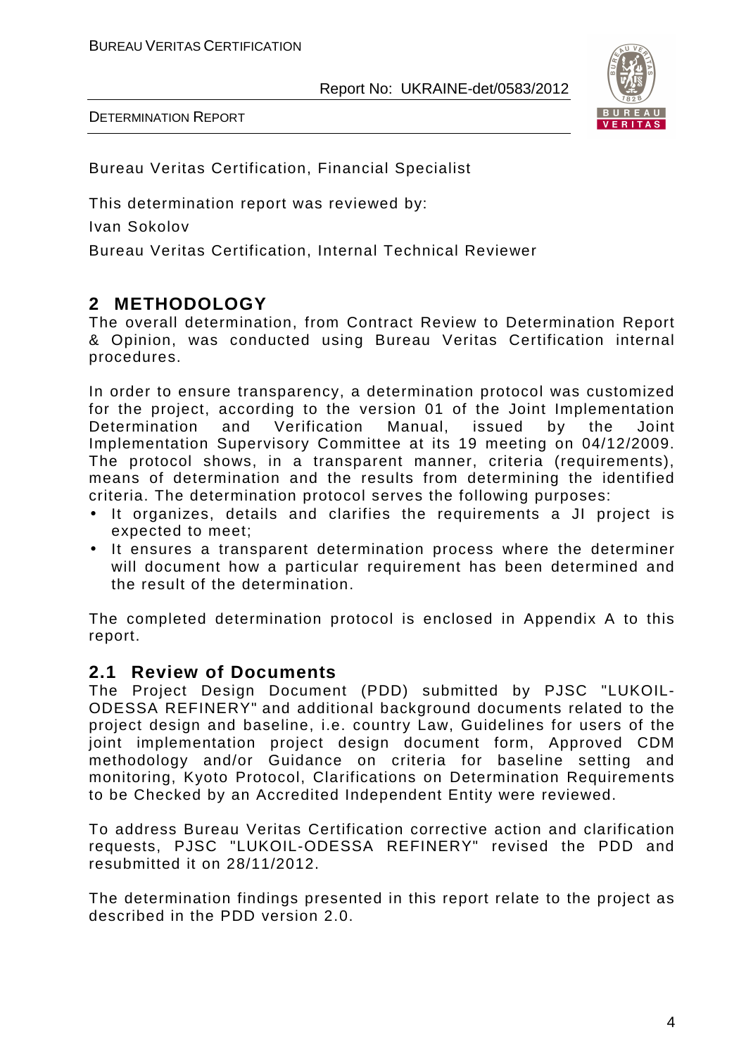Bureau Veritas Certification, Financial Specialist

This determination report was reviewed by:

Ivan Sokolov

Bureau Veritas Certification, Internal Technical Reviewer

## 2 METHODOLOGY

The overall determination, from Contract Review to Determination Report & Opinion, was conducted using Bureau Veritas Certification internal procedures.

In order to ensure transparency, a determination protocol was customized for the project, according to the version 01 of the Joint Implementation Determination and Verification Manual, issued by the Joint Implementation Supervisory Committee at its 19 meeting on 04/12/2009. The protocol shows, in a transparent manner, criteria (requirements), means of determination and the results from determining the identified criteria. The determination protocol serves the following purposes:

- It organizes, details and clarifies the requirements a JI project is expected to meet;
- It ensures a transparent determination process where the determiner will document how a particular requirement has been determined and the result of the determination.

The completed determination protocol is enclosed in Appendix A to this report.

### 2.1 Review of Documents

The Project Design Document (PDD) submitted by PJSC "LUKOIL-ODESSA REFINERY" and additional background documents related to the project design and baseline, i.e. country Law, Guidelines for users of the joint implementation project design document form, Approved CDM methodology and/or Guidance on criteria for baseline setting and monitoring, Kyoto Protocol, Clarifications on Determination Requirements to be Checked by an Accredited Independent Entity were reviewed.

To address Bureau Veritas Certification corrective action and clarification requests, PJSC "LUKOIL-ODESSA REFINERY" revised the PDD and resubmitted it on 28/11/2012.

The determination findings presented in this report relate to the project as described in the PDD version 2.0.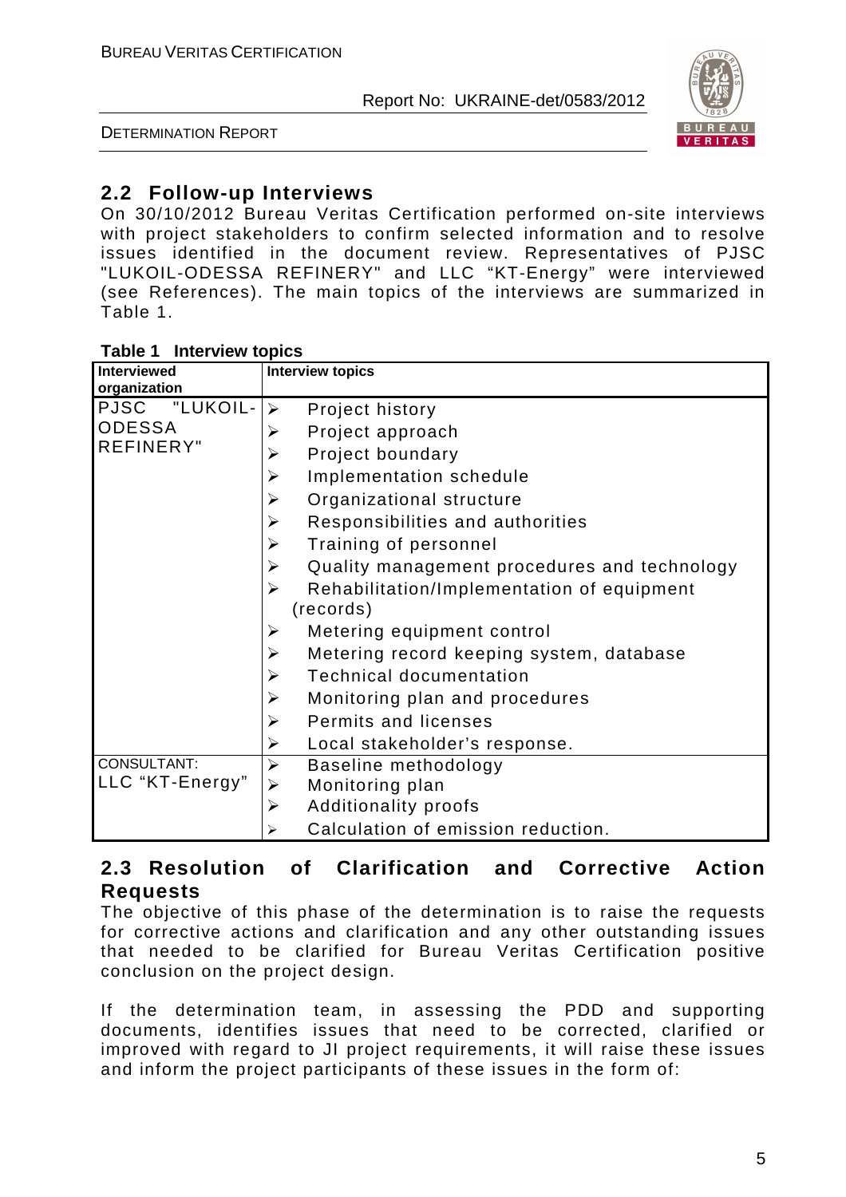## 2.2 Follow-up Interviews

On 30/10/2012 Bureau Veritas Certification performed on-site interviews with project stakeholders to confirm selected information and to resolve issues identified in the document review. Representatives of PJSC "LUKOIL-ODESSA REFINERY" and LLC "KT-Energy" were interviewed (see References). The main topics of the interviews are summarized in Table 1.

**Table 1 Interview topics**

| Interviewed organization | Interview topics |
|---|---|
| PJSC "LUKOIL-ODESSA REFINERY" | ➢ Project history<br>➢ Project approach<br>➢ Project boundary<br>➢ Implementation schedule<br>➢ Organizational structure<br>➢ Responsibilities and authorities<br>➢ Training of personnel<br>➢ Quality management procedures and technology<br>➢ Rehabilitation/Implementation of equipment (records)<br>➢ Metering equipment control<br>➢ Metering record keeping system, database<br>➢ Technical documentation<br>➢ Monitoring plan and procedures<br>➢ Permits and licenses<br>➢ Local stakeholder's response. |
| CONSULTANT: LLC "KT-Energy" | ➢ Baseline methodology<br>➢ Monitoring plan<br>➢ Additionality proofs<br>➢ Calculation of emission reduction. |

## 2.3 Resolution of Clarification and Corrective Action Requests

The objective of this phase of the determination is to raise the requests for corrective actions and clarification and any other outstanding issues that needed to be clarified for Bureau Veritas Certification positive conclusion on the project design.

If the determination team, in assessing the PDD and supporting documents, identifies issues that need to be corrected, clarified or improved with regard to JI project requirements, it will raise these issues and inform the project participants of these issues in the form of: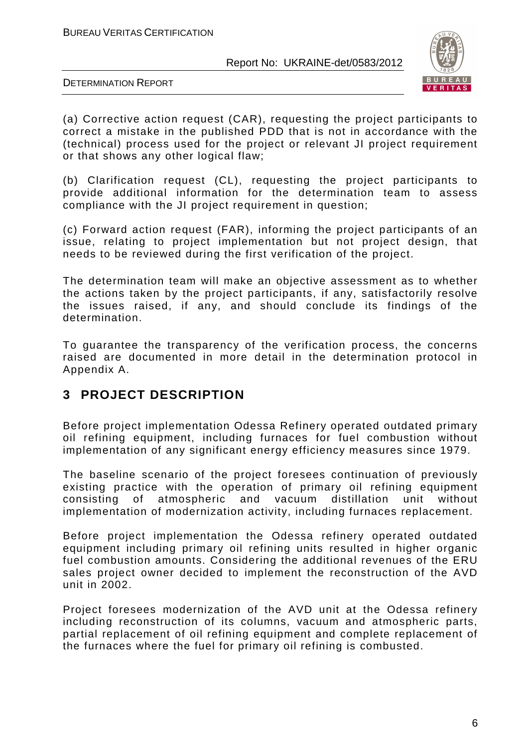(a) Corrective action request (CAR), requesting the project participants to correct a mistake in the published PDD that is not in accordance with the (technical) process used for the project or relevant JI project requirement or that shows any other logical flaw;

(b) Clarification request (CL), requesting the project participants to provide additional information for the determination team to assess compliance with the JI project requirement in question;

(c) Forward action request (FAR), informing the project participants of an issue, relating to project implementation but not project design, that needs to be reviewed during the first verification of the project.

The determination team will make an objective assessment as to whether the actions taken by the project participants, if any, satisfactorily resolve the issues raised, if any, and should conclude its findings of the determination.

To guarantee the transparency of the verification process, the concerns raised are documented in more detail in the determination protocol in Appendix A.

## 3 PROJECT DESCRIPTION

Before project implementation Odessa Refinery operated outdated primary oil refining equipment, including furnaces for fuel combustion without implementation of any significant energy efficiency measures since 1979.

The baseline scenario of the project foresees continuation of previously existing practice with the operation of primary oil refining equipment consisting of atmospheric and vacuum distillation unit without implementation of modernization activity, including furnaces replacement.

Before project implementation the Odessa refinery operated outdated equipment including primary oil refining units resulted in higher organic fuel combustion amounts. Considering the additional revenues of the ERU sales project owner decided to implement the reconstruction of the AVD unit in 2002.

Project foresees modernization of the AVD unit at the Odessa refinery including reconstruction of its columns, vacuum and atmospheric parts, partial replacement of oil refining equipment and complete replacement of the furnaces where the fuel for primary oil refining is combusted.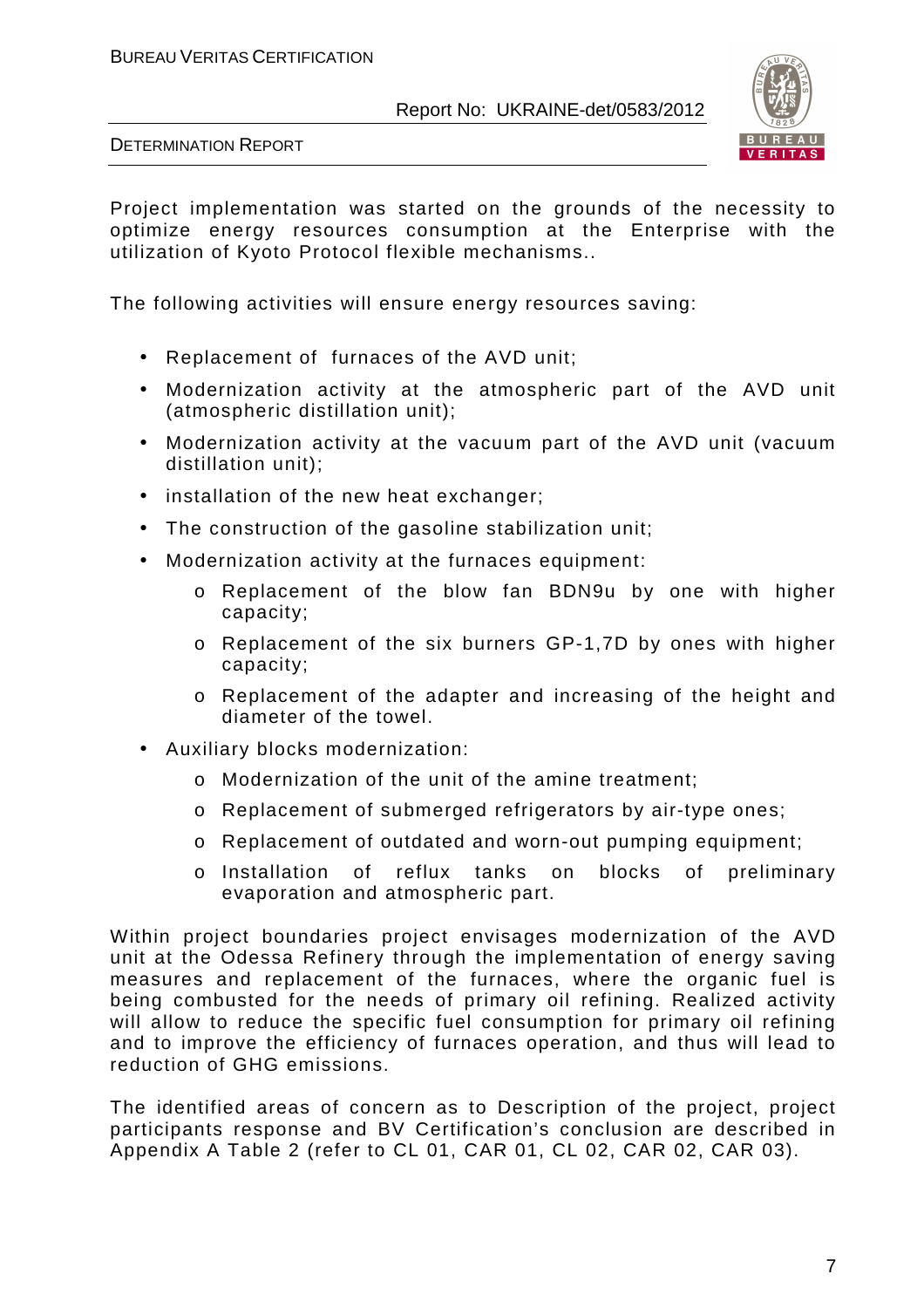Project implementation was started on the grounds of the necessity to optimize energy resources consumption at the Enterprise with the utilization of Kyoto Protocol flexible mechanisms..

The following activities will ensure energy resources saving:

- Replacement of furnaces of the AVD unit;
- Modernization activity at the atmospheric part of the AVD unit (atmospheric distillation unit);
- Modernization activity at the vacuum part of the AVD unit (vacuum distillation unit);
- installation of the new heat exchanger;
- The construction of the gasoline stabilization unit;
- Modernization activity at the furnaces equipment:
    - Replacement of the blow fan BDN9u by one with higher capacity;
    - Replacement of the six burners GP-1,7D by ones with higher capacity;
    - Replacement of the adapter and increasing of the height and diameter of the towel.
- Auxiliary blocks modernization:
    - Modernization of the unit of the amine treatment;
    - Replacement of submerged refrigerators by air-type ones;
    - Replacement of outdated and worn-out pumping equipment;
    - Installation of reflux tanks on blocks of preliminary evaporation and atmospheric part.

Within project boundaries project envisages modernization of the AVD unit at the Odessa Refinery through the implementation of energy saving measures and replacement of the furnaces, where the organic fuel is being combusted for the needs of primary oil refining. Realized activity will allow to reduce the specific fuel consumption for primary oil refining and to improve the efficiency of furnaces operation, and thus will lead to reduction of GHG emissions.

The identified areas of concern as to Description of the project, project participants response and BV Certification's conclusion are described in Appendix A Table 2 (refer to CL 01, CAR 01, CL 02, CAR 02, CAR 03).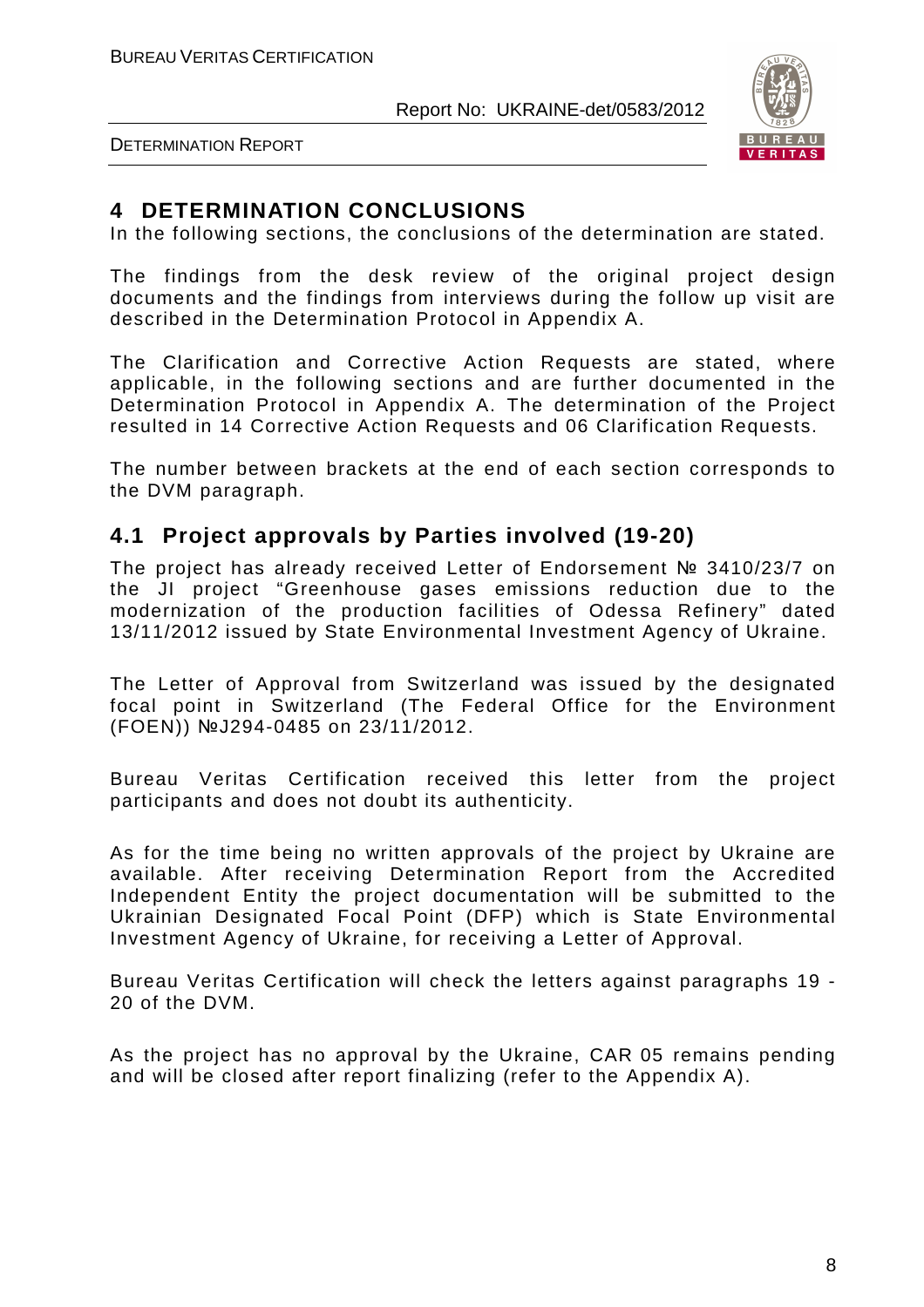# 4 DETERMINATION CONCLUSIONS

In the following sections, the conclusions of the determination are stated.

The findings from the desk review of the original project design documents and the findings from interviews during the follow up visit are described in the Determination Protocol in Appendix A.

The Clarification and Corrective Action Requests are stated, where applicable, in the following sections and are further documented in the Determination Protocol in Appendix A. The determination of the Project resulted in 14 Corrective Action Requests and 06 Clarification Requests.

The number between brackets at the end of each section corresponds to the DVM paragraph.

## 4.1 Project approvals by Parties involved (19-20)

The project has already received Letter of Endorsement № 3410/23/7 on the JI project "Greenhouse gases emissions reduction due to the modernization of the production facilities of Odessa Refinery" dated 13/11/2012 issued by State Environmental Investment Agency of Ukraine.

The Letter of Approval from Switzerland was issued by the designated focal point in Switzerland (The Federal Office for the Environment (FOEN)) №J294-0485 on 23/11/2012.

Bureau Veritas Certification received this letter from the project participants and does not doubt its authenticity.

As for the time being no written approvals of the project by Ukraine are available. After receiving Determination Report from the Accredited Independent Entity the project documentation will be submitted to the Ukrainian Designated Focal Point (DFP) which is State Environmental Investment Agency of Ukraine, for receiving a Letter of Approval.

Bureau Veritas Certification will check the letters against paragraphs 19 - 20 of the DVM.

As the project has no approval by the Ukraine, CAR 05 remains pending and will be closed after report finalizing (refer to the Appendix A).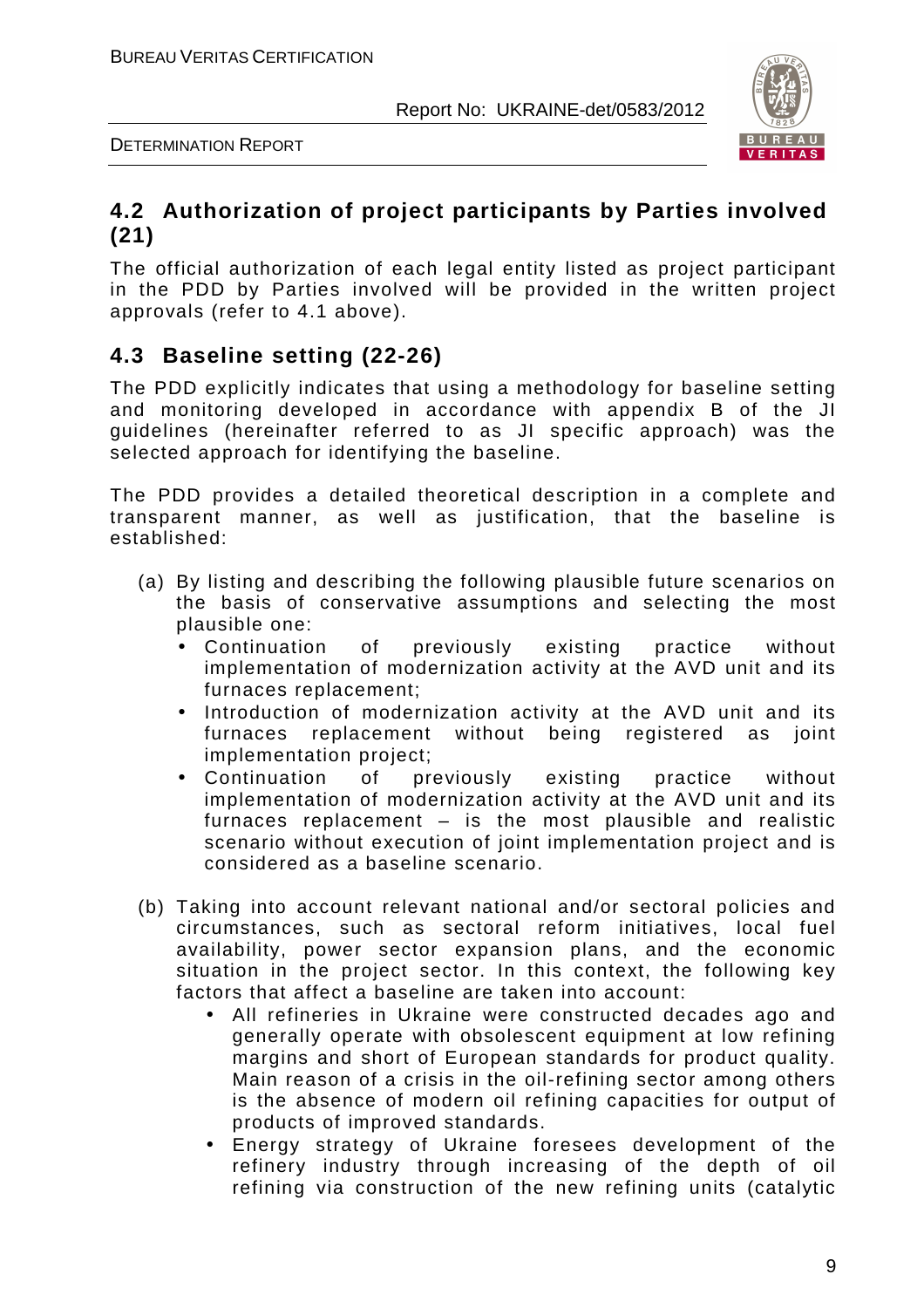## 4.2 Authorization of project participants by Parties involved (21)

The official authorization of each legal entity listed as project participant in the PDD by Parties involved will be provided in the written project approvals (refer to 4.1 above).

## 4.3 Baseline setting (22-26)

The PDD explicitly indicates that using a methodology for baseline setting and monitoring developed in accordance with appendix B of the JI guidelines (hereinafter referred to as JI specific approach) was the selected approach for identifying the baseline.

The PDD provides a detailed theoretical description in a complete and transparent manner, as well as justification, that the baseline is established:

(a) By listing and describing the following plausible future scenarios on the basis of conservative assumptions and selecting the most plausible one:
   - Continuation of previously existing practice without implementation of modernization activity at the AVD unit and its furnaces replacement;
   - Introduction of modernization activity at the AVD unit and its furnaces replacement without being registered as joint implementation project;
   - Continuation of previously existing practice without implementation of modernization activity at the AVD unit and its furnaces replacement – is the most plausible and realistic scenario without execution of joint implementation project and is considered as a baseline scenario.

(b) Taking into account relevant national and/or sectoral policies and circumstances, such as sectoral reform initiatives, local fuel availability, power sector expansion plans, and the economic situation in the project sector. In this context, the following key factors that affect a baseline are taken into account:
   - All refineries in Ukraine were constructed decades ago and generally operate with obsolescent equipment at low refining margins and short of European standards for product quality. Main reason of a crisis in the oil-refining sector among others is the absence of modern oil refining capacities for output of products of improved standards.
   - Energy strategy of Ukraine foresees development of the refinery industry through increasing of the depth of oil refining via construction of the new refining units (catalytic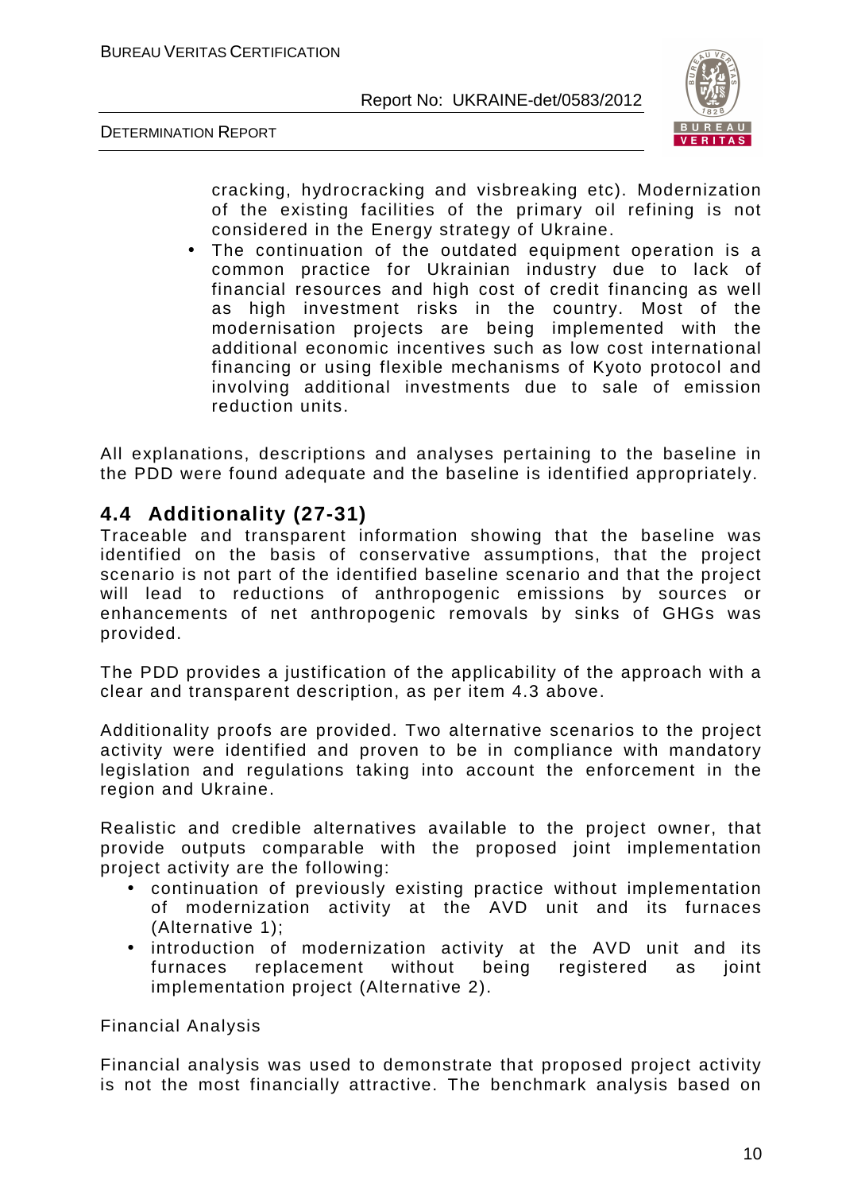cracking, hydrocracking and visbreaking etc). Modernization of the existing facilities of the primary oil refining is not considered in the Energy strategy of Ukraine.

- The continuation of the outdated equipment operation is a common practice for Ukrainian industry due to lack of financial resources and high cost of credit financing as well as high investment risks in the country. Most of the modernisation projects are being implemented with the additional economic incentives such as low cost international financing or using flexible mechanisms of Kyoto protocol and involving additional investments due to sale of emission reduction units.

All explanations, descriptions and analyses pertaining to the baseline in the PDD were found adequate and the baseline is identified appropriately.

## 4.4 Additionality (27-31)

Traceable and transparent information showing that the baseline was identified on the basis of conservative assumptions, that the project scenario is not part of the identified baseline scenario and that the project will lead to reductions of anthropogenic emissions by sources or enhancements of net anthropogenic removals by sinks of GHGs was provided.

The PDD provides a justification of the applicability of the approach with a clear and transparent description, as per item 4.3 above.

Additionality proofs are provided. Two alternative scenarios to the project activity were identified and proven to be in compliance with mandatory legislation and regulations taking into account the enforcement in the region and Ukraine.

Realistic and credible alternatives available to the project owner, that provide outputs comparable with the proposed joint implementation project activity are the following:

- continuation of previously existing practice without implementation of modernization activity at the AVD unit and its furnaces (Alternative 1);
- introduction of modernization activity at the AVD unit and its furnaces replacement without being registered as joint implementation project (Alternative 2).

Financial Analysis

Financial analysis was used to demonstrate that proposed project activity is not the most financially attractive. The benchmark analysis based on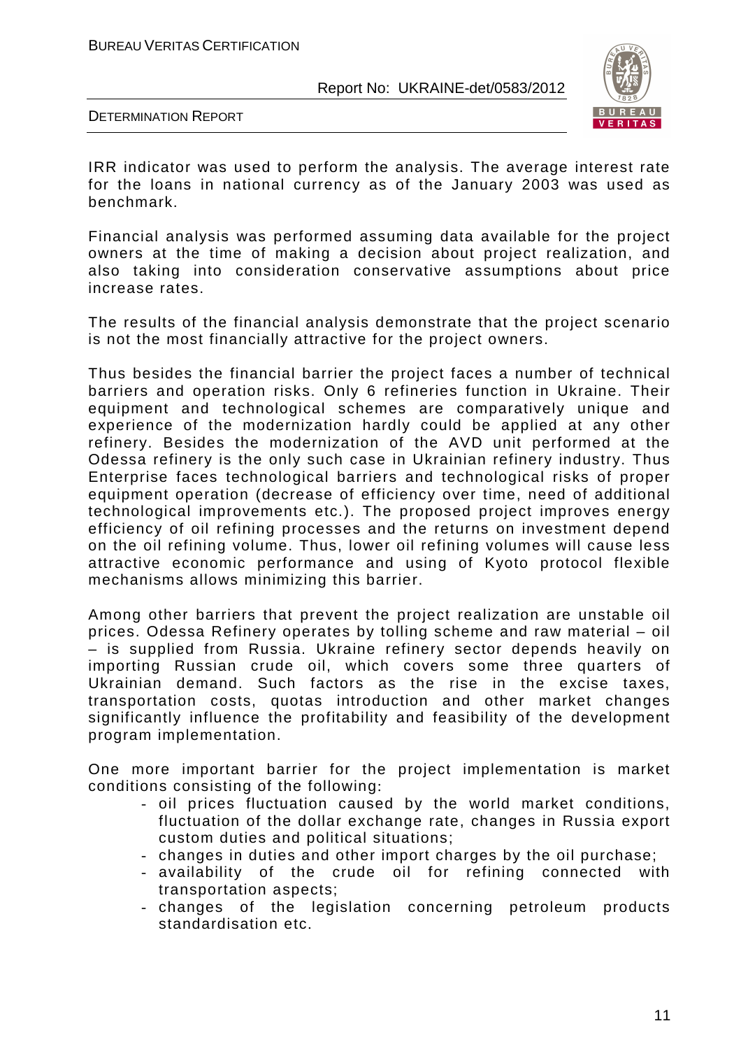IRR indicator was used to perform the analysis. The average interest rate for the loans in national currency as of the January 2003 was used as benchmark.

Financial analysis was performed assuming data available for the project owners at the time of making a decision about project realization, and also taking into consideration conservative assumptions about price increase rates.

The results of the financial analysis demonstrate that the project scenario is not the most financially attractive for the project owners.

Thus besides the financial barrier the project faces a number of technical barriers and operation risks. Only 6 refineries function in Ukraine. Their equipment and technological schemes are comparatively unique and experience of the modernization hardly could be applied at any other refinery. Besides the modernization of the AVD unit performed at the Odessa refinery is the only such case in Ukrainian refinery industry. Thus Enterprise faces technological barriers and technological risks of proper equipment operation (decrease of efficiency over time, need of additional technological improvements etc.). The proposed project improves energy efficiency of oil refining processes and the returns on investment depend on the oil refining volume. Thus, lower oil refining volumes will cause less attractive economic performance and using of Kyoto protocol flexible mechanisms allows minimizing this barrier.

Among other barriers that prevent the project realization are unstable oil prices. Odessa Refinery operates by tolling scheme and raw material – oil – is supplied from Russia. Ukraine refinery sector depends heavily on importing Russian crude oil, which covers some three quarters of Ukrainian demand. Such factors as the rise in the excise taxes, transportation costs, quotas introduction and other market changes significantly influence the profitability and feasibility of the development program implementation.

One more important barrier for the project implementation is market conditions consisting of the following:

- oil prices fluctuation caused by the world market conditions, fluctuation of the dollar exchange rate, changes in Russia export custom duties and political situations;
- changes in duties and other import charges by the oil purchase;
- availability of the crude oil for refining connected with transportation aspects;
- changes of the legislation concerning petroleum products standardisation etc.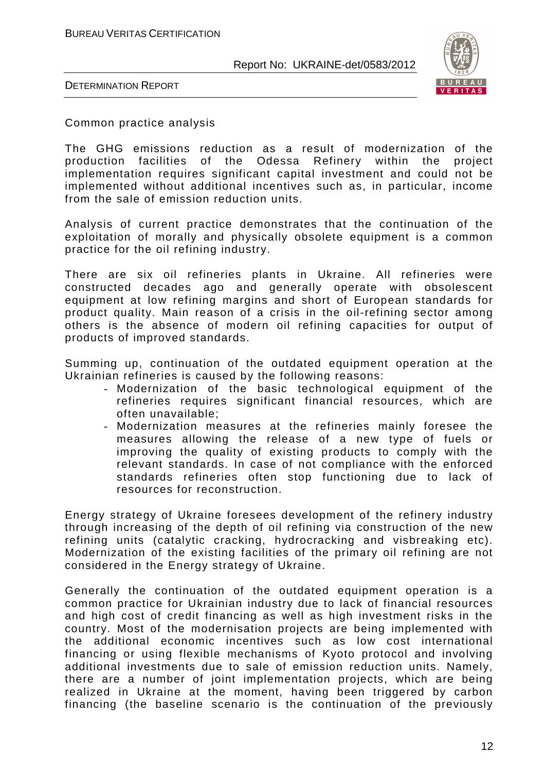Common practice analysis

The GHG emissions reduction as a result of modernization of the production facilities of the Odessa Refinery within the project implementation requires significant capital investment and could not be implemented without additional incentives such as, in particular, income from the sale of emission reduction units.

Analysis of current practice demonstrates that the continuation of the exploitation of morally and physically obsolete equipment is a common practice for the oil refining industry.

There are six oil refineries plants in Ukraine. All refineries were constructed decades ago and generally operate with obsolescent equipment at low refining margins and short of European standards for product quality. Main reason of a crisis in the oil-refining sector among others is the absence of modern oil refining capacities for output of products of improved standards.

Summing up, continuation of the outdated equipment operation at the Ukrainian refineries is caused by the following reasons:

- Modernization of the basic technological equipment of the refineries requires significant financial resources, which are often unavailable;
- Modernization measures at the refineries mainly foresee the measures allowing the release of a new type of fuels or improving the quality of existing products to comply with the relevant standards. In case of not compliance with the enforced standards refineries often stop functioning due to lack of resources for reconstruction.

Energy strategy of Ukraine foresees development of the refinery industry through increasing of the depth of oil refining via construction of the new refining units (catalytic cracking, hydrocracking and visbreaking etc). Modernization of the existing facilities of the primary oil refining are not considered in the Energy strategy of Ukraine.

Generally the continuation of the outdated equipment operation is a common practice for Ukrainian industry due to lack of financial resources and high cost of credit financing as well as high investment risks in the country. Most of the modernisation projects are being implemented with the additional economic incentives such as low cost international financing or using flexible mechanisms of Kyoto protocol and involving additional investments due to sale of emission reduction units. Namely, there are a number of joint implementation projects, which are being realized in Ukraine at the moment, having been triggered by carbon financing (the baseline scenario is the continuation of the previously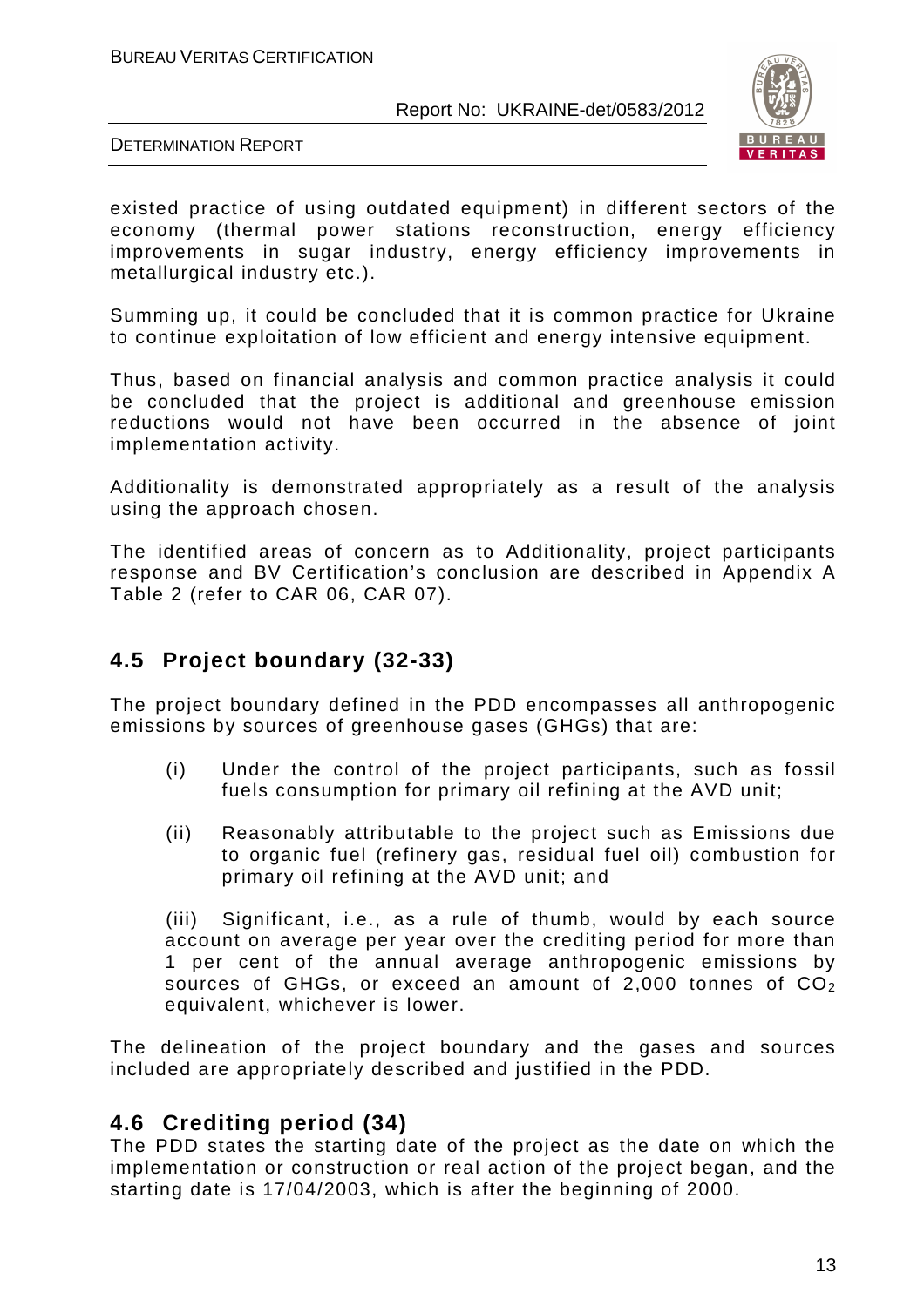existed practice of using outdated equipment) in different sectors of the economy (thermal power stations reconstruction, energy efficiency improvements in sugar industry, energy efficiency improvements in metallurgical industry etc.).

Summing up, it could be concluded that it is common practice for Ukraine to continue exploitation of low efficient and energy intensive equipment.

Thus, based on financial analysis and common practice analysis it could be concluded that the project is additional and greenhouse emission reductions would not have been occurred in the absence of joint implementation activity.

Additionality is demonstrated appropriately as a result of the analysis using the approach chosen.

The identified areas of concern as to Additionality, project participants response and BV Certification's conclusion are described in Appendix A Table 2 (refer to CAR 06, CAR 07).

## 4.5 Project boundary (32-33)

The project boundary defined in the PDD encompasses all anthropogenic emissions by sources of greenhouse gases (GHGs) that are:

(i) Under the control of the project participants, such as fossil fuels consumption for primary oil refining at the AVD unit;

(ii) Reasonably attributable to the project such as Emissions due to organic fuel (refinery gas, residual fuel oil) combustion for primary oil refining at the AVD unit; and

(iii) Significant, i.e., as a rule of thumb, would by each source account on average per year over the crediting period for more than 1 per cent of the annual average anthropogenic emissions by sources of GHGs, or exceed an amount of 2,000 tonnes of $CO_2$ equivalent, whichever is lower.

The delineation of the project boundary and the gases and sources included are appropriately described and justified in the PDD.

## 4.6 Crediting period (34)

The PDD states the starting date of the project as the date on which the implementation or construction or real action of the project began, and the starting date is 17/04/2003, which is after the beginning of 2000.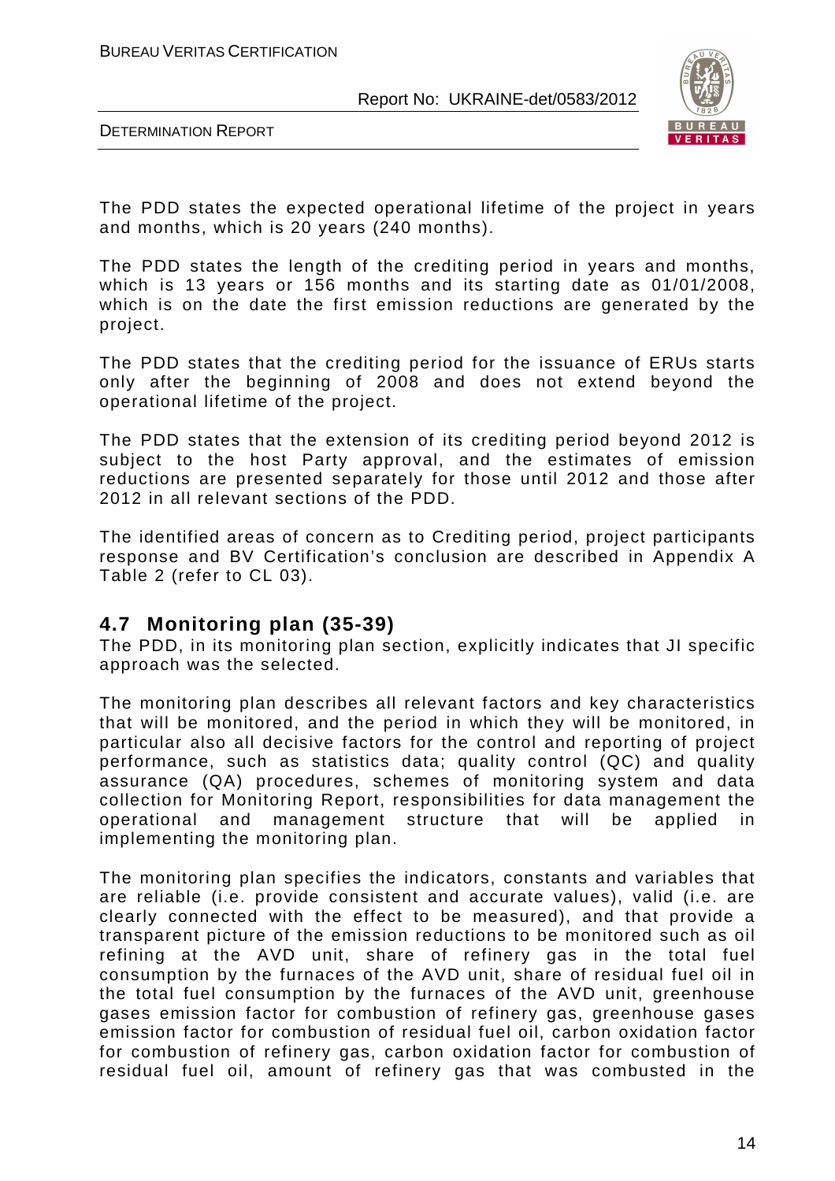The PDD states the expected operational lifetime of the project in years and months, which is 20 years (240 months).

The PDD states the length of the crediting period in years and months, which is 13 years or 156 months and its starting date as 01/01/2008, which is on the date the first emission reductions are generated by the project.

The PDD states that the crediting period for the issuance of ERUs starts only after the beginning of 2008 and does not extend beyond the operational lifetime of the project.

The PDD states that the extension of its crediting period beyond 2012 is subject to the host Party approval, and the estimates of emission reductions are presented separately for those until 2012 and those after 2012 in all relevant sections of the PDD.

The identified areas of concern as to Crediting period, project participants response and BV Certification's conclusion are described in Appendix A Table 2 (refer to CL 03).

## 4.7 Monitoring plan (35-39)

The PDD, in its monitoring plan section, explicitly indicates that JI specific approach was the selected.

The monitoring plan describes all relevant factors and key characteristics that will be monitored, and the period in which they will be monitored, in particular also all decisive factors for the control and reporting of project performance, such as statistics data; quality control (QC) and quality assurance (QA) procedures, schemes of monitoring system and data collection for Monitoring Report, responsibilities for data management the operational and management structure that will be applied in implementing the monitoring plan.

The monitoring plan specifies the indicators, constants and variables that are reliable (i.e. provide consistent and accurate values), valid (i.e. are clearly connected with the effect to be measured), and that provide a transparent picture of the emission reductions to be monitored such as oil refining at the AVD unit, share of refinery gas in the total fuel consumption by the furnaces of the AVD unit, share of residual fuel oil in the total fuel consumption by the furnaces of the AVD unit, greenhouse gases emission factor for combustion of refinery gas, greenhouse gases emission factor for combustion of residual fuel oil, carbon oxidation factor for combustion of refinery gas, carbon oxidation factor for combustion of residual fuel oil, amount of refinery gas that was combusted in the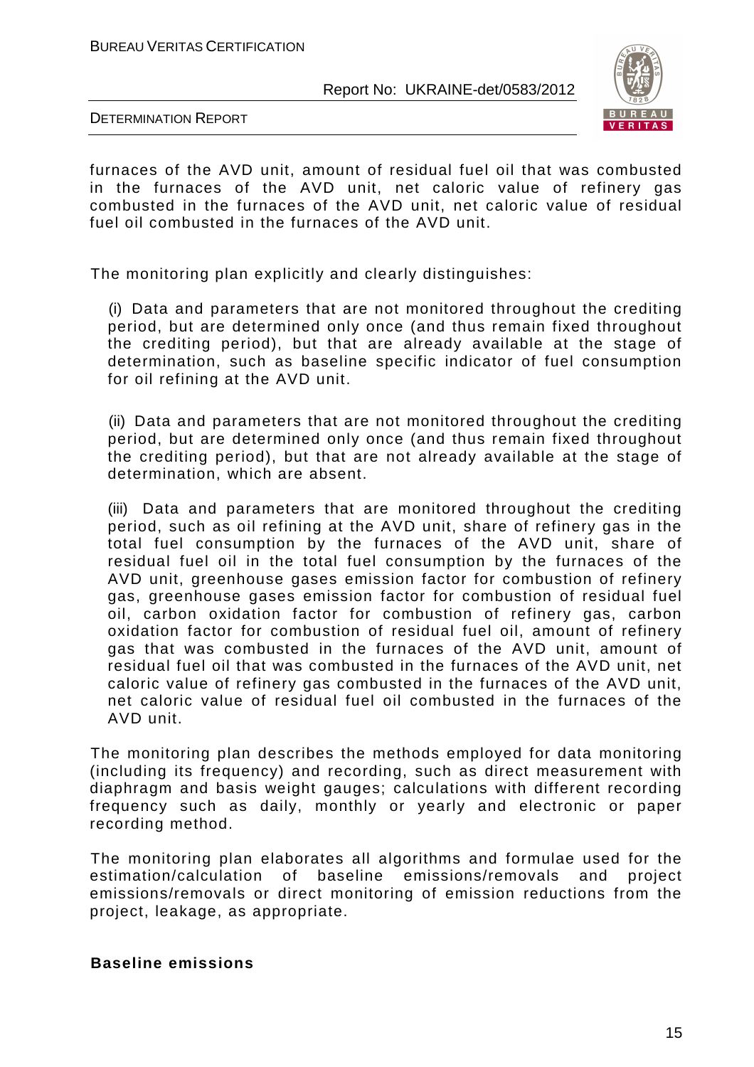furnaces of the AVD unit, amount of residual fuel oil that was combusted in the furnaces of the AVD unit, net caloric value of refinery gas combusted in the furnaces of the AVD unit, net caloric value of residual fuel oil combusted in the furnaces of the AVD unit.

The monitoring plan explicitly and clearly distinguishes:

(i) Data and parameters that are not monitored throughout the crediting period, but are determined only once (and thus remain fixed throughout the crediting period), but that are already available at the stage of determination, such as baseline specific indicator of fuel consumption for oil refining at the AVD unit.

(ii) Data and parameters that are not monitored throughout the crediting period, but are determined only once (and thus remain fixed throughout the crediting period), but that are not already available at the stage of determination, which are absent.

(iii) Data and parameters that are monitored throughout the crediting period, such as oil refining at the AVD unit, share of refinery gas in the total fuel consumption by the furnaces of the AVD unit, share of residual fuel oil in the total fuel consumption by the furnaces of the AVD unit, greenhouse gases emission factor for combustion of refinery gas, greenhouse gases emission factor for combustion of residual fuel oil, carbon oxidation factor for combustion of refinery gas, carbon oxidation factor for combustion of residual fuel oil, amount of refinery gas that was combusted in the furnaces of the AVD unit, amount of residual fuel oil that was combusted in the furnaces of the AVD unit, net caloric value of refinery gas combusted in the furnaces of the AVD unit, net caloric value of residual fuel oil combusted in the furnaces of the AVD unit.

The monitoring plan describes the methods employed for data monitoring (including its frequency) and recording, such as direct measurement with diaphragm and basis weight gauges; calculations with different recording frequency such as daily, monthly or yearly and electronic or paper recording method.

The monitoring plan elaborates all algorithms and formulae used for the estimation/calculation of baseline emissions/removals and project emissions/removals or direct monitoring of emission reductions from the project, leakage, as appropriate.

**Baseline emissions**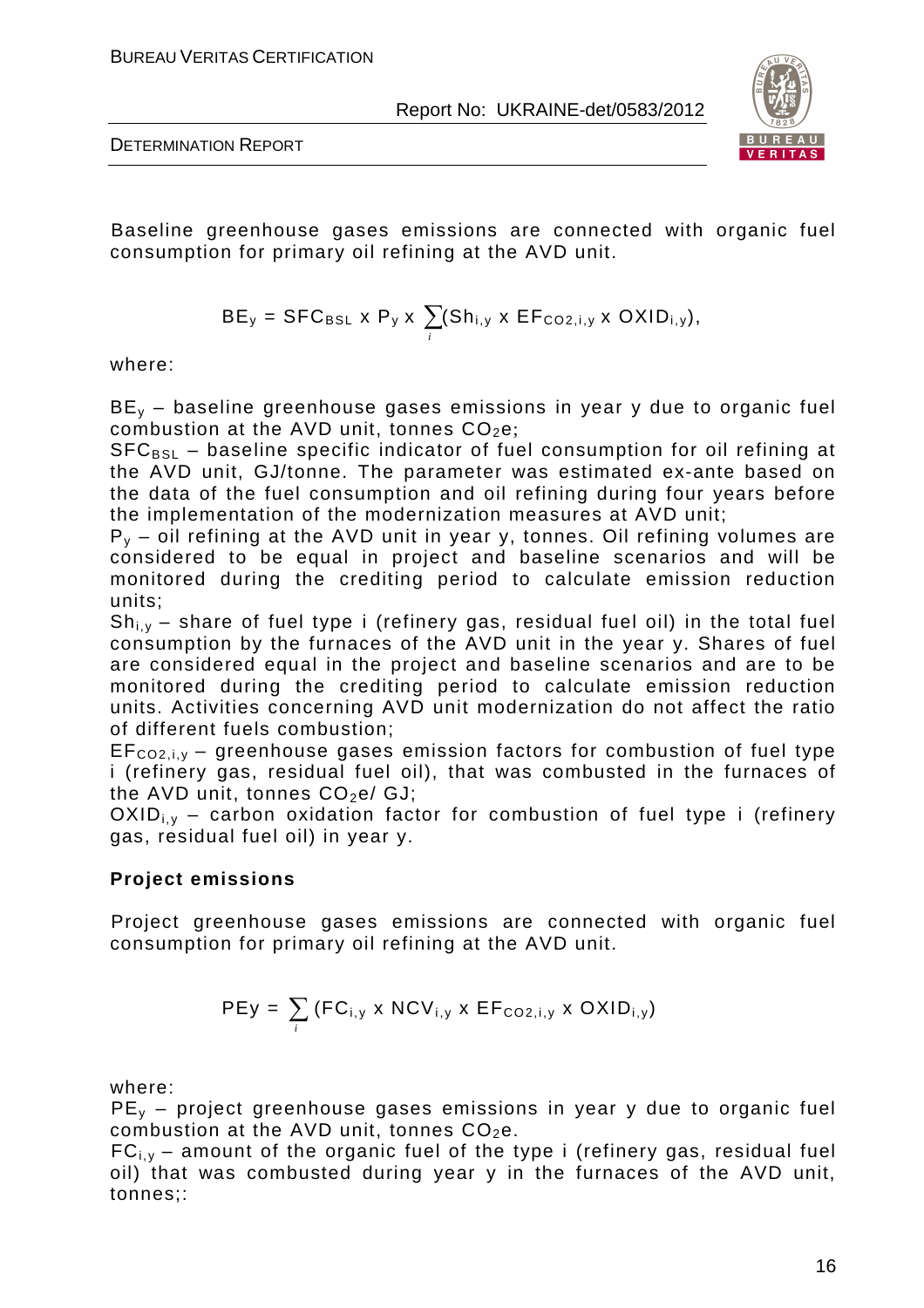Baseline greenhouse gases emissions are connected with organic fuel consumption for primary oil refining at the AVD unit.

$$BE_y = SFC_{BSL} \times P_y \times \sum_i (Sh_{i,y} \times EF_{CO2,i,y} \times OXID_{i,y}),$$

where:

$BE_y$ – baseline greenhouse gases emissions in year y due to organic fuel combustion at the AVD unit, tonnes $CO_2e$;

$SFC_{BSL}$ – baseline specific indicator of fuel consumption for oil refining at the AVD unit, GJ/tonne. The parameter was estimated ex-ante based on the data of the fuel consumption and oil refining during four years before the implementation of the modernization measures at AVD unit;

$P_y$ – oil refining at the AVD unit in year y, tonnes. Oil refining volumes are considered to be equal in project and baseline scenarios and will be monitored during the crediting period to calculate emission reduction units;

$Sh_{i,y}$ – share of fuel type i (refinery gas, residual fuel oil) in the total fuel consumption by the furnaces of the AVD unit in the year y. Shares of fuel are considered equal in the project and baseline scenarios and are to be monitored during the crediting period to calculate emission reduction units. Activities concerning AVD unit modernization do not affect the ratio of different fuels combustion;

$EF_{CO2,i,y}$ – greenhouse gases emission factors for combustion of fuel type i (refinery gas, residual fuel oil), that was combusted in the furnaces of the AVD unit, tonnes $CO_2e$/ GJ;

$OXID_{i,y}$ – carbon oxidation factor for combustion of fuel type i (refinery gas, residual fuel oil) in year y.

**Project emissions**

Project greenhouse gases emissions are connected with organic fuel consumption for primary oil refining at the AVD unit.

$$PEy = \sum_i (FC_{i,y} \times NCV_{i,y} \times EF_{CO2,i,y} \times OXID_{i,y})$$

where:

$PE_y$ – project greenhouse gases emissions in year y due to organic fuel combustion at the AVD unit, tonnes $CO_2e$.

$FC_{i,y}$ – amount of the organic fuel of the type i (refinery gas, residual fuel oil) that was combusted during year y in the furnaces of the AVD unit, tonnes;: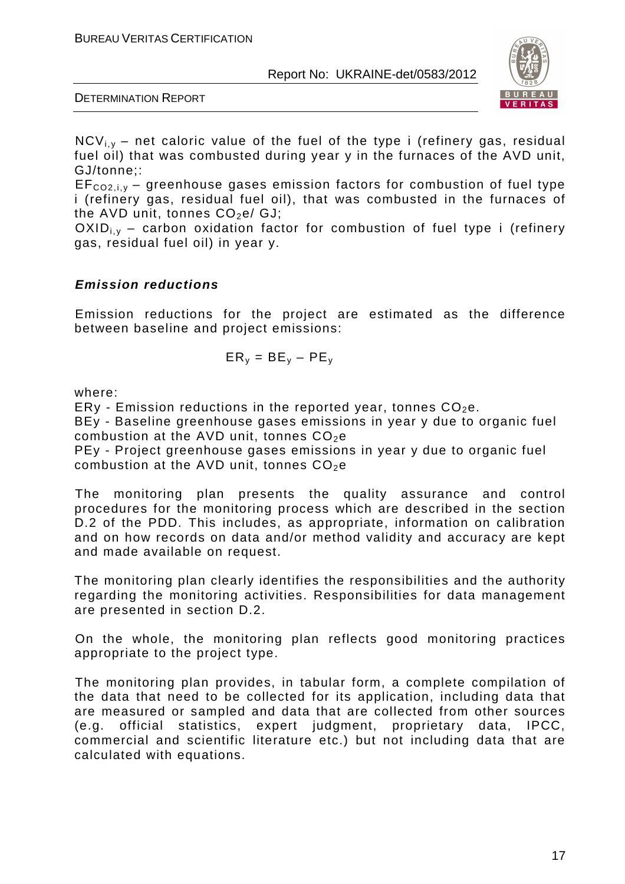$NCV_{i,y}$ – net caloric value of the fuel of the type i (refinery gas, residual fuel oil) that was combusted during year y in the furnaces of the AVD unit, GJ/tonne;:

$EF_{CO2,i,y}$ – greenhouse gases emission factors for combustion of fuel type i (refinery gas, residual fuel oil), that was combusted in the furnaces of the AVD unit, tonnes $CO_2$e/ GJ;

$OXID_{i,y}$ – carbon oxidation factor for combustion of fuel type i (refinery gas, residual fuel oil) in year y.

***Emission reductions***

Emission reductions for the project are estimated as the difference between baseline and project emissions:

$$ER_y = BE_y – PE_y$$

where:

ERy - Emission reductions in the reported year, tonnes $CO_2$e.

BEy - Baseline greenhouse gases emissions in year y due to organic fuel combustion at the AVD unit, tonnes $CO_2$e

PEy - Project greenhouse gases emissions in year y due to organic fuel combustion at the AVD unit, tonnes $CO_2$e

The monitoring plan presents the quality assurance and control procedures for the monitoring process which are described in the section D.2 of the PDD. This includes, as appropriate, information on calibration and on how records on data and/or method validity and accuracy are kept and made available on request.

The monitoring plan clearly identifies the responsibilities and the authority regarding the monitoring activities. Responsibilities for data management are presented in section D.2.

On the whole, the monitoring plan reflects good monitoring practices appropriate to the project type.

The monitoring plan provides, in tabular form, a complete compilation of the data that need to be collected for its application, including data that are measured or sampled and data that are collected from other sources (e.g. official statistics, expert judgment, proprietary data, IPCC, commercial and scientific literature etc.) but not including data that are calculated with equations.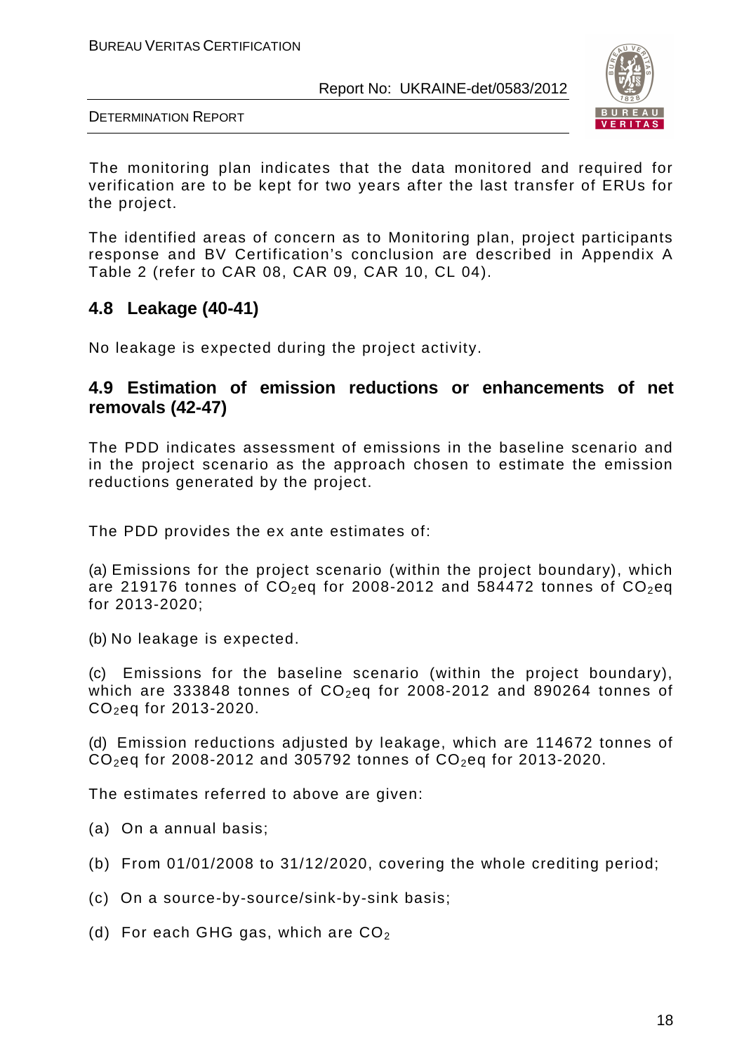The monitoring plan indicates that the data monitored and required for verification are to be kept for two years after the last transfer of ERUs for the project.

The identified areas of concern as to Monitoring plan, project participants response and BV Certification's conclusion are described in Appendix A Table 2 (refer to CAR 08, CAR 09, CAR 10, CL 04).

## 4.8 Leakage (40-41)

No leakage is expected during the project activity.

## 4.9 Estimation of emission reductions or enhancements of net removals (42-47)

The PDD indicates assessment of emissions in the baseline scenario and in the project scenario as the approach chosen to estimate the emission reductions generated by the project.

The PDD provides the ex ante estimates of:

(a) Emissions for the project scenario (within the project boundary), which are 219176 tonnes of $CO_2$eq for 2008-2012 and 584472 tonnes of $CO_2$eq for 2013-2020;

(b) No leakage is expected.

(c) Emissions for the baseline scenario (within the project boundary), which are 333848 tonnes of $CO_2$eq for 2008-2012 and 890264 tonnes of $CO_2$eq for 2013-2020.

(d) Emission reductions adjusted by leakage, which are 114672 tonnes of $CO_2$eq for 2008-2012 and 305792 tonnes of $CO_2$eq for 2013-2020.

The estimates referred to above are given:

(a) On a annual basis;

(b) From 01/01/2008 to 31/12/2020, covering the whole crediting period;

(c) On a source-by-source/sink-by-sink basis;

(d) For each GHG gas, which are $CO_2$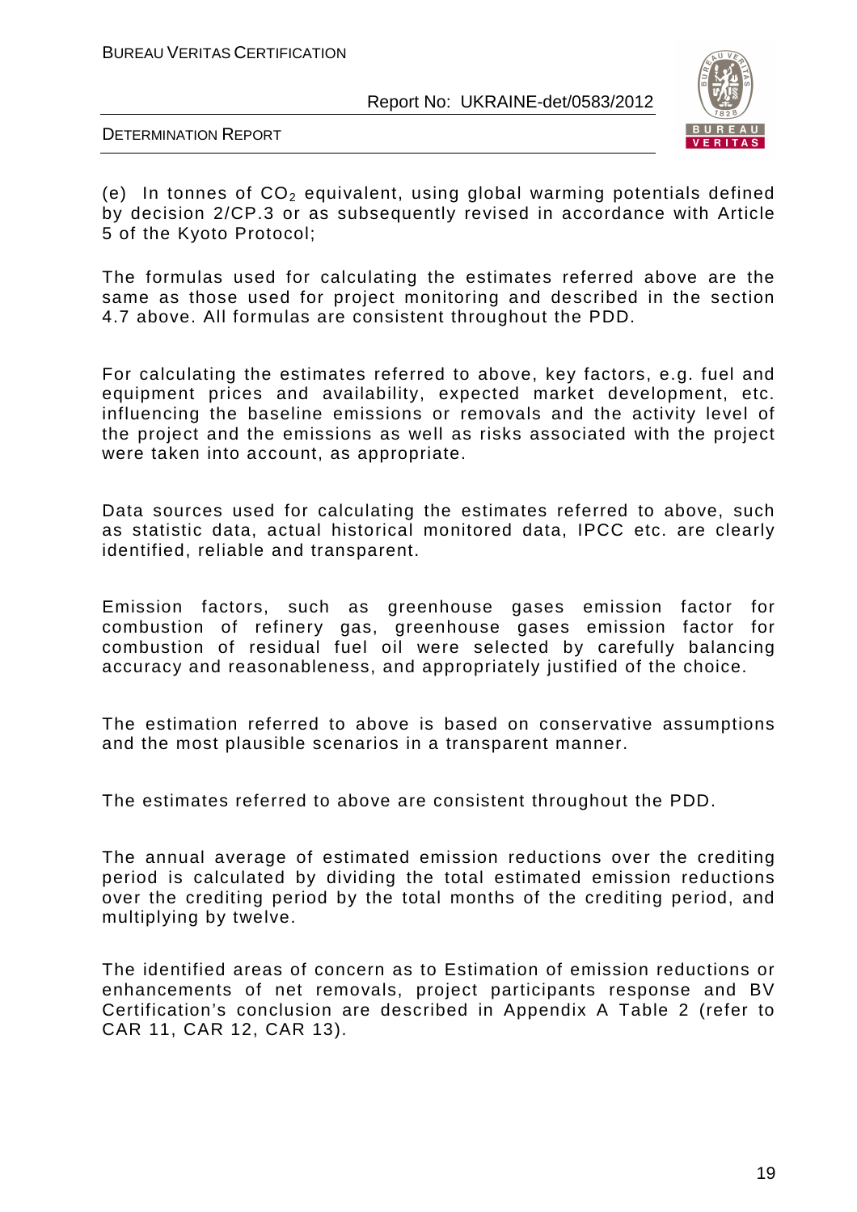(e) In tonnes of $CO_2$ equivalent, using global warming potentials defined by decision 2/CP.3 or as subsequently revised in accordance with Article 5 of the Kyoto Protocol;

The formulas used for calculating the estimates referred above are the same as those used for project monitoring and described in the section 4.7 above. All formulas are consistent throughout the PDD.

For calculating the estimates referred to above, key factors, e.g. fuel and equipment prices and availability, expected market development, etc. influencing the baseline emissions or removals and the activity level of the project and the emissions as well as risks associated with the project were taken into account, as appropriate.

Data sources used for calculating the estimates referred to above, such as statistic data, actual historical monitored data, IPCC etc. are clearly identified, reliable and transparent.

Emission factors, such as greenhouse gases emission factor for combustion of refinery gas, greenhouse gases emission factor for combustion of residual fuel oil were selected by carefully balancing accuracy and reasonableness, and appropriately justified of the choice.

The estimation referred to above is based on conservative assumptions and the most plausible scenarios in a transparent manner.

The estimates referred to above are consistent throughout the PDD.

The annual average of estimated emission reductions over the crediting period is calculated by dividing the total estimated emission reductions over the crediting period by the total months of the crediting period, and multiplying by twelve.

The identified areas of concern as to Estimation of emission reductions or enhancements of net removals, project participants response and BV Certification's conclusion are described in Appendix A Table 2 (refer to CAR 11, CAR 12, CAR 13).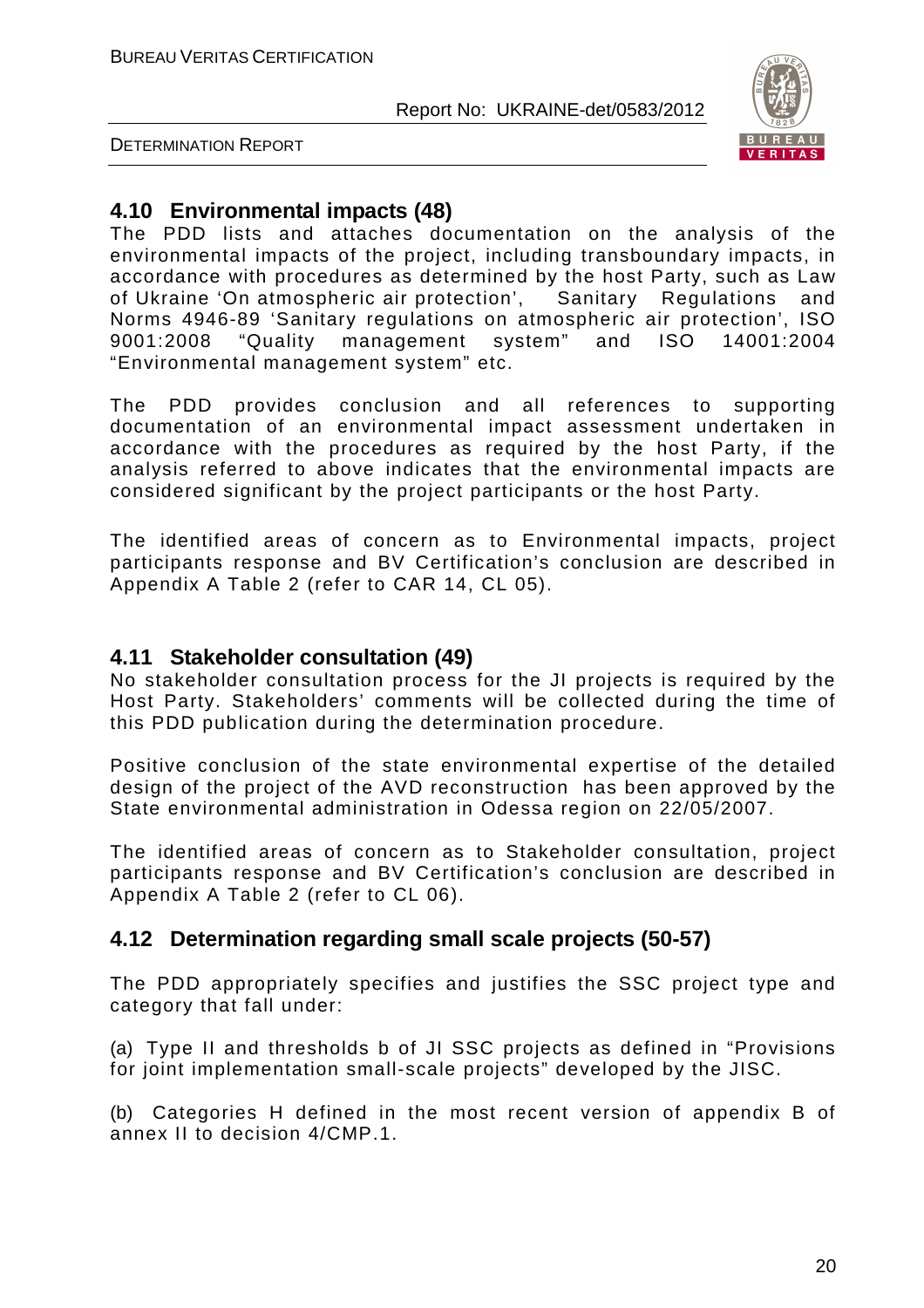## 4.10 Environmental impacts (48)

The PDD lists and attaches documentation on the analysis of the environmental impacts of the project, including transboundary impacts, in accordance with procedures as determined by the host Party, such as Law of Ukraine 'On atmospheric air protection', Sanitary Regulations and Norms 4946-89 'Sanitary regulations on atmospheric air protection', ISO 9001:2008 "Quality management system" and ISO 14001:2004 "Environmental management system" etc.

The PDD provides conclusion and all references to supporting documentation of an environmental impact assessment undertaken in accordance with the procedures as required by the host Party, if the analysis referred to above indicates that the environmental impacts are considered significant by the project participants or the host Party.

The identified areas of concern as to Environmental impacts, project participants response and BV Certification's conclusion are described in Appendix A Table 2 (refer to CAR 14, CL 05).

## 4.11 Stakeholder consultation (49)

No stakeholder consultation process for the JI projects is required by the Host Party. Stakeholders' comments will be collected during the time of this PDD publication during the determination procedure.

Positive conclusion of the state environmental expertise of the detailed design of the project of the AVD reconstruction has been approved by the State environmental administration in Odessa region on 22/05/2007.

The identified areas of concern as to Stakeholder consultation, project participants response and BV Certification's conclusion are described in Appendix A Table 2 (refer to CL 06).

## 4.12 Determination regarding small scale projects (50-57)

The PDD appropriately specifies and justifies the SSC project type and category that fall under:

(a) Type II and thresholds b of JI SSC projects as defined in "Provisions for joint implementation small-scale projects" developed by the JISC.

(b) Categories H defined in the most recent version of appendix B of annex II to decision 4/CMP.1.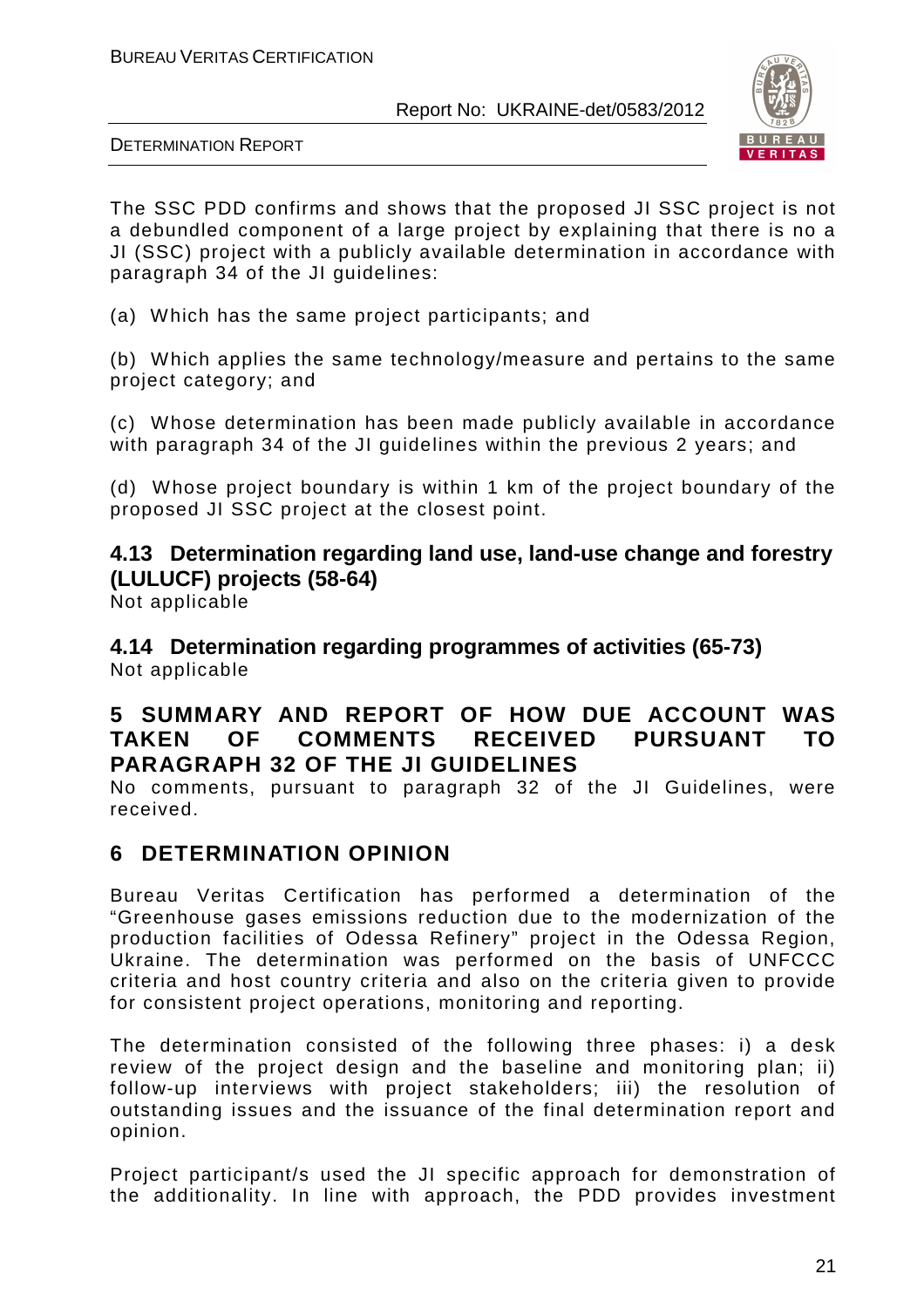The SSC PDD confirms and shows that the proposed JI SSC project is not a debundled component of a large project by explaining that there is no a JI (SSC) project with a publicly available determination in accordance with paragraph 34 of the JI guidelines:

(a) Which has the same project participants; and

(b) Which applies the same technology/measure and pertains to the same project category; and

(c) Whose determination has been made publicly available in accordance with paragraph 34 of the JI guidelines within the previous 2 years; and

(d) Whose project boundary is within 1 km of the project boundary of the proposed JI SSC project at the closest point.

### 4.13 Determination regarding land use, land-use change and forestry (LULUCF) projects (58-64)

Not applicable

### 4.14 Determination regarding programmes of activities (65-73)

Not applicable

## 5 SUMMARY AND REPORT OF HOW DUE ACCOUNT WAS TAKEN OF COMMENTS RECEIVED PURSUANT TO PARAGRAPH 32 OF THE JI GUIDELINES

No comments, pursuant to paragraph 32 of the JI Guidelines, were received.

## 6 DETERMINATION OPINION

Bureau Veritas Certification has performed a determination of the "Greenhouse gases emissions reduction due to the modernization of the production facilities of Odessa Refinery" project in the Odessa Region, Ukraine. The determination was performed on the basis of UNFCCC criteria and host country criteria and also on the criteria given to provide for consistent project operations, monitoring and reporting.

The determination consisted of the following three phases: i) a desk review of the project design and the baseline and monitoring plan; ii) follow-up interviews with project stakeholders; iii) the resolution of outstanding issues and the issuance of the final determination report and opinion.

Project participant/s used the JI specific approach for demonstration of the additionality. In line with approach, the PDD provides investment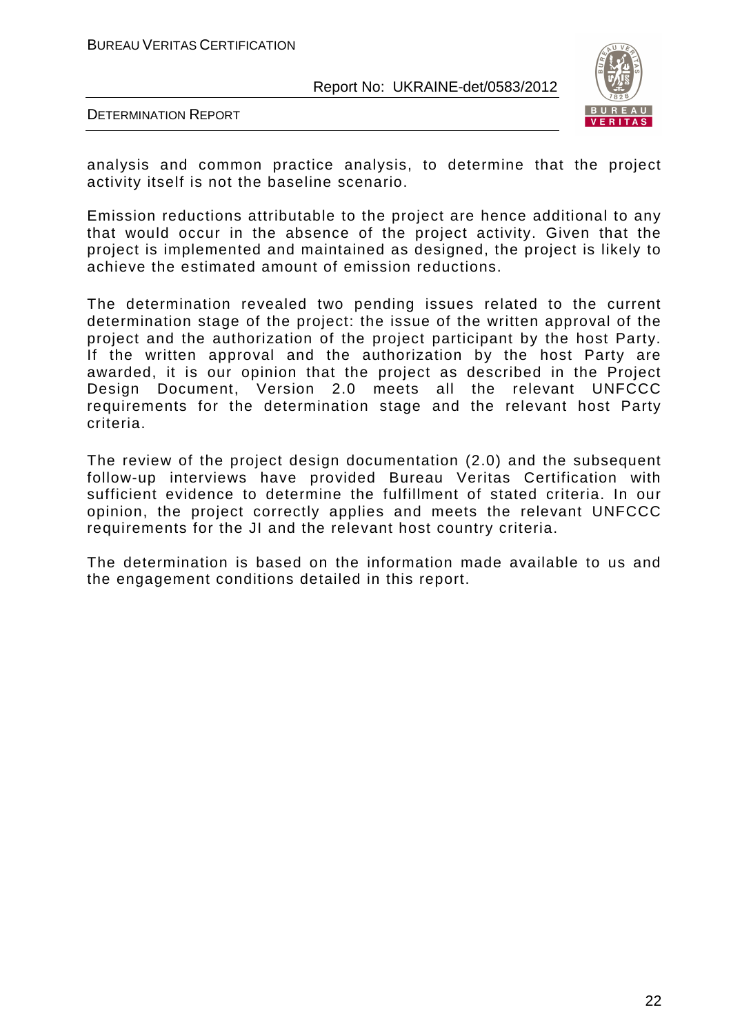analysis and common practice analysis, to determine that the project activity itself is not the baseline scenario.

Emission reductions attributable to the project are hence additional to any that would occur in the absence of the project activity. Given that the project is implemented and maintained as designed, the project is likely to achieve the estimated amount of emission reductions.

The determination revealed two pending issues related to the current determination stage of the project: the issue of the written approval of the project and the authorization of the project participant by the host Party. If the written approval and the authorization by the host Party are awarded, it is our opinion that the project as described in the Project Design Document, Version 2.0 meets all the relevant UNFCCC requirements for the determination stage and the relevant host Party criteria.

The review of the project design documentation (2.0) and the subsequent follow-up interviews have provided Bureau Veritas Certification with sufficient evidence to determine the fulfillment of stated criteria. In our opinion, the project correctly applies and meets the relevant UNFCCC requirements for the JI and the relevant host country criteria.

The determination is based on the information made available to us and the engagement conditions detailed in this report.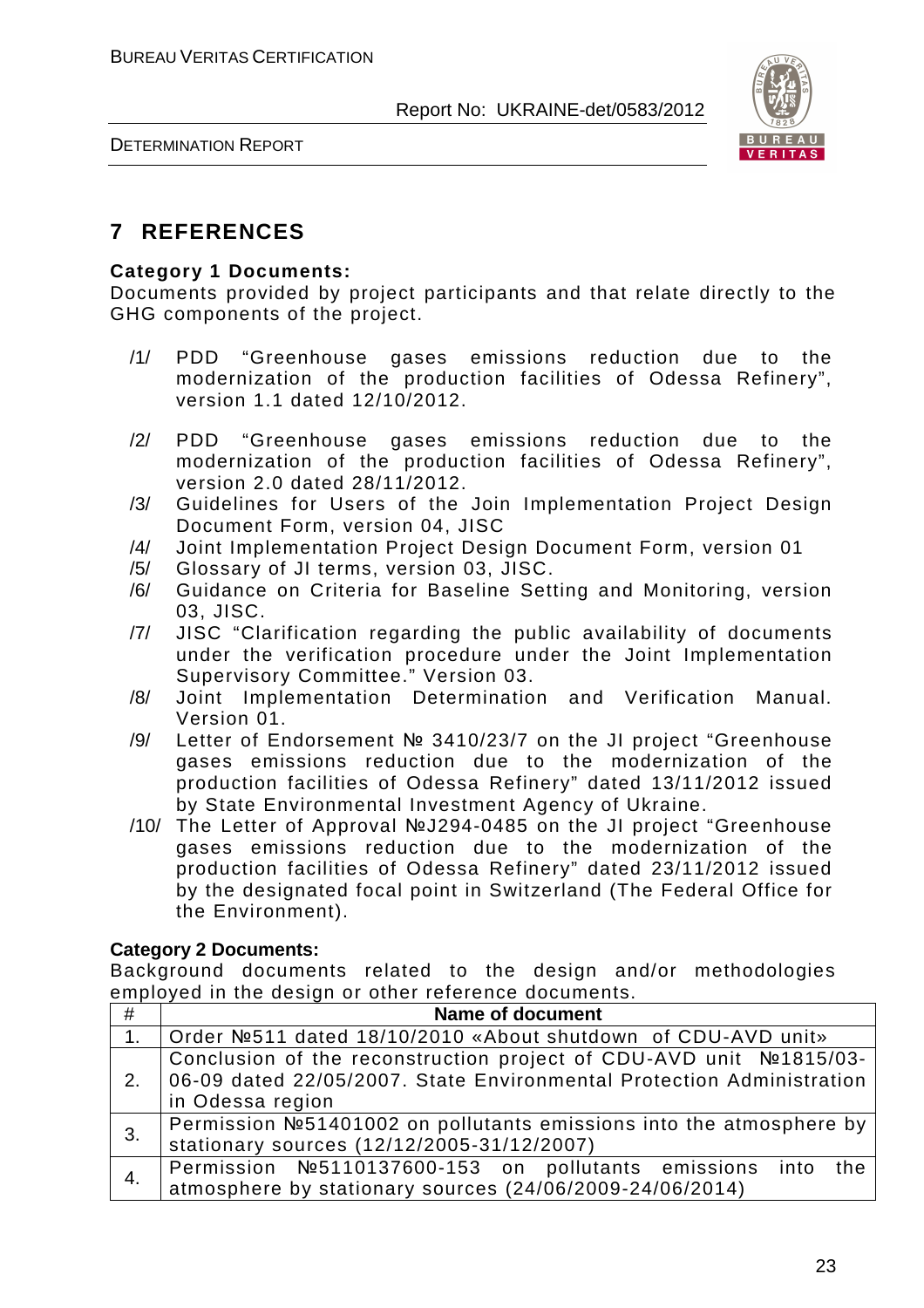# 7 REFERENCES

**Category 1 Documents:**

Documents provided by project participants and that relate directly to the GHG components of the project.

/1/ PDD "Greenhouse gases emissions reduction due to the modernization of the production facilities of Odessa Refinery", version 1.1 dated 12/10/2012.

/2/ PDD "Greenhouse gases emissions reduction due to the modernization of the production facilities of Odessa Refinery", version 2.0 dated 28/11/2012.

/3/ Guidelines for Users of the Join Implementation Project Design Document Form, version 04, JISC

/4/ Joint Implementation Project Design Document Form, version 01

/5/ Glossary of JI terms, version 03, JISC.

/6/ Guidance on Criteria for Baseline Setting and Monitoring, version 03, JISC.

/7/ JISC "Clarification regarding the public availability of documents under the verification procedure under the Joint Implementation Supervisory Committee." Version 03.

/8/ Joint Implementation Determination and Verification Manual. Version 01.

/9/ Letter of Endorsement № 3410/23/7 on the JI project "Greenhouse gases emissions reduction due to the modernization of the production facilities of Odessa Refinery" dated 13/11/2012 issued by State Environmental Investment Agency of Ukraine.

/10/ The Letter of Approval №J294-0485 on the JI project "Greenhouse gases emissions reduction due to the modernization of the production facilities of Odessa Refinery" dated 23/11/2012 issued by the designated focal point in Switzerland (The Federal Office for the Environment).

**Category 2 Documents:**

Background documents related to the design and/or methodologies employed in the design or other reference documents.

| # | Name of document |
|---|---|
| 1. | Order №511 dated 18/10/2010 «About shutdown of CDU-AVD unit» |
| 2. | Conclusion of the reconstruction project of CDU-AVD unit №1815/03-06-09 dated 22/05/2007. State Environmental Protection Administration in Odessa region |
| 3. | Permission №51401002 on pollutants emissions into the atmosphere by stationary sources (12/12/2005-31/12/2007) |
| 4. | Permission №5110137600-153 on pollutants emissions into the atmosphere by stationary sources (24/06/2009-24/06/2014) |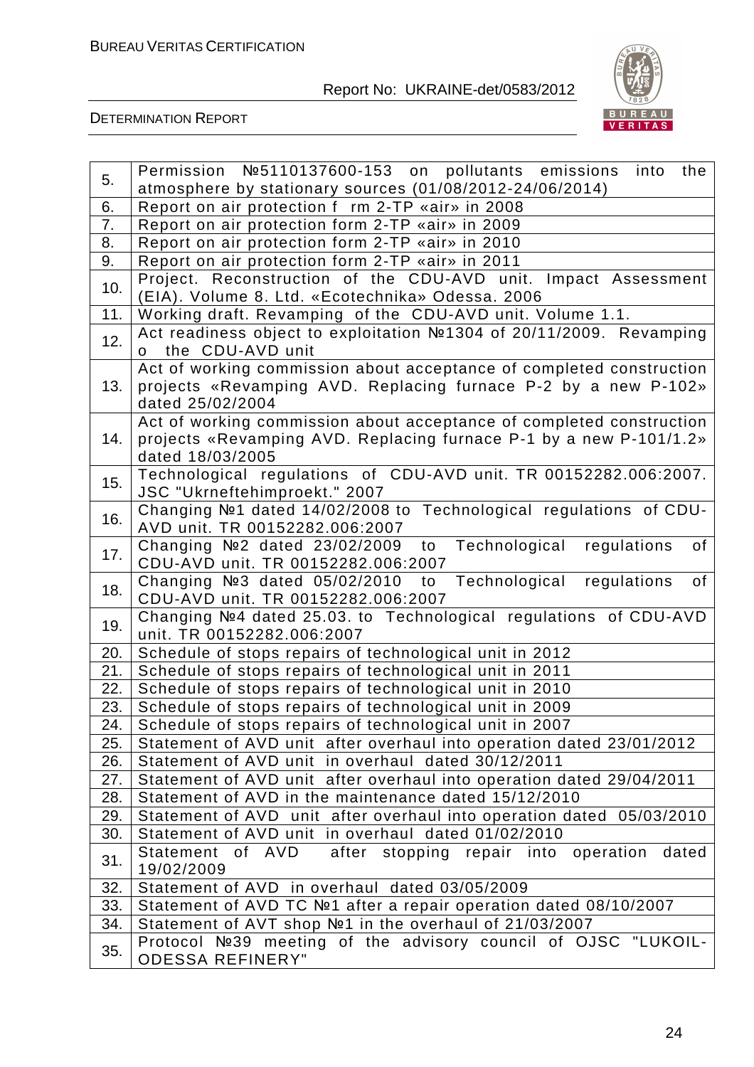| | |
|---|---|
| 5. | Permission №5110137600-153 on pollutants emissions into the atmosphere by stationary sources (01/08/2012-24/06/2014) |
| 6. | Report on air protection f rm 2-TP «air» in 2008 |
| 7. | Report on air protection form 2-TP «air» in 2009 |
| 8. | Report on air protection form 2-TP «air» in 2010 |
| 9. | Report on air protection form 2-TP «air» in 2011 |
| 10. | Project. Reconstruction of the CDU-AVD unit. Impact Assessment (EIA). Volume 8. Ltd. «Ecotechnika» Odessa. 2006 |
| 11. | Working draft. Revamping of the CDU-AVD unit. Volume 1.1. |
| 12. | Act readiness object to exploitation №1304 of 20/11/2009. Revamping o the CDU-AVD unit |
| 13. | Act of working commission about acceptance of completed construction projects «Revamping AVD. Replacing furnace P-2 by a new P-102» dated 25/02/2004 |
| 14. | Act of working commission about acceptance of completed construction projects «Revamping AVD. Replacing furnace P-1 by a new P-101/1.2» dated 18/03/2005 |
| 15. | Technological regulations of CDU-AVD unit. TR 00152282.006:2007. JSC "Ukrneftehimproekt." 2007 |
| 16. | Changing №1 dated 14/02/2008 to Technological regulations of CDU-AVD unit. TR 00152282.006:2007 |
| 17. | Changing №2 dated 23/02/2009 to Technological regulations of CDU-AVD unit. TR 00152282.006:2007 |
| 18. | Changing №3 dated 05/02/2010 to Technological regulations of CDU-AVD unit. TR 00152282.006:2007 |
| 19. | Changing №4 dated 25.03. to Technological regulations of CDU-AVD unit. TR 00152282.006:2007 |
| 20. | Schedule of stops repairs of technological unit in 2012 |
| 21. | Schedule of stops repairs of technological unit in 2011 |
| 22. | Schedule of stops repairs of technological unit in 2010 |
| 23. | Schedule of stops repairs of technological unit in 2009 |
| 24. | Schedule of stops repairs of technological unit in 2007 |
| 25. | Statement of AVD unit after overhaul into operation dated 23/01/2012 |
| 26. | Statement of AVD unit in overhaul dated 30/12/2011 |
| 27. | Statement of AVD unit after overhaul into operation dated 29/04/2011 |
| 28. | Statement of AVD in the maintenance dated 15/12/2010 |
| 29. | Statement of AVD unit after overhaul into operation dated 05/03/2010 |
| 30. | Statement of AVD unit in overhaul dated 01/02/2010 |
| 31. | Statement of AVD after stopping repair into operation dated 19/02/2009 |
| 32. | Statement of AVD in overhaul dated 03/05/2009 |
| 33. | Statement of AVD TC №1 after a repair operation dated 08/10/2007 |
| 34. | Statement of AVT shop №1 in the overhaul of 21/03/2007 |
| 35. | Protocol №39 meeting of the advisory council of OJSC "LUKOIL-ODESSA REFINERY" |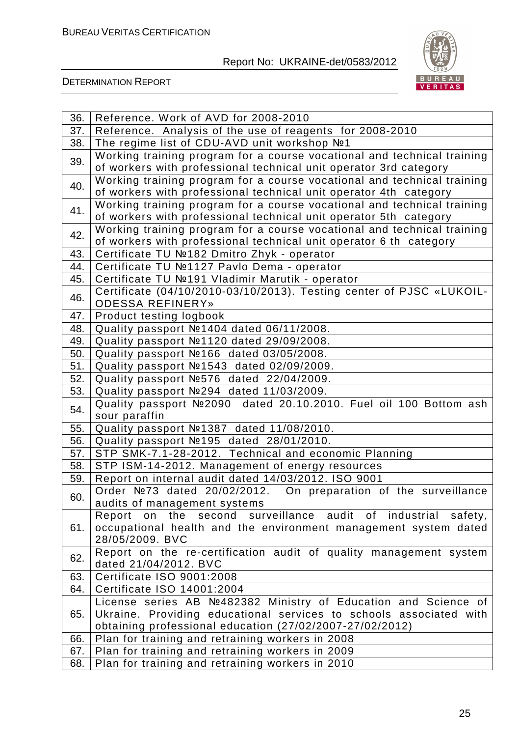| | |
|---|---|
| 36. | Reference. Work of AVD for 2008-2010 |
| 37. | Reference. Analysis of the use of reagents for 2008-2010 |
| 38. | The regime list of CDU-AVD unit workshop №1 |
| 39. | Working training program for a course vocational and technical training of workers with professional technical unit operator 3rd category |
| 40. | Working training program for a course vocational and technical training of workers with professional technical unit operator 4th category |
| 41. | Working training program for a course vocational and technical training of workers with professional technical unit operator 5th category |
| 42. | Working training program for a course vocational and technical training of workers with professional technical unit operator 6 th category |
| 43. | Certificate TU №182 Dmitro Zhyk - operator |
| 44. | Certificate TU №1127 Pavlo Dema - operator |
| 45. | Certificate TU №191 Vladimir Marutik - operator |
| 46. | Certificate (04/10/2010-03/10/2013). Testing center of PJSC «LUKOIL-ODESSA REFINERY» |
| 47. | Product testing logbook |
| 48. | Quality passport №1404 dated 06/11/2008. |
| 49. | Quality passport №1120 dated 29/09/2008. |
| 50. | Quality passport №166 dated 03/05/2008. |
| 51. | Quality passport №1543 dated 02/09/2009. |
| 52. | Quality passport №576 dated 22/04/2009. |
| 53. | Quality passport №294 dated 11/03/2009. |
| 54. | Quality passport №2090 dated 20.10.2010. Fuel oil 100 Bottom ash sour paraffin |
| 55. | Quality passport №1387 dated 11/08/2010. |
| 56. | Quality passport №195 dated 28/01/2010. |
| 57. | STP SMK-7.1-28-2012. Technical and economic Planning |
| 58. | STP ISM-14-2012. Management of energy resources |
| 59. | Report on internal audit dated 14/03/2012. ISO 9001 |
| 60. | Order №73 dated 20/02/2012. On preparation of the surveillance audits of management systems |
| 61. | Report on the second surveillance audit of industrial safety, occupational health and the environment management system dated 28/05/2009. BVC |
| 62. | Report on the re-certification audit of quality management system dated 21/04/2012. BVC |
| 63. | Certificate ISO 9001:2008 |
| 64. | Certificate ISO 14001:2004 |
| 65. | License series AB №482382 Ministry of Education and Science of Ukraine. Providing educational services to schools associated with obtaining professional education (27/02/2007-27/02/2012) |
| 66. | Plan for training and retraining workers in 2008 |
| 67. | Plan for training and retraining workers in 2009 |
| 68. | Plan for training and retraining workers in 2010 |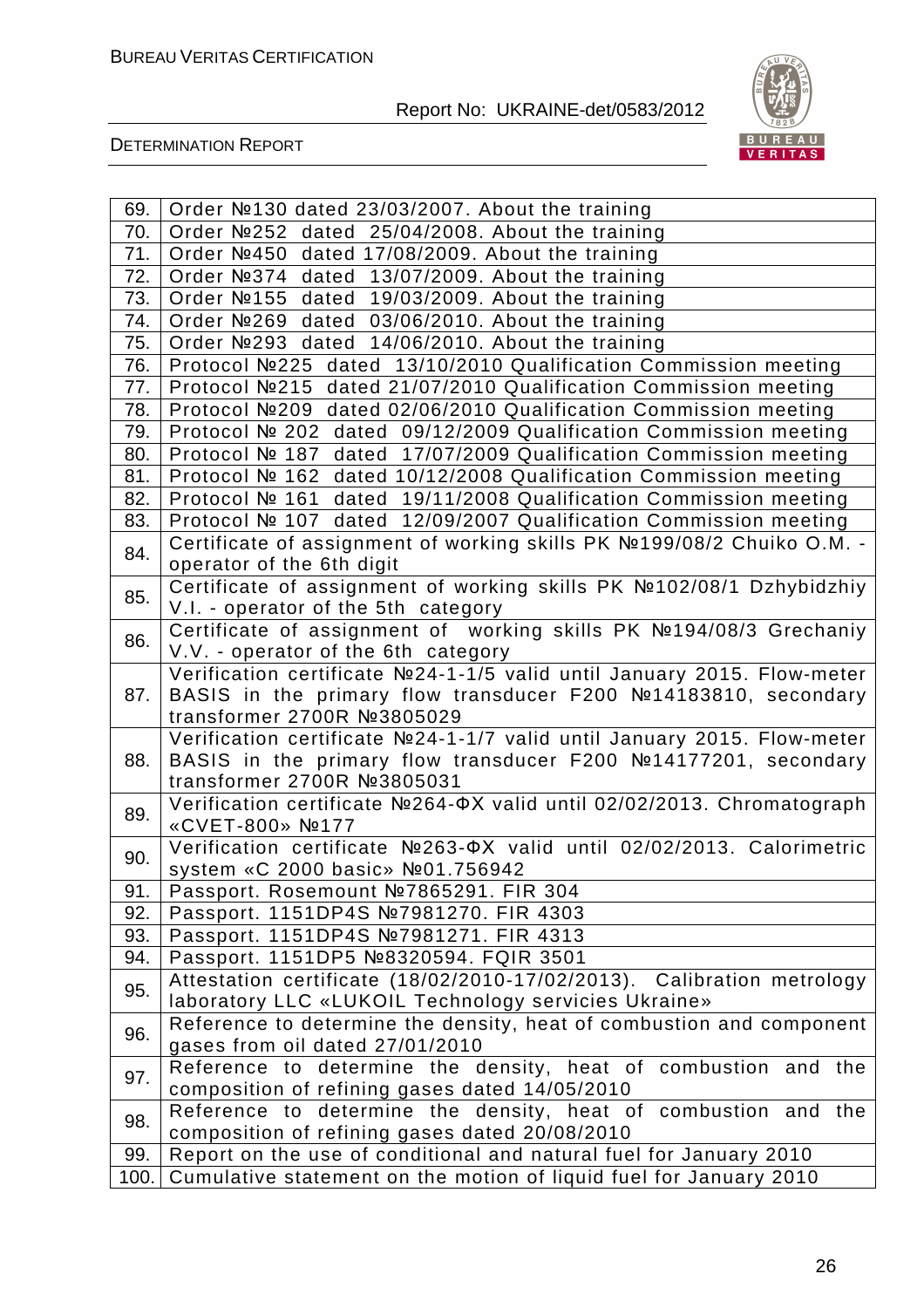| | |
|---|---|
| 69. | Order №130 dated 23/03/2007. About the training |
| 70. | Order №252 dated 25/04/2008. About the training |
| 71. | Order №450 dated 17/08/2009. About the training |
| 72. | Order №374 dated 13/07/2009. About the training |
| 73. | Order №155 dated 19/03/2009. About the training |
| 74. | Order №269 dated 03/06/2010. About the training |
| 75. | Order №293 dated 14/06/2010. About the training |
| 76. | Protocol №225 dated 13/10/2010 Qualification Commission meeting |
| 77. | Protocol №215 dated 21/07/2010 Qualification Commission meeting |
| 78. | Protocol №209 dated 02/06/2010 Qualification Commission meeting |
| 79. | Protocol № 202 dated 09/12/2009 Qualification Commission meeting |
| 80. | Protocol № 187 dated 17/07/2009 Qualification Commission meeting |
| 81. | Protocol № 162 dated 10/12/2008 Qualification Commission meeting |
| 82. | Protocol № 161 dated 19/11/2008 Qualification Commission meeting |
| 83. | Protocol № 107 dated 12/09/2007 Qualification Commission meeting |
| 84. | Certificate of assignment of working skills PK №199/08/2 Chuiko O.M. - operator of the 6th digit |
| 85. | Certificate of assignment of working skills PK №102/08/1 Dzhybidzhiy V.I. - operator of the 5th category |
| 86. | Certificate of assignment of working skills PK №194/08/3 Grechaniy V.V. - operator of the 6th category |
| 87. | Verification certificate №24-1-1/5 valid until January 2015. Flow-meter BASIS in the primary flow transducer F200 №14183810, secondary transformer 2700R №3805029 |
| 88. | Verification certificate №24-1-1/7 valid until January 2015. Flow-meter BASIS in the primary flow transducer F200 №14177201, secondary transformer 2700R №3805031 |
| 89. | Verification certificate №264-ФХ valid until 02/02/2013. Chromatograph «CVET-800» №177 |
| 90. | Verification certificate №263-ФХ valid until 02/02/2013. Calorimetric system «C 2000 basic» №01.756942 |
| 91. | Passport. Rosemount №7865291. FIR 304 |
| 92. | Passport. 1151DP4S №7981270. FIR 4303 |
| 93. | Passport. 1151DP4S №7981271. FIR 4313 |
| 94. | Passport. 1151DP5 №8320594. FQIR 3501 |
| 95. | Attestation certificate (18/02/2010-17/02/2013). Calibration metrology laboratory LLC «LUKOIL Technology servicies Ukraine» |
| 96. | Reference to determine the density, heat of combustion and component gases from oil dated 27/01/2010 |
| 97. | Reference to determine the density, heat of combustion and the composition of refining gases dated 14/05/2010 |
| 98. | Reference to determine the density, heat of combustion and the composition of refining gases dated 20/08/2010 |
| 99. | Report on the use of conditional and natural fuel for January 2010 |
| 100. | Cumulative statement on the motion of liquid fuel for January 2010 |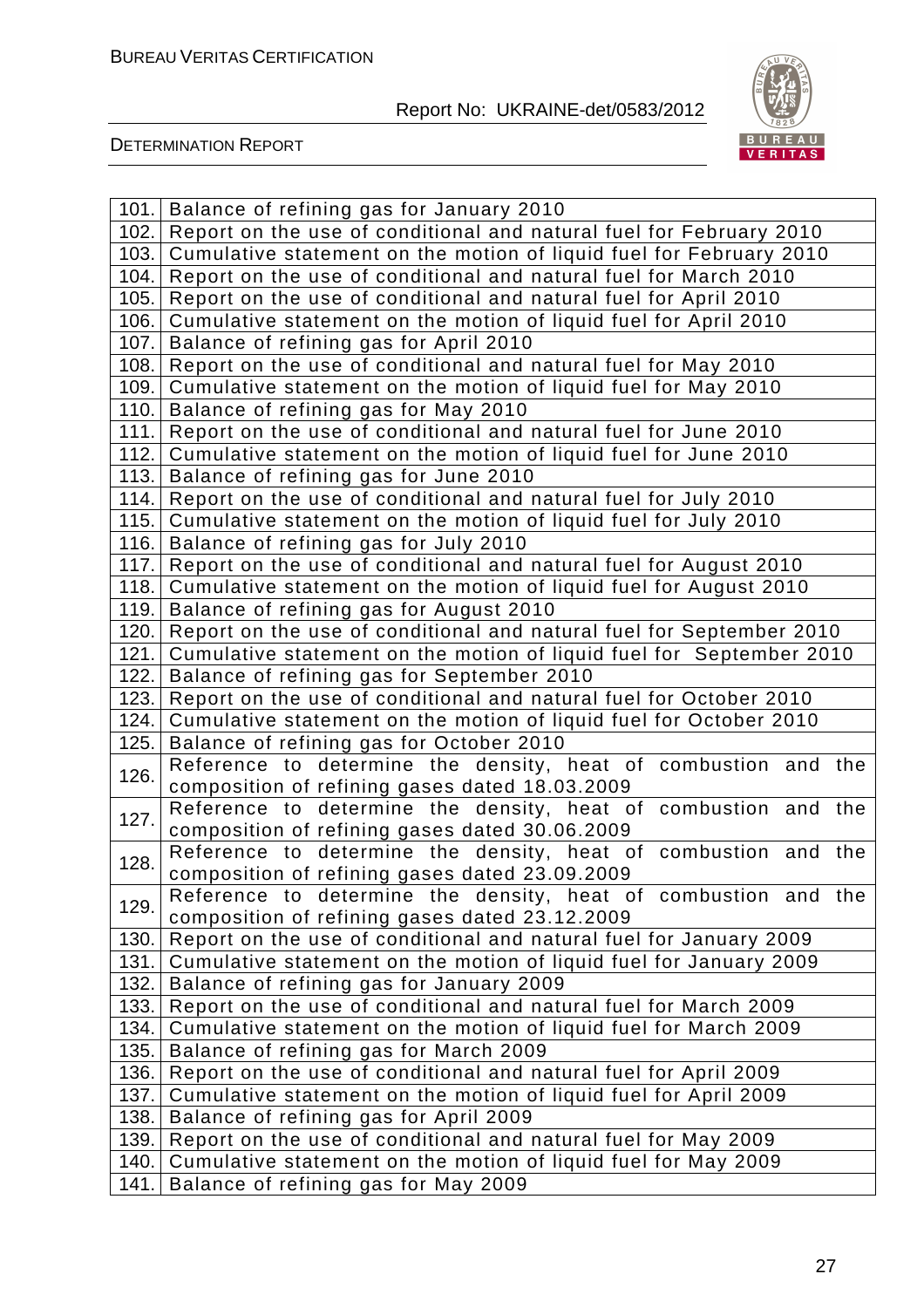| | |
|---|---|
| 101. | Balance of refining gas for January 2010 |
| 102. | Report on the use of conditional and natural fuel for February 2010 |
| 103. | Cumulative statement on the motion of liquid fuel for February 2010 |
| 104. | Report on the use of conditional and natural fuel for March 2010 |
| 105. | Report on the use of conditional and natural fuel for April 2010 |
| 106. | Cumulative statement on the motion of liquid fuel for April 2010 |
| 107. | Balance of refining gas for April 2010 |
| 108. | Report on the use of conditional and natural fuel for May 2010 |
| 109. | Cumulative statement on the motion of liquid fuel for May 2010 |
| 110. | Balance of refining gas for May 2010 |
| 111. | Report on the use of conditional and natural fuel for June 2010 |
| 112. | Cumulative statement on the motion of liquid fuel for June 2010 |
| 113. | Balance of refining gas for June 2010 |
| 114. | Report on the use of conditional and natural fuel for July 2010 |
| 115. | Cumulative statement on the motion of liquid fuel for July 2010 |
| 116. | Balance of refining gas for July 2010 |
| 117. | Report on the use of conditional and natural fuel for August 2010 |
| 118. | Cumulative statement on the motion of liquid fuel for August 2010 |
| 119. | Balance of refining gas for August 2010 |
| 120. | Report on the use of conditional and natural fuel for September 2010 |
| 121. | Cumulative statement on the motion of liquid fuel for September 2010 |
| 122. | Balance of refining gas for September 2010 |
| 123. | Report on the use of conditional and natural fuel for October 2010 |
| 124. | Cumulative statement on the motion of liquid fuel for October 2010 |
| 125. | Balance of refining gas for October 2010 |
| 126. | Reference to determine the density, heat of combustion and the composition of refining gases dated 18.03.2009 |
| 127. | Reference to determine the density, heat of combustion and the composition of refining gases dated 30.06.2009 |
| 128. | Reference to determine the density, heat of combustion and the composition of refining gases dated 23.09.2009 |
| 129. | Reference to determine the density, heat of combustion and the composition of refining gases dated 23.12.2009 |
| 130. | Report on the use of conditional and natural fuel for January 2009 |
| 131. | Cumulative statement on the motion of liquid fuel for January 2009 |
| 132. | Balance of refining gas for January 2009 |
| 133. | Report on the use of conditional and natural fuel for March 2009 |
| 134. | Cumulative statement on the motion of liquid fuel for March 2009 |
| 135. | Balance of refining gas for March 2009 |
| 136. | Report on the use of conditional and natural fuel for April 2009 |
| 137. | Cumulative statement on the motion of liquid fuel for April 2009 |
| 138. | Balance of refining gas for April 2009 |
| 139. | Report on the use of conditional and natural fuel for May 2009 |
| 140. | Cumulative statement on the motion of liquid fuel for May 2009 |
| 141. | Balance of refining gas for May 2009 |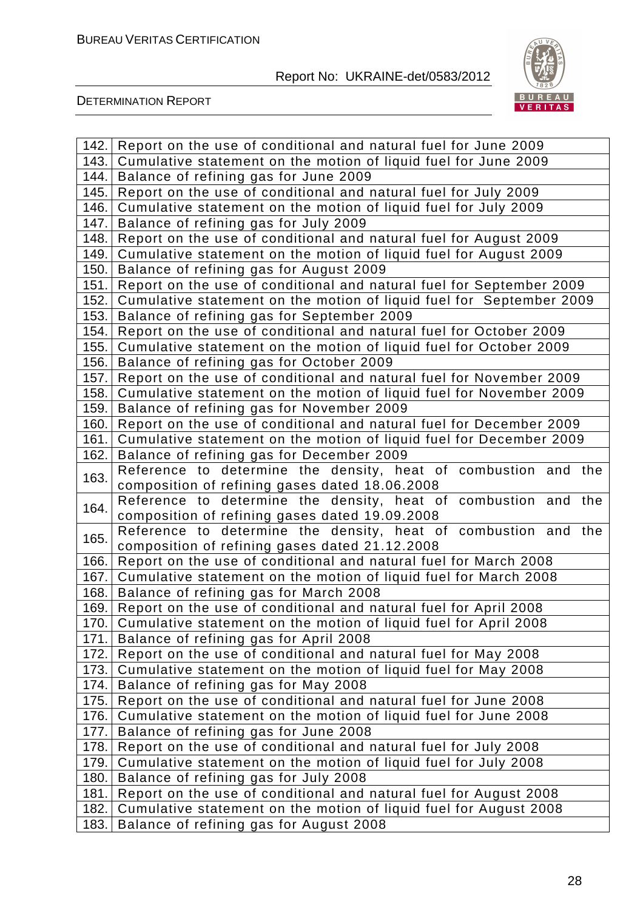| | |
|---|---|
| 142. | Report on the use of conditional and natural fuel for June 2009 |
| 143. | Cumulative statement on the motion of liquid fuel for June 2009 |
| 144. | Balance of refining gas for June 2009 |
| 145. | Report on the use of conditional and natural fuel for July 2009 |
| 146. | Cumulative statement on the motion of liquid fuel for July 2009 |
| 147. | Balance of refining gas for July 2009 |
| 148. | Report on the use of conditional and natural fuel for August 2009 |
| 149. | Cumulative statement on the motion of liquid fuel for August 2009 |
| 150. | Balance of refining gas for August 2009 |
| 151. | Report on the use of conditional and natural fuel for September 2009 |
| 152. | Cumulative statement on the motion of liquid fuel for September 2009 |
| 153. | Balance of refining gas for September 2009 |
| 154. | Report on the use of conditional and natural fuel for October 2009 |
| 155. | Cumulative statement on the motion of liquid fuel for October 2009 |
| 156. | Balance of refining gas for October 2009 |
| 157. | Report on the use of conditional and natural fuel for November 2009 |
| 158. | Cumulative statement on the motion of liquid fuel for November 2009 |
| 159. | Balance of refining gas for November 2009 |
| 160. | Report on the use of conditional and natural fuel for December 2009 |
| 161. | Cumulative statement on the motion of liquid fuel for December 2009 |
| 162. | Balance of refining gas for December 2009 |
| 163. | Reference to determine the density, heat of combustion and the composition of refining gases dated 18.06.2008 |
| 164. | Reference to determine the density, heat of combustion and the composition of refining gases dated 19.09.2008 |
| 165. | Reference to determine the density, heat of combustion and the composition of refining gases dated 21.12.2008 |
| 166. | Report on the use of conditional and natural fuel for March 2008 |
| 167. | Cumulative statement on the motion of liquid fuel for March 2008 |
| 168. | Balance of refining gas for March 2008 |
| 169. | Report on the use of conditional and natural fuel for April 2008 |
| 170. | Cumulative statement on the motion of liquid fuel for April 2008 |
| 171. | Balance of refining gas for April 2008 |
| 172. | Report on the use of conditional and natural fuel for May 2008 |
| 173. | Cumulative statement on the motion of liquid fuel for May 2008 |
| 174. | Balance of refining gas for May 2008 |
| 175. | Report on the use of conditional and natural fuel for June 2008 |
| 176. | Cumulative statement on the motion of liquid fuel for June 2008 |
| 177. | Balance of refining gas for June 2008 |
| 178. | Report on the use of conditional and natural fuel for July 2008 |
| 179. | Cumulative statement on the motion of liquid fuel for July 2008 |
| 180. | Balance of refining gas for July 2008 |
| 181. | Report on the use of conditional and natural fuel for August 2008 |
| 182. | Cumulative statement on the motion of liquid fuel for August 2008 |
| 183. | Balance of refining gas for August 2008 |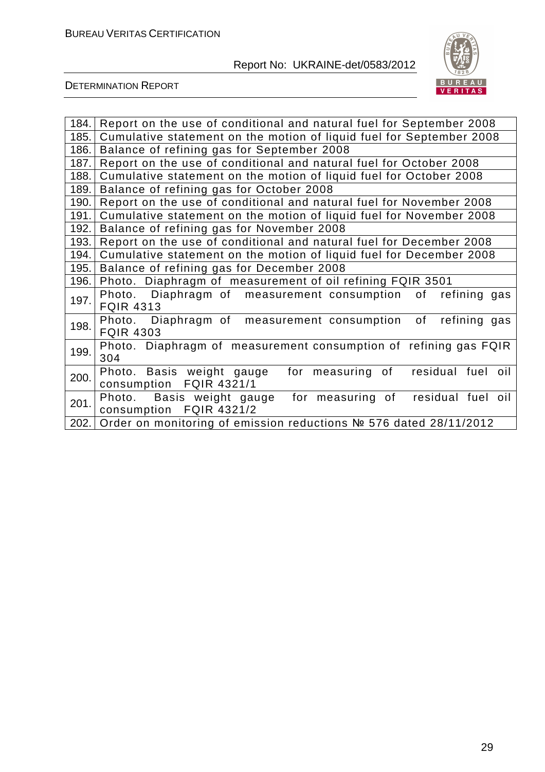| | |
|---|---|
| 184. | Report on the use of conditional and natural fuel for September 2008 |
| 185. | Cumulative statement on the motion of liquid fuel for September 2008 |
| 186. | Balance of refining gas for September 2008 |
| 187. | Report on the use of conditional and natural fuel for October 2008 |
| 188. | Cumulative statement on the motion of liquid fuel for October 2008 |
| 189. | Balance of refining gas for October 2008 |
| 190. | Report on the use of conditional and natural fuel for November 2008 |
| 191. | Cumulative statement on the motion of liquid fuel for November 2008 |
| 192. | Balance of refining gas for November 2008 |
| 193. | Report on the use of conditional and natural fuel for December 2008 |
| 194. | Cumulative statement on the motion of liquid fuel for December 2008 |
| 195. | Balance of refining gas for December 2008 |
| 196. | Photo. Diaphragm of measurement of oil refining FQIR 3501 |
| 197. | Photo. Diaphragm of measurement consumption of refining gas FQIR 4313 |
| 198. | Photo. Diaphragm of measurement consumption of refining gas FQIR 4303 |
| 199. | Photo. Diaphragm of measurement consumption of refining gas FQIR 304 |
| 200. | Photo. Basis weight gauge for measuring of residual fuel oil consumption FQIR 4321/1 |
| 201. | Photo. Basis weight gauge for measuring of residual fuel oil consumption FQIR 4321/2 |
| 202. | Order on monitoring of emission reductions № 576 dated 28/11/2012 |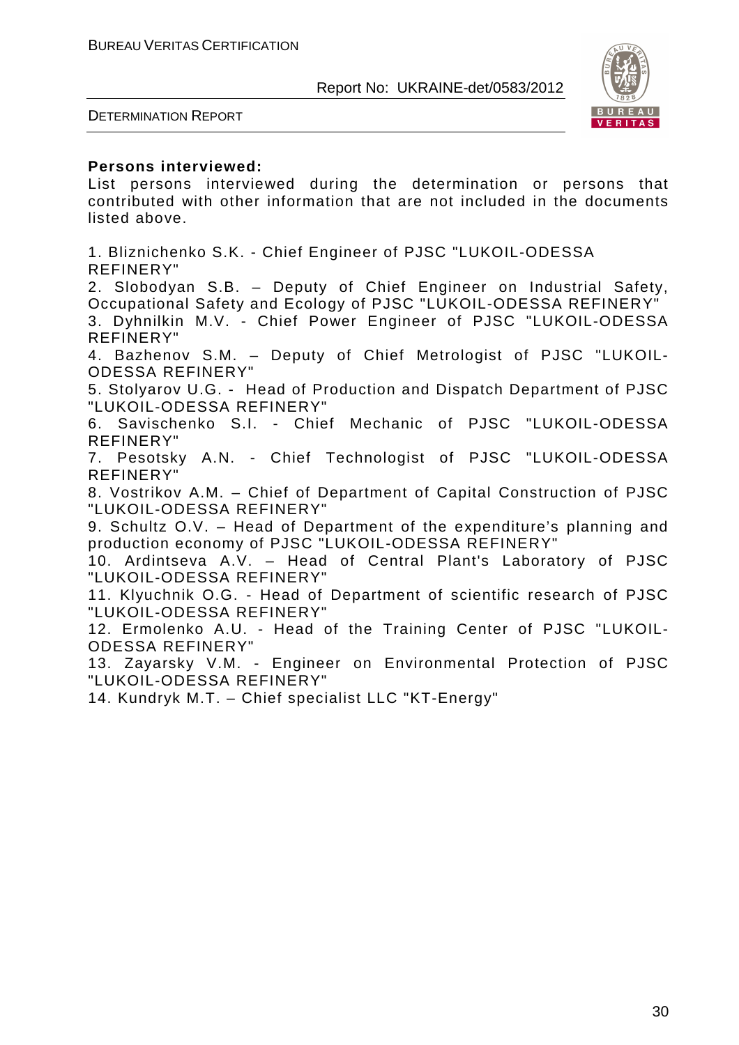**Persons interviewed:**

List persons interviewed during the determination or persons that contributed with other information that are not included in the documents listed above.

1. Bliznichenko S.K. - Chief Engineer of PJSC "LUKOIL-ODESSA REFINERY"
2. Slobodyan S.B. – Deputy of Chief Engineer on Industrial Safety, Occupational Safety and Ecology of PJSC "LUKOIL-ODESSA REFINERY"
3. Dyhnilkin M.V. - Chief Power Engineer of PJSC "LUKOIL-ODESSA REFINERY"
4. Bazhenov S.M. – Deputy of Chief Metrologist of PJSC "LUKOIL-ODESSA REFINERY"
5. Stolyarov U.G. - Head of Production and Dispatch Department of PJSC "LUKOIL-ODESSA REFINERY"
6. Savischenko S.I. - Chief Mechanic of PJSC "LUKOIL-ODESSA REFINERY"
7. Pesotsky A.N. - Chief Technologist of PJSC "LUKOIL-ODESSA REFINERY"
8. Vostrikov A.M. – Chief of Department of Capital Construction of PJSC "LUKOIL-ODESSA REFINERY"
9. Schultz O.V. – Head of Department of the expenditure's planning and production economy of PJSC "LUKOIL-ODESSA REFINERY"
10. Ardintseva A.V. – Head of Central Plant's Laboratory of PJSC "LUKOIL-ODESSA REFINERY"
11. Klyuchnik O.G. - Head of Department of scientific research of PJSC "LUKOIL-ODESSA REFINERY"
12. Ermolenko A.U. - Head of the Training Center of PJSC "LUKOIL-ODESSA REFINERY"
13. Zayarsky V.M. - Engineer on Environmental Protection of PJSC "LUKOIL-ODESSA REFINERY"
14. Kundryk M.T. – Chief specialist LLC "KT-Energy"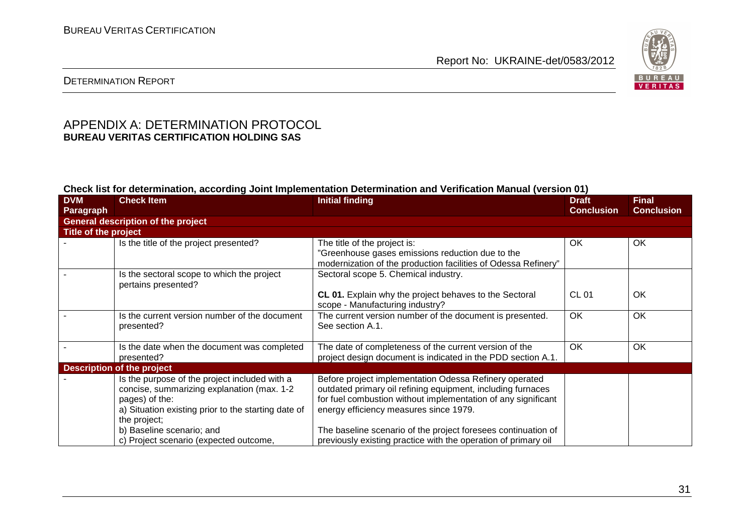## APPENDIX A: DETERMINATION PROTOCOL
**BUREAU VERITAS CERTIFICATION HOLDING SAS**

**Check list for determination, according Joint Implementation Determination and Verification Manual (version 01)**

| DVM Paragraph | Check Item | Initial finding | Draft Conclusion | Final Conclusion |
|---|---|---|---|---|
| **General description of the project** | | | | |
| **Title of the project** | | | | |
| - | Is the title of the project presented? | The title of the project is: "Greenhouse gases emissions reduction due to the modernization of the production facilities of Odessa Refinery" | OK | OK |
| - | Is the sectoral scope to which the project pertains presented? | Sectoral scope 5. Chemical industry.<br><br>**CL 01.** Explain why the project behaves to the Sectoral scope - Manufacturing industry? | CL 01 | OK |
| - | Is the current version number of the document presented? | The current version number of the document is presented. See section A.1. | OK | OK |
| - | Is the date when the document was completed presented? | The date of completeness of the current version of the project design document is indicated in the PDD section A.1. | OK | OK |
| **Description of the project** | | | | |
| - | Is the purpose of the project included with a concise, summarizing explanation (max. 1-2 pages) of the:<br>a) Situation existing prior to the starting date of the project;<br>b) Baseline scenario; and<br>c) Project scenario (expected outcome, | Before project implementation Odessa Refinery operated outdated primary oil refining equipment, including furnaces for fuel combustion without implementation of any significant energy efficiency measures since 1979.<br><br>The baseline scenario of the project foresees continuation of previously existing practice with the operation of primary oil | | |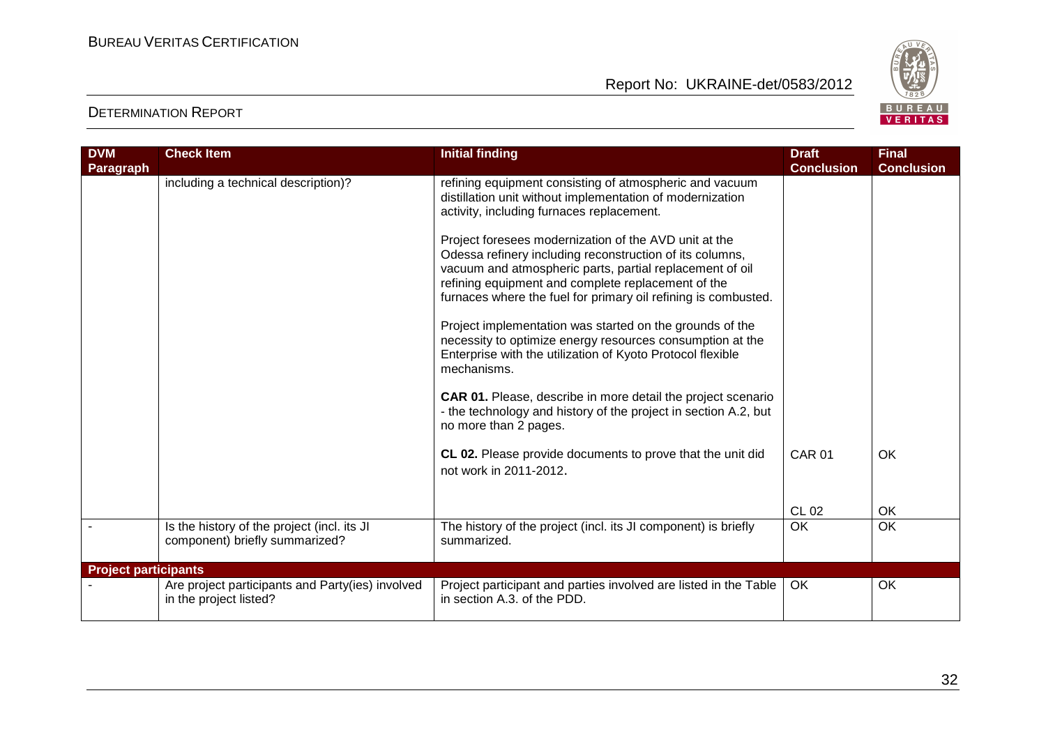| DVM Paragraph | Check Item | Initial finding | Draft Conclusion | Final Conclusion |
|---|---|---|---|---|
| | including a technical description)? | refining equipment consisting of atmospheric and vacuum distillation unit without implementation of modernization activity, including furnaces replacement.<br><br>Project foresees modernization of the AVD unit at the Odessa refinery including reconstruction of its columns, vacuum and atmospheric parts, partial replacement of oil refining equipment and complete replacement of the furnaces where the fuel for primary oil refining is combusted.<br><br>Project implementation was started on the grounds of the necessity to optimize energy resources consumption at the Enterprise with the utilization of Kyoto Protocol flexible mechanisms.<br><br>**CAR 01.** Please, describe in more detail the project scenario - the technology and history of the project in section A.2, but no more than 2 pages.<br><br>**CL 02.** Please provide documents to prove that the unit did not work in 2011-2012. | CAR 01<br><br>CL 02 | OK<br><br>OK |
| - | Is the history of the project (incl. its JI component) briefly summarized? | The history of the project (incl. its JI component) is briefly summarized. | OK | OK |
| **Project participants** | | | | |
| - | Are project participants and Party(ies) involved in the project listed? | Project participant and parties involved are listed in the Table in section A.3. of the PDD. | OK | OK |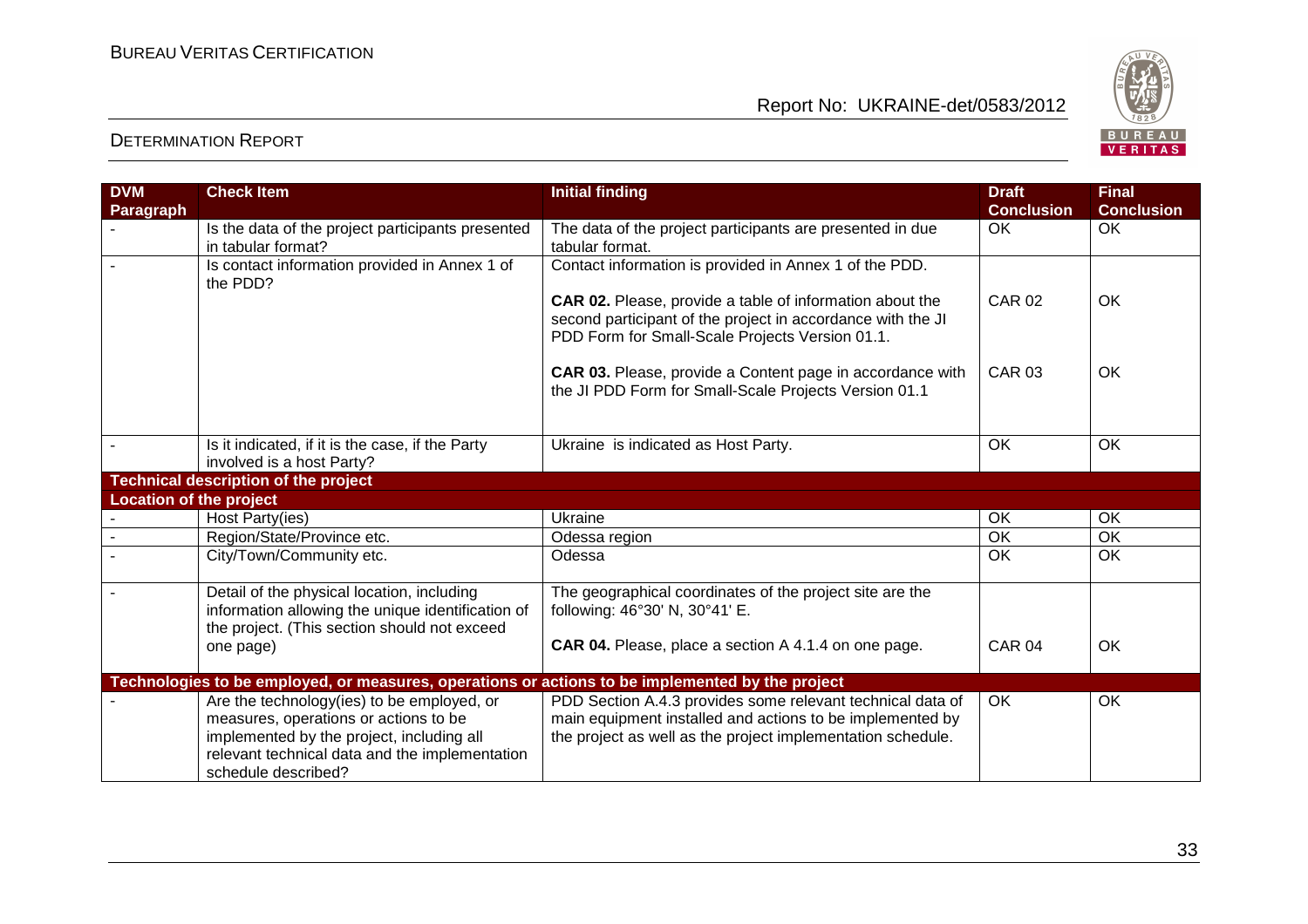| DVM Paragraph | Check Item | Initial finding | Draft Conclusion | Final Conclusion |
|---|---|---|---|---|
| - | Is the data of the project participants presented in tabular format? | The data of the project participants are presented in due tabular format. | OK | OK |
| - | Is contact information provided in Annex 1 of the PDD? | Contact information is provided in Annex 1 of the PDD.<br><br>**CAR 02.** Please, provide a table of information about the second participant of the project in accordance with the JI PDD Form for Small-Scale Projects Version 01.1.<br><br>**CAR 03.** Please, provide a Content page in accordance with the JI PDD Form for Small-Scale Projects Version 01.1 | <br><br>CAR 02<br><br>CAR 03 | <br><br>OK<br><br>OK |
| - | Is it indicated, if it is the case, if the Party involved is a host Party? | Ukraine is indicated as Host Party. | OK | OK |
| **Technical description of the project** | | | | |
| **Location of the project** | | | | |
| - | Host Party(ies) | Ukraine | OK | OK |
| - | Region/State/Province etc. | Odessa region | OK | OK |
| - | City/Town/Community etc. | Odessa | OK | OK |
| - | Detail of the physical location, including information allowing the unique identification of the project. (This section should not exceed one page) | The geographical coordinates of the project site are the following: 46°30' N, 30°41' E.<br><br>**CAR 04.** Please, place a section A 4.1.4 on one page. | <br><br>CAR 04 | <br><br>OK |
| **Technologies to be employed, or measures, operations or actions to be implemented by the project** | | | | |
| - | Are the technology(ies) to be employed, or measures, operations or actions to be implemented by the project, including all relevant technical data and the implementation schedule described? | PDD Section A.4.3 provides some relevant technical data of main equipment installed and actions to be implemented by the project as well as the project implementation schedule. | OK | OK |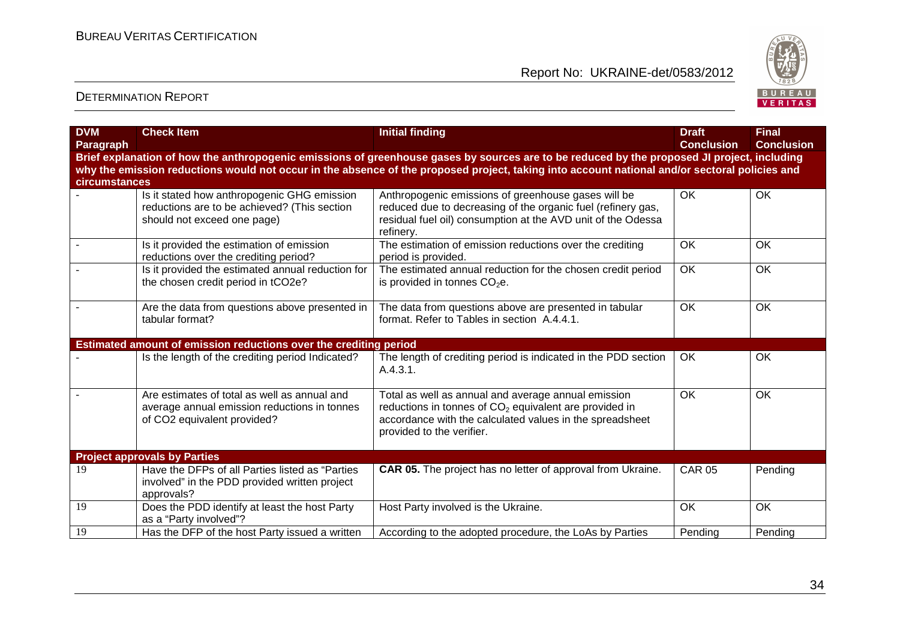| DVM Paragraph | Check Item | Initial finding | Draft Conclusion | Final Conclusion |
|---|---|---|---|---|
| **Brief explanation of how the anthropogenic emissions of greenhouse gases by sources are to be reduced by the proposed JI project, including why the emission reductions would not occur in the absence of the proposed project, taking into account national and/or sectoral policies and circumstances** | | | | |
| - | Is it stated how anthropogenic GHG emission reductions are to be achieved? (This section should not exceed one page) | Anthropogenic emissions of greenhouse gases will be reduced due to decreasing of the organic fuel (refinery gas, residual fuel oil) consumption at the AVD unit of the Odessa refinery. | OK | OK |
| - | Is it provided the estimation of emission reductions over the crediting period? | The estimation of emission reductions over the crediting period is provided. | OK | OK |
| - | Is it provided the estimated annual reduction for the chosen credit period in tCO2e? | The estimated annual reduction for the chosen credit period is provided in tonnes $CO_2$e. | OK | OK |
| - | Are the data from questions above presented in tabular format? | The data from questions above are presented in tabular format. Refer to Tables in section A.4.4.1. | OK | OK |
| **Estimated amount of emission reductions over the crediting period** | | | | |
| - | Is the length of the crediting period Indicated? | The length of crediting period is indicated in the PDD section A.4.3.1. | OK | OK |
| - | Are estimates of total as well as annual and average annual emission reductions in tonnes of CO2 equivalent provided? | Total as well as annual and average annual emission reductions in tonnes of $CO_2$ equivalent are provided in accordance with the calculated values in the spreadsheet provided to the verifier. | OK | OK |
| **Project approvals by Parties** | | | | |
| 19 | Have the DFPs of all Parties listed as "Parties involved" in the PDD provided written project approvals? | **CAR 05.** The project has no letter of approval from Ukraine. | CAR 05 | Pending |
| 19 | Does the PDD identify at least the host Party as a "Party involved"? | Host Party involved is the Ukraine. | OK | OK |
| 19 | Has the DFP of the host Party issued a written | According to the adopted procedure, the LoAs by Parties | Pending | Pending |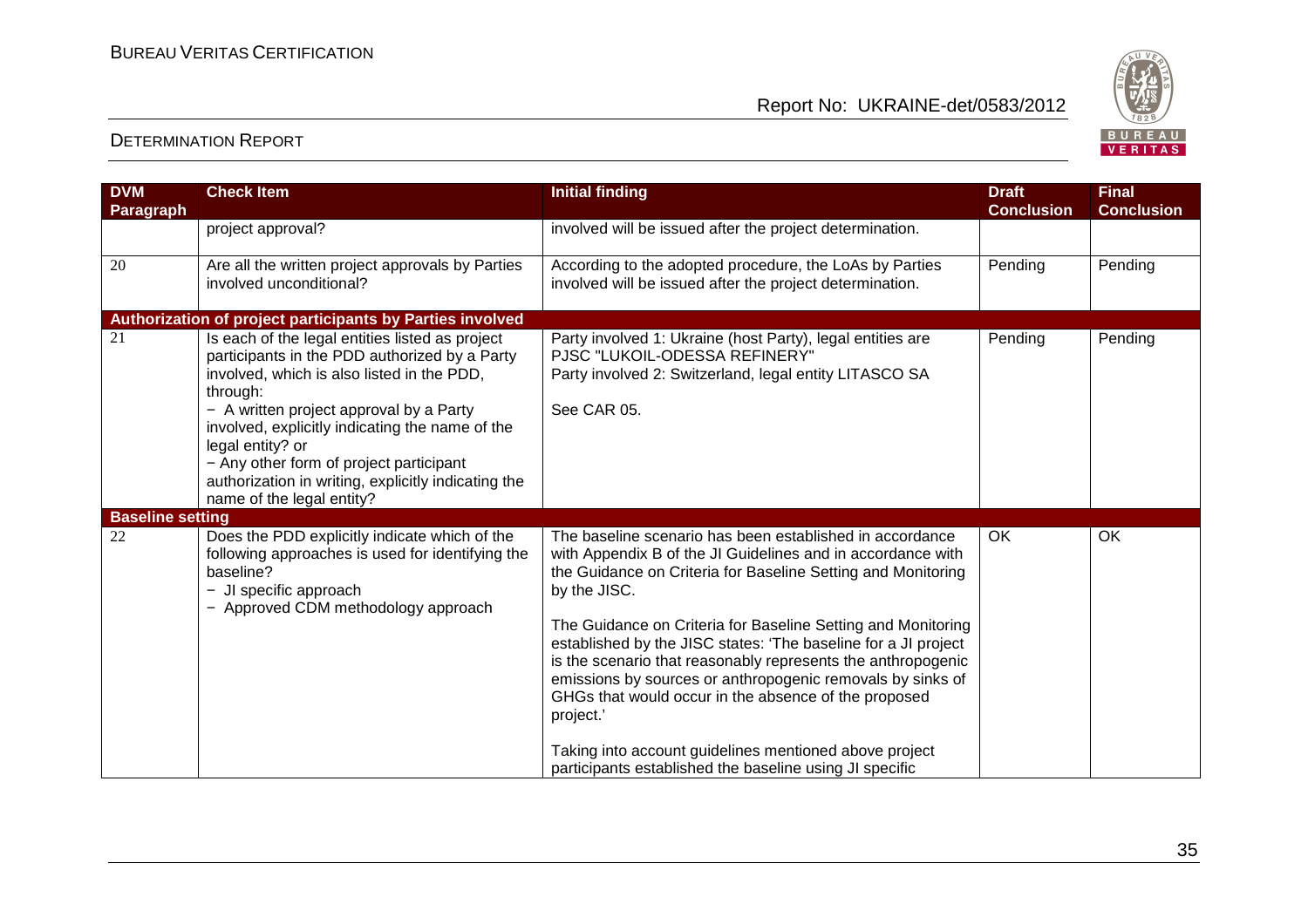| DVM Paragraph | Check Item | Initial finding | Draft Conclusion | Final Conclusion |
|---|---|---|---|---|
| | project approval? | involved will be issued after the project determination. | | |
| 20 | Are all the written project approvals by Parties involved unconditional? | According to the adopted procedure, the LoAs by Parties involved will be issued after the project determination. | Pending | Pending |
| **Authorization of project participants by Parties involved** | | | | |
| 21 | Is each of the legal entities listed as project participants in the PDD authorized by a Party involved, which is also listed in the PDD, through:<br>− A written project approval by a Party involved, explicitly indicating the name of the legal entity? or<br>− Any other form of project participant authorization in writing, explicitly indicating the name of the legal entity? | Party involved 1: Ukraine (host Party), legal entities are PJSC "LUKOIL-ODESSA REFINERY"<br>Party involved 2: Switzerland, legal entity LITASCO SA<br><br>See CAR 05. | Pending | Pending |
| **Baseline setting** | | | | |
| 22 | Does the PDD explicitly indicate which of the following approaches is used for identifying the baseline?<br>− JI specific approach<br>− Approved CDM methodology approach | The baseline scenario has been established in accordance with Appendix B of the JI Guidelines and in accordance with the Guidance on Criteria for Baseline Setting and Monitoring by the JISC.<br><br>The Guidance on Criteria for Baseline Setting and Monitoring established by the JISC states: 'The baseline for a JI project is the scenario that reasonably represents the anthropogenic emissions by sources or anthropogenic removals by sinks of GHGs that would occur in the absence of the proposed project.'<br><br>Taking into account guidelines mentioned above project participants established the baseline using JI specific | OK | OK |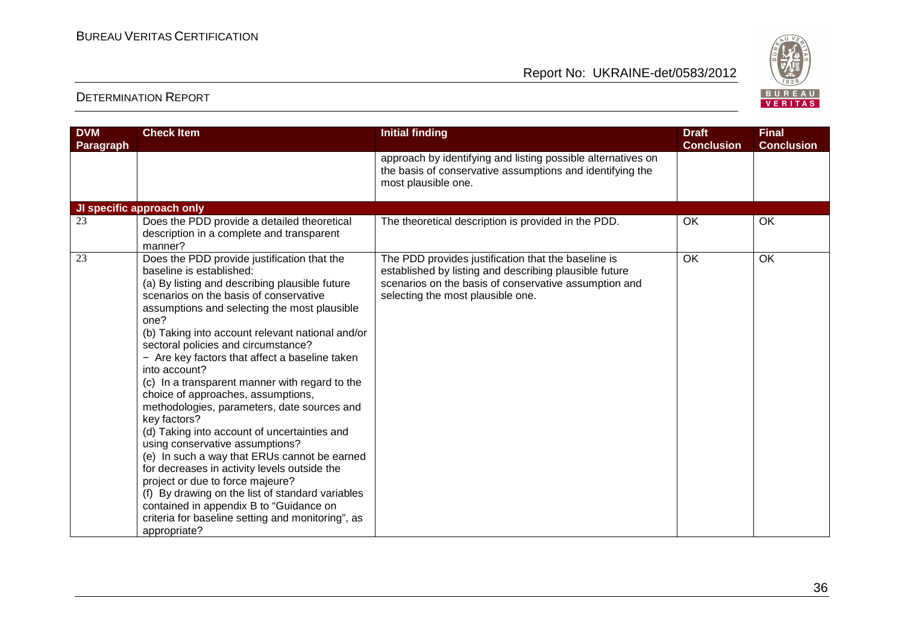| DVM Paragraph | Check Item | Initial finding | Draft Conclusion | Final Conclusion |
|---|---|---|---|---|
| | | approach by identifying and listing possible alternatives on the basis of conservative assumptions and identifying the most plausible one. | | |
| **JI specific approach only** | | | | |
| 23 | Does the PDD provide a detailed theoretical description in a complete and transparent manner? | The theoretical description is provided in the PDD. | OK | OK |
| 23 | Does the PDD provide justification that the baseline is established:<br>(a) By listing and describing plausible future scenarios on the basis of conservative assumptions and selecting the most plausible one?<br>(b) Taking into account relevant national and/or sectoral policies and circumstance?<br>− Are key factors that affect a baseline taken into account?<br>(c) In a transparent manner with regard to the choice of approaches, assumptions, methodologies, parameters, date sources and key factors?<br>(d) Taking into account of uncertainties and using conservative assumptions?<br>(e) In such a way that ERUs cannot be earned for decreases in activity levels outside the project or due to force majeure?<br>(f) By drawing on the list of standard variables contained in appendix B to "Guidance on criteria for baseline setting and monitoring", as appropriate? | The PDD provides justification that the baseline is established by listing and describing plausible future scenarios on the basis of conservative assumption and selecting the most plausible one. | OK | OK |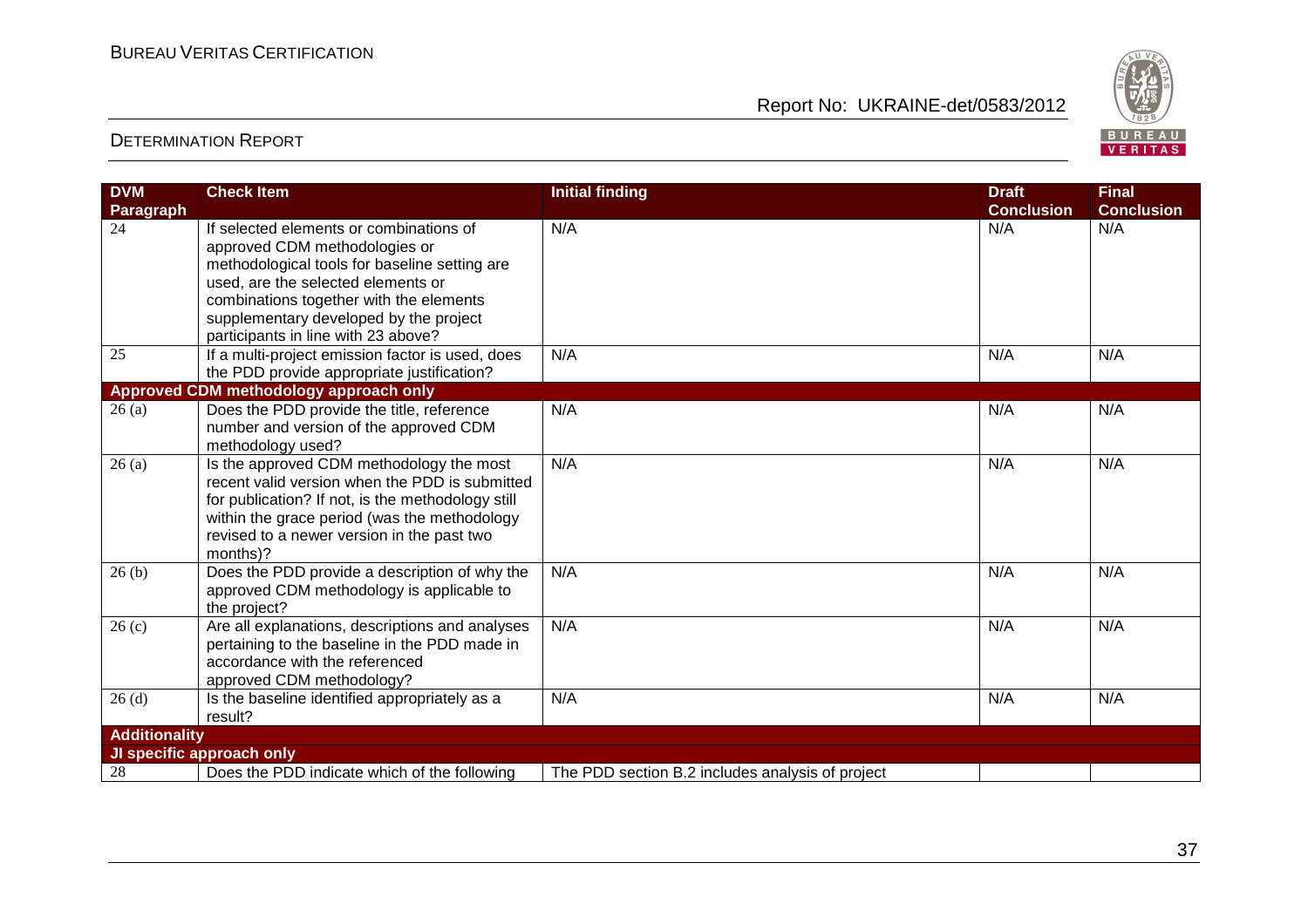| DVM Paragraph | Check Item | Initial finding | Draft Conclusion | Final Conclusion |
|---|---|---|---|---|
| 24 | If selected elements or combinations of approved CDM methodologies or methodological tools for baseline setting are used, are the selected elements or combinations together with the elements supplementary developed by the project participants in line with 23 above? | N/A | N/A | N/A |
| 25 | If a multi-project emission factor is used, does the PDD provide appropriate justification? | N/A | N/A | N/A |
| **Approved CDM methodology approach only** | | | | |
| 26 (a) | Does the PDD provide the title, reference number and version of the approved CDM methodology used? | N/A | N/A | N/A |
| 26 (a) | Is the approved CDM methodology the most recent valid version when the PDD is submitted for publication? If not, is the methodology still within the grace period (was the methodology revised to a newer version in the past two months)? | N/A | N/A | N/A |
| 26 (b) | Does the PDD provide a description of why the approved CDM methodology is applicable to the project? | N/A | N/A | N/A |
| 26 (c) | Are all explanations, descriptions and analyses pertaining to the baseline in the PDD made in accordance with the referenced approved CDM methodology? | N/A | N/A | N/A |
| 26 (d) | Is the baseline identified appropriately as a result? | N/A | N/A | N/A |
| **Additionality** | | | | |
| **JI specific approach only** | | | | |
| 28 | Does the PDD indicate which of the following | The PDD section B.2 includes analysis of project | | |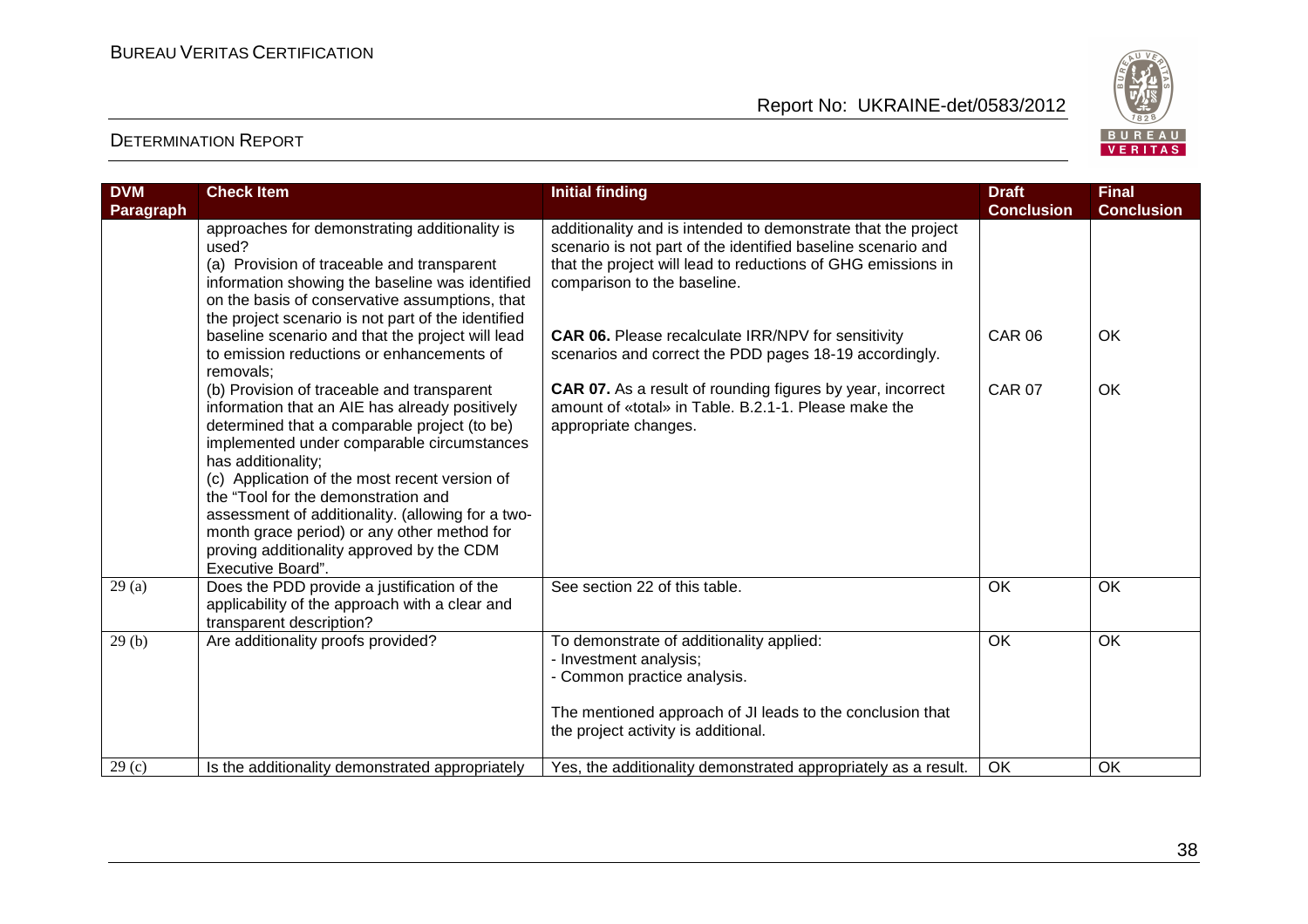| DVM Paragraph | Check Item | Initial finding | Draft Conclusion | Final Conclusion |
|---|---|---|---|---|
| | approaches for demonstrating additionality is used?<br>(a) Provision of traceable and transparent information showing the baseline was identified on the basis of conservative assumptions, that the project scenario is not part of the identified baseline scenario and that the project will lead to emission reductions or enhancements of removals;<br>(b) Provision of traceable and transparent information that an AIE has already positively determined that a comparable project (to be) implemented under comparable circumstances has additionality;<br>(c) Application of the most recent version of the "Tool for the demonstration and assessment of additionality. (allowing for a two-month grace period) or any other method for proving additionality approved by the CDM Executive Board". | additionality and is intended to demonstrate that the project scenario is not part of the identified baseline scenario and that the project will lead to reductions of GHG emissions in comparison to the baseline.<br><br>**CAR 06.** Please recalculate IRR/NPV for sensitivity scenarios and correct the PDD pages 18-19 accordingly.<br><br>**CAR 07.** As a result of rounding figures by year, incorrect amount of «total» in Table. B.2.1-1. Please make the appropriate changes. | <br><br><br><br>CAR 06<br><br>CAR 07 | <br><br><br><br>OK<br><br>OK |
| 29 (a) | Does the PDD provide a justification of the applicability of the approach with a clear and transparent description? | See section 22 of this table. | OK | OK |
| 29 (b) | Are additionality proofs provided? | To demonstrate of additionality applied:<br>- Investment analysis;<br>- Common practice analysis.<br><br>The mentioned approach of JI leads to the conclusion that the project activity is additional. | OK | OK |
| 29 (c) | Is the additionality demonstrated appropriately | Yes, the additionality demonstrated appropriately as a result. | OK | OK |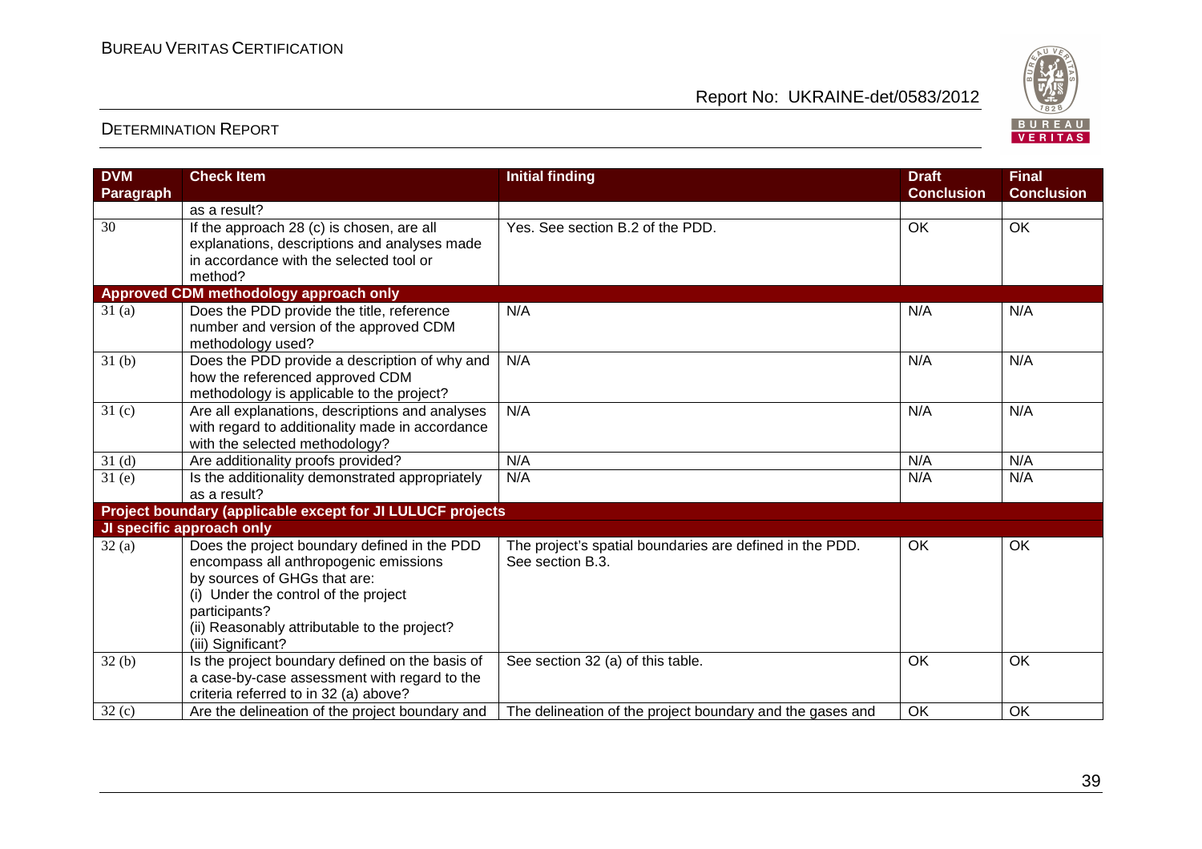| DVM Paragraph | Check Item | Initial finding | Draft Conclusion | Final Conclusion |
|---|---|---|---|---|
| | as a result? | | | |
| 30 | If the approach 28 (c) is chosen, are all explanations, descriptions and analyses made in accordance with the selected tool or method? | Yes. See section B.2 of the PDD. | OK | OK |
| **Approved CDM methodology approach only** | | | | |
| 31 (a) | Does the PDD provide the title, reference number and version of the approved CDM methodology used? | N/A | N/A | N/A |
| 31 (b) | Does the PDD provide a description of why and how the referenced approved CDM methodology is applicable to the project? | N/A | N/A | N/A |
| 31 (c) | Are all explanations, descriptions and analyses with regard to additionality made in accordance with the selected methodology? | N/A | N/A | N/A |
| 31 (d) | Are additionality proofs provided? | N/A | N/A | N/A |
| 31 (e) | Is the additionality demonstrated appropriately as a result? | N/A | N/A | N/A |
| **Project boundary (applicable except for JI LULUCF projects** | | | | |
| **JI specific approach only** | | | | |
| 32 (a) | Does the project boundary defined in the PDD encompass all anthropogenic emissions by sources of GHGs that are:<br>(i) Under the control of the project participants?<br>(ii) Reasonably attributable to the project?<br>(iii) Significant? | The project's spatial boundaries are defined in the PDD. See section B.3. | OK | OK |
| 32 (b) | Is the project boundary defined on the basis of a case-by-case assessment with regard to the criteria referred to in 32 (a) above? | See section 32 (a) of this table. | OK | OK |
| 32 (c) | Are the delineation of the project boundary and | The delineation of the project boundary and the gases and | OK | OK |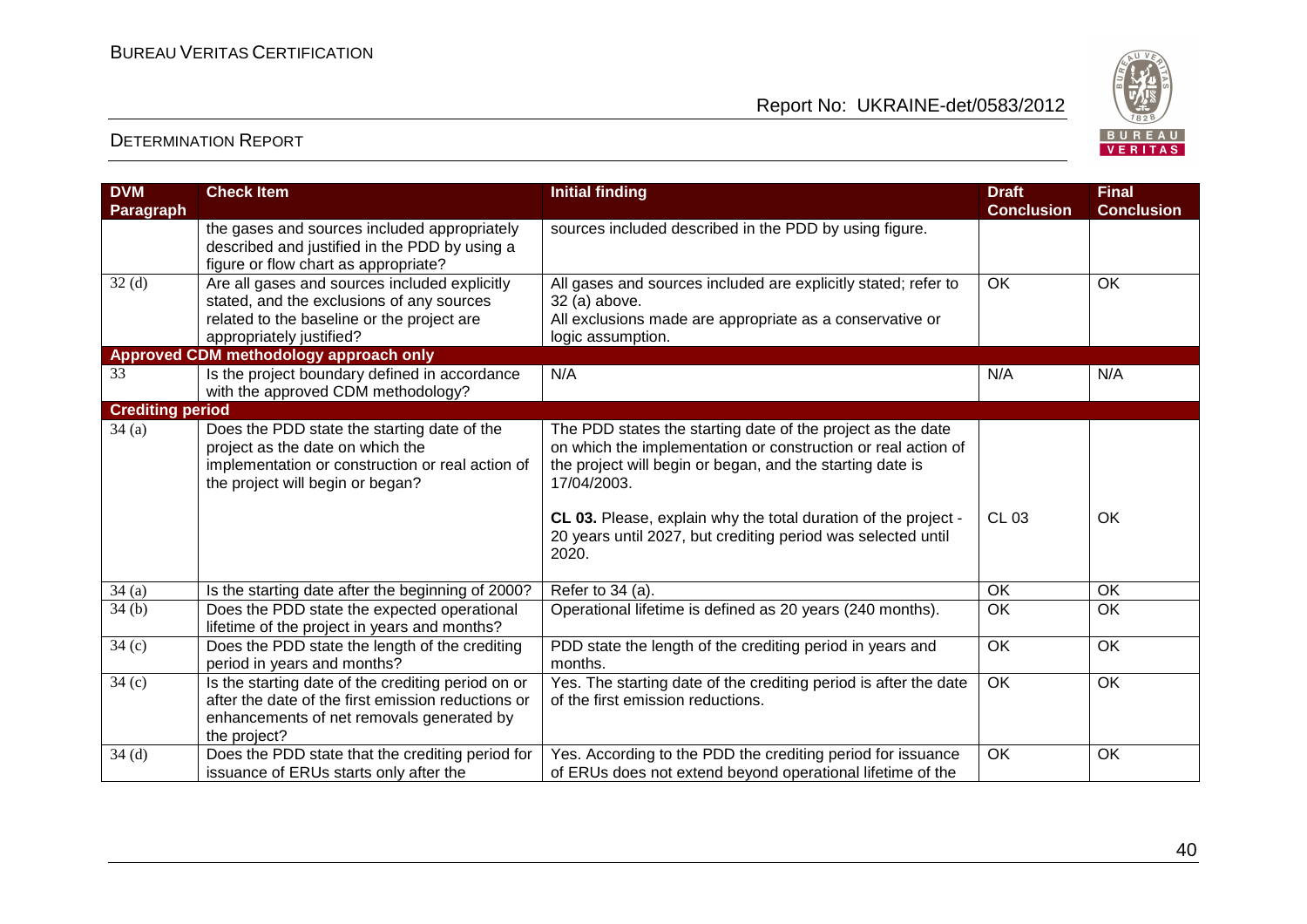| DVM Paragraph | Check Item | Initial finding | Draft Conclusion | Final Conclusion |
|---|---|---|---|---|
| | the gases and sources included appropriately described and justified in the PDD by using a figure or flow chart as appropriate? | sources included described in the PDD by using figure. | | |
| 32 (d) | Are all gases and sources included explicitly stated, and the exclusions of any sources related to the baseline or the project are appropriately justified? | All gases and sources included are explicitly stated; refer to 32 (a) above.<br>All exclusions made are appropriate as a conservative or logic assumption. | OK | OK |
| **Approved CDM methodology approach only** | | | | |
| 33 | Is the project boundary defined in accordance with the approved CDM methodology? | N/A | N/A | N/A |
| **Crediting period** | | | | |
| 34 (a) | Does the PDD state the starting date of the project as the date on which the implementation or construction or real action of the project will begin or began? | The PDD states the starting date of the project as the date on which the implementation or construction or real action of the project will begin or began, and the starting date is 17/04/2003.<br><br>**CL 03.** Please, explain why the total duration of the project - 20 years until 2027, but crediting period was selected until 2020. | CL 03 | OK |
| 34 (a) | Is the starting date after the beginning of 2000? | Refer to 34 (a). | OK | OK |
| 34 (b) | Does the PDD state the expected operational lifetime of the project in years and months? | Operational lifetime is defined as 20 years (240 months). | OK | OK |
| 34 (c) | Does the PDD state the length of the crediting period in years and months? | PDD state the length of the crediting period in years and months. | OK | OK |
| 34 (c) | Is the starting date of the crediting period on or after the date of the first emission reductions or enhancements of net removals generated by the project? | Yes. The starting date of the crediting period is after the date of the first emission reductions. | OK | OK |
| 34 (d) | Does the PDD state that the crediting period for issuance of ERUs starts only after the | Yes. According to the PDD the crediting period for issuance of ERUs does not extend beyond operational lifetime of the | OK | OK |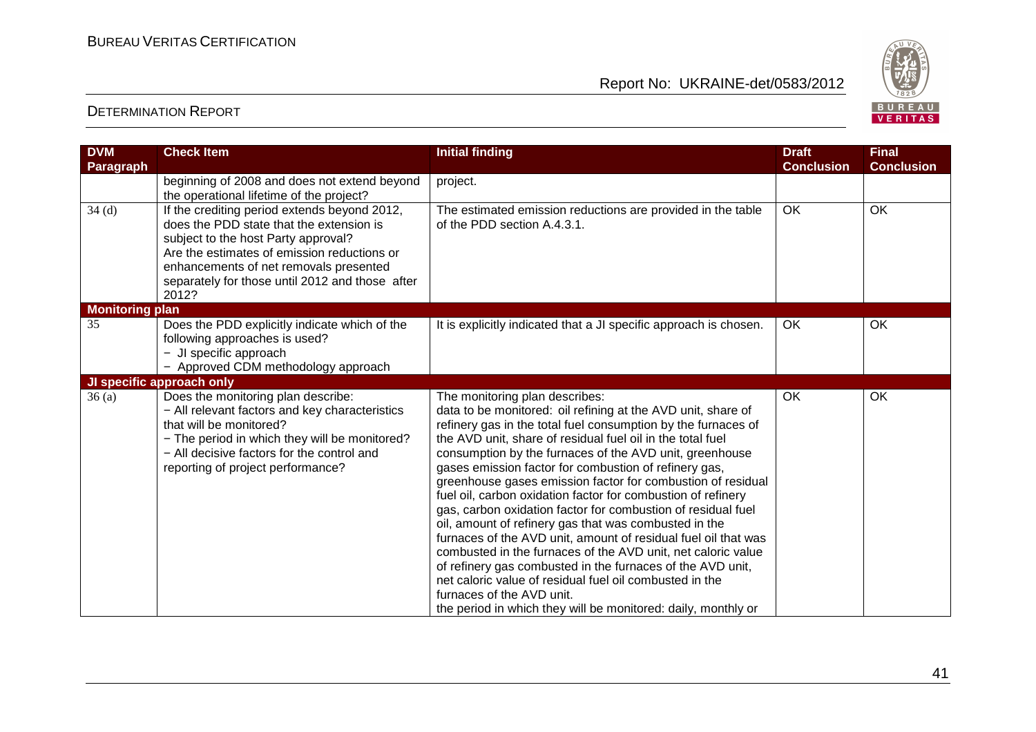| DVM Paragraph | Check Item | Initial finding | Draft Conclusion | Final Conclusion |
|---|---|---|---|---|
| | beginning of 2008 and does not extend beyond the operational lifetime of the project? | project. | | |
| 34 (d) | If the crediting period extends beyond 2012, does the PDD state that the extension is subject to the host Party approval?<br>Are the estimates of emission reductions or enhancements of net removals presented separately for those until 2012 and those after 2012? | The estimated emission reductions are provided in the table of the PDD section A.4.3.1. | OK | OK |
| **Monitoring plan** | | | | |
| 35 | Does the PDD explicitly indicate which of the following approaches is used?<br>− JI specific approach<br>− Approved CDM methodology approach | It is explicitly indicated that a JI specific approach is chosen. | OK | OK |
| **JI specific approach only** | | | | |
| 36 (a) | Does the monitoring plan describe:<br>− All relevant factors and key characteristics that will be monitored?<br>− The period in which they will be monitored?<br>− All decisive factors for the control and reporting of project performance? | The monitoring plan describes:<br>data to be monitored: oil refining at the AVD unit, share of refinery gas in the total fuel consumption by the furnaces of the AVD unit, share of residual fuel oil in the total fuel consumption by the furnaces of the AVD unit, greenhouse gases emission factor for combustion of refinery gas, greenhouse gases emission factor for combustion of residual fuel oil, carbon oxidation factor for combustion of refinery gas, carbon oxidation factor for combustion of residual fuel oil, amount of refinery gas that was combusted in the furnaces of the AVD unit, amount of residual fuel oil that was combusted in the furnaces of the AVD unit, net caloric value of refinery gas combusted in the furnaces of the AVD unit, net caloric value of residual fuel oil combusted in the furnaces of the AVD unit.<br>the period in which they will be monitored: daily, monthly or | OK | OK |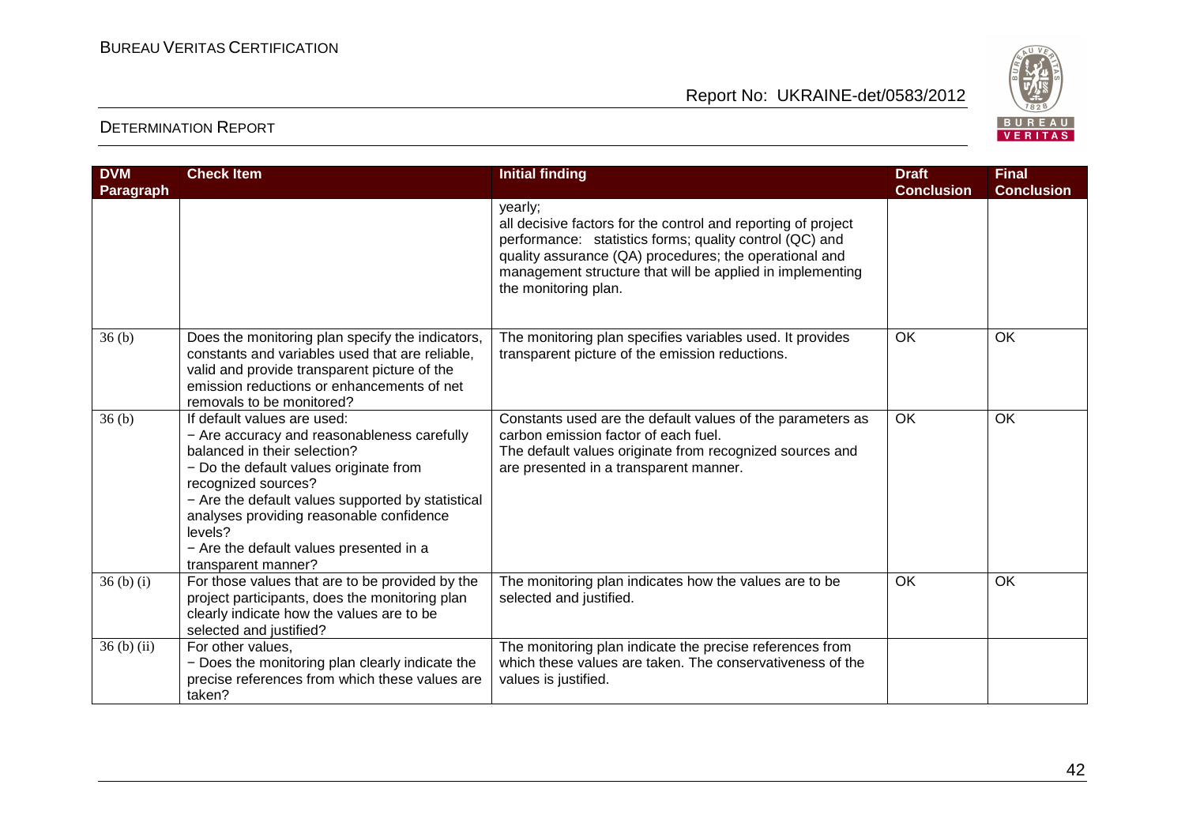| DVM Paragraph | Check Item | Initial finding | Draft Conclusion | Final Conclusion |
|---|---|---|---|---|
| | | yearly;<br>all decisive factors for the control and reporting of project performance: statistics forms; quality control (QC) and quality assurance (QA) procedures; the operational and management structure that will be applied in implementing the monitoring plan. | | |
| 36 (b) | Does the monitoring plan specify the indicators, constants and variables used that are reliable, valid and provide transparent picture of the emission reductions or enhancements of net removals to be monitored? | The monitoring plan specifies variables used. It provides transparent picture of the emission reductions. | OK | OK |
| 36 (b) | If default values are used:<br>− Are accuracy and reasonableness carefully balanced in their selection?<br>− Do the default values originate from recognized sources?<br>− Are the default values supported by statistical analyses providing reasonable confidence levels?<br>− Are the default values presented in a transparent manner? | Constants used are the default values of the parameters as carbon emission factor of each fuel.<br>The default values originate from recognized sources and are presented in a transparent manner. | OK | OK |
| 36 (b) (i) | For those values that are to be provided by the project participants, does the monitoring plan clearly indicate how the values are to be selected and justified? | The monitoring plan indicates how the values are to be selected and justified. | OK | OK |
| 36 (b) (ii) | For other values,<br>− Does the monitoring plan clearly indicate the precise references from which these values are taken? | The monitoring plan indicate the precise references from which these values are taken. The conservativeness of the values is justified. | | |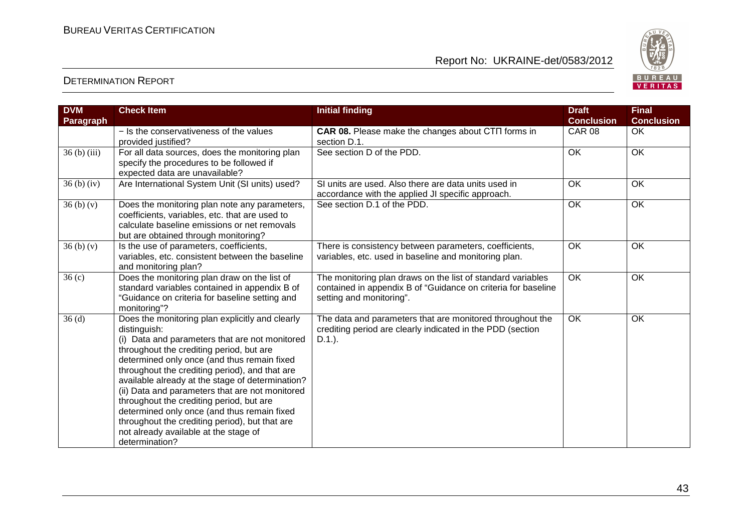| DVM Paragraph | Check Item | Initial finding | Draft Conclusion | Final Conclusion |
|---|---|---|---|---|
| | − Is the conservativeness of the values provided justified? | **CAR 08.** Please make the changes about СТП forms in section D.1. | CAR 08 | OK |
| 36 (b) (iii) | For all data sources, does the monitoring plan specify the procedures to be followed if expected data are unavailable? | See section D of the PDD. | OK | OK |
| 36 (b) (iv) | Are International System Unit (SI units) used? | SI units are used. Also there are data units used in accordance with the applied JI specific approach. | OK | OK |
| 36 (b) (v) | Does the monitoring plan note any parameters, coefficients, variables, etc. that are used to calculate baseline emissions or net removals but are obtained through monitoring? | See section D.1 of the PDD. | OK | OK |
| 36 (b) (v) | Is the use of parameters, coefficients, variables, etc. consistent between the baseline and monitoring plan? | There is consistency between parameters, coefficients, variables, etc. used in baseline and monitoring plan. | OK | OK |
| 36 (c) | Does the monitoring plan draw on the list of standard variables contained in appendix B of "Guidance on criteria for baseline setting and monitoring"? | The monitoring plan draws on the list of standard variables contained in appendix B of "Guidance on criteria for baseline setting and monitoring". | OK | OK |
| 36 (d) | Does the monitoring plan explicitly and clearly distinguish:<br>(i) Data and parameters that are not monitored throughout the crediting period, but are determined only once (and thus remain fixed throughout the crediting period), and that are available already at the stage of determination?<br>(ii) Data and parameters that are not monitored throughout the crediting period, but are determined only once (and thus remain fixed throughout the crediting period), but that are not already available at the stage of determination? | The data and parameters that are monitored throughout the crediting period are clearly indicated in the PDD (section D.1.). | OK | OK |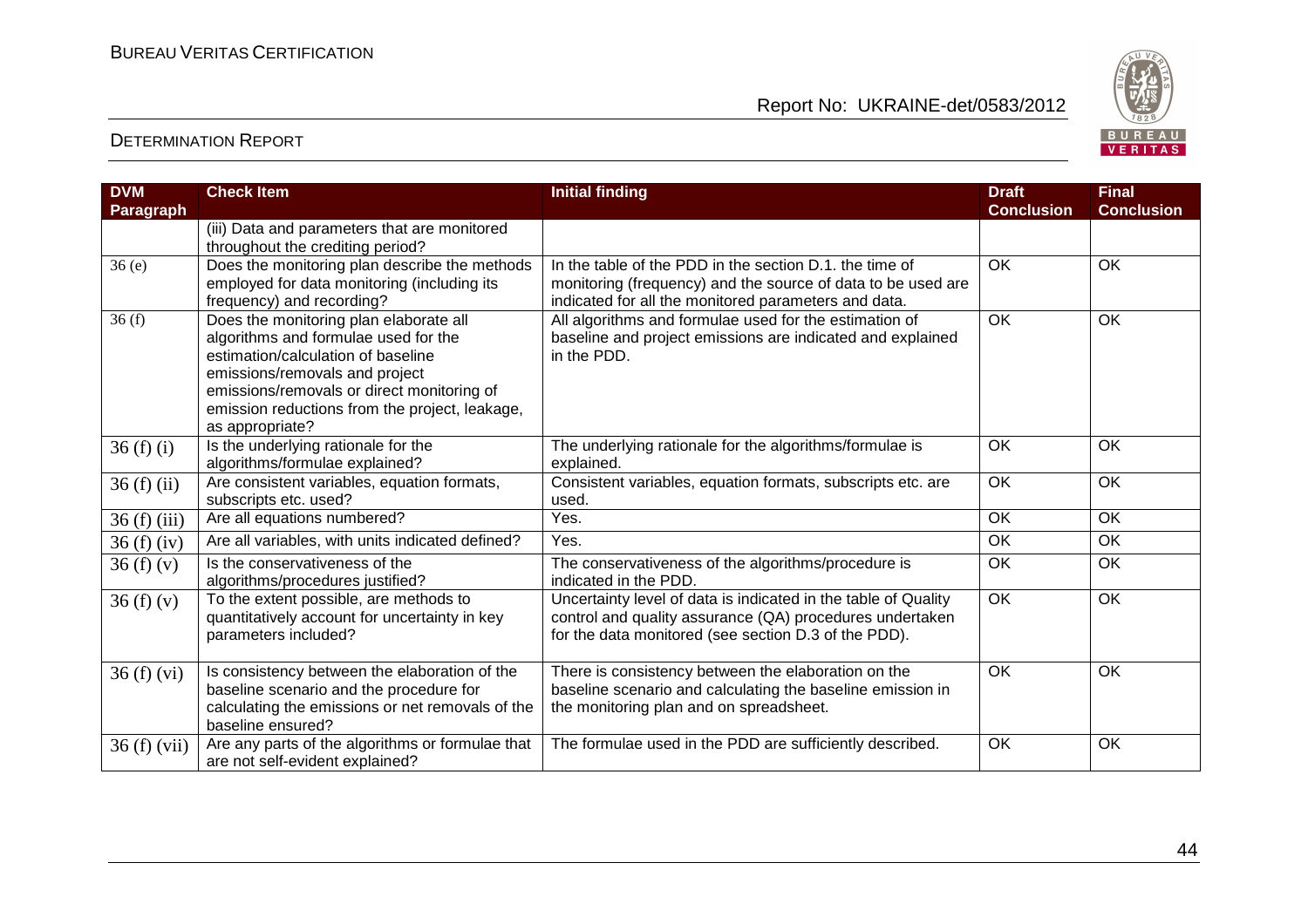| DVM Paragraph | Check Item | Initial finding | Draft Conclusion | Final Conclusion |
|---|---|---|---|---|
| | (iii) Data and parameters that are monitored throughout the crediting period? | | | |
| 36 (e) | Does the monitoring plan describe the methods employed for data monitoring (including its frequency) and recording? | In the table of the PDD in the section D.1. the time of monitoring (frequency) and the source of data to be used are indicated for all the monitored parameters and data. | OK | OK |
| 36 (f) | Does the monitoring plan elaborate all algorithms and formulae used for the estimation/calculation of baseline emissions/removals and project emissions/removals or direct monitoring of emission reductions from the project, leakage, as appropriate? | All algorithms and formulae used for the estimation of baseline and project emissions are indicated and explained in the PDD. | OK | OK |
| 36 (f) (i) | Is the underlying rationale for the algorithms/formulae explained? | The underlying rationale for the algorithms/formulae is explained. | OK | OK |
| 36 (f) (ii) | Are consistent variables, equation formats, subscripts etc. used? | Consistent variables, equation formats, subscripts etc. are used. | OK | OK |
| 36 (f) (iii) | Are all equations numbered? | Yes. | OK | OK |
| 36 (f) (iv) | Are all variables, with units indicated defined? | Yes. | OK | OK |
| 36 (f) (v) | Is the conservativeness of the algorithms/procedures justified? | The conservativeness of the algorithms/procedure is indicated in the PDD. | OK | OK |
| 36 (f) (v) | To the extent possible, are methods to quantitatively account for uncertainty in key parameters included? | Uncertainty level of data is indicated in the table of Quality control and quality assurance (QA) procedures undertaken for the data monitored (see section D.3 of the PDD). | OK | OK |
| 36 (f) (vi) | Is consistency between the elaboration of the baseline scenario and the procedure for calculating the emissions or net removals of the baseline ensured? | There is consistency between the elaboration on the baseline scenario and calculating the baseline emission in the monitoring plan and on spreadsheet. | OK | OK |
| 36 (f) (vii) | Are any parts of the algorithms or formulae that are not self-evident explained? | The formulae used in the PDD are sufficiently described. | OK | OK |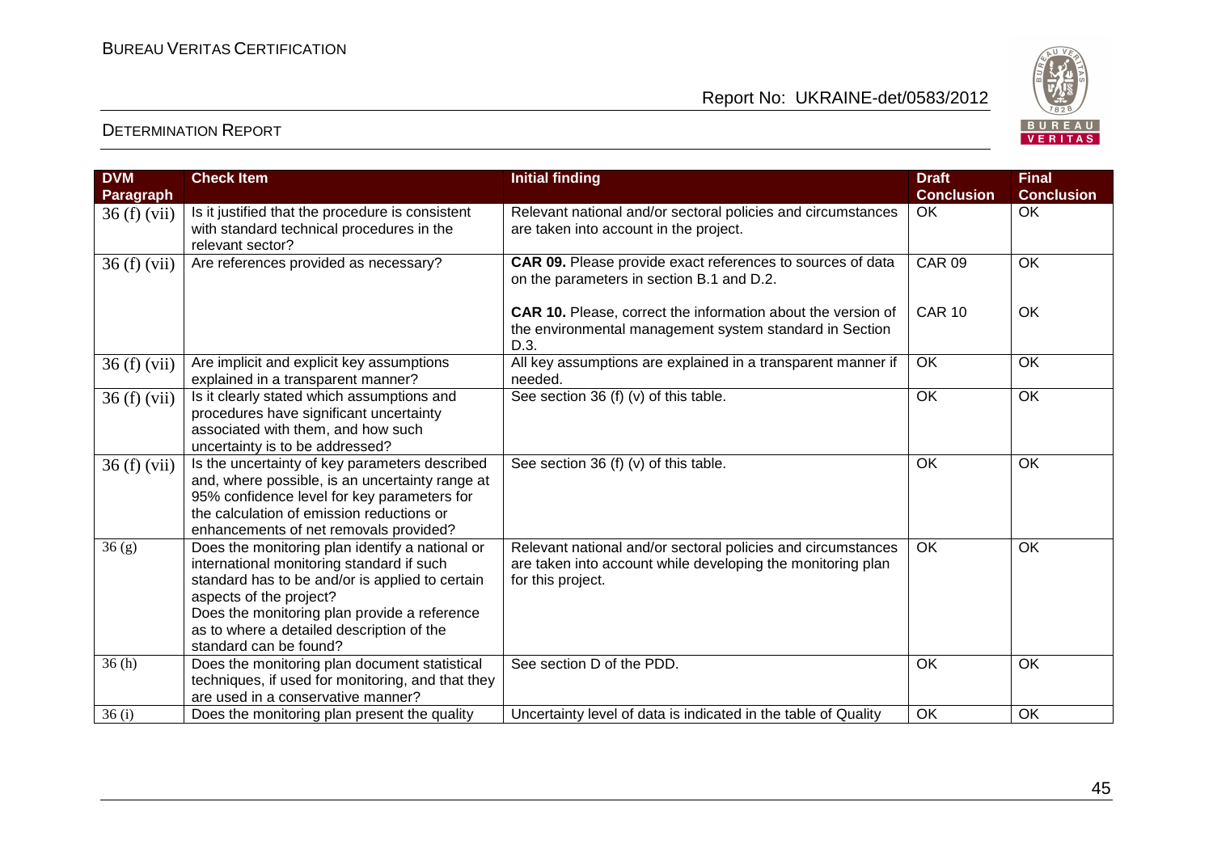| DVM Paragraph | Check Item | Initial finding | Draft Conclusion | Final Conclusion |
|---|---|---|---|---|
| 36 (f) (vii) | Is it justified that the procedure is consistent with standard technical procedures in the relevant sector? | Relevant national and/or sectoral policies and circumstances are taken into account in the project. | OK | OK |
| 36 (f) (vii) | Are references provided as necessary? | **CAR 09.** Please provide exact references to sources of data on the parameters in section B.1 and D.2.<br><br>**CAR 10.** Please, correct the information about the version of the environmental management system standard in Section D.3. | CAR 09<br><br>CAR 10 | OK<br><br>OK |
| 36 (f) (vii) | Are implicit and explicit key assumptions explained in a transparent manner? | All key assumptions are explained in a transparent manner if needed. | OK | OK |
| 36 (f) (vii) | Is it clearly stated which assumptions and procedures have significant uncertainty associated with them, and how such uncertainty is to be addressed? | See section 36 (f) (v) of this table. | OK | OK |
| 36 (f) (vii) | Is the uncertainty of key parameters described and, where possible, is an uncertainty range at 95% confidence level for key parameters for the calculation of emission reductions or enhancements of net removals provided? | See section 36 (f) (v) of this table. | OK | OK |
| 36 (g) | Does the monitoring plan identify a national or international monitoring standard if such standard has to be and/or is applied to certain aspects of the project?<br>Does the monitoring plan provide a reference as to where a detailed description of the standard can be found? | Relevant national and/or sectoral policies and circumstances are taken into account while developing the monitoring plan for this project. | OK | OK |
| 36 (h) | Does the monitoring plan document statistical techniques, if used for monitoring, and that they are used in a conservative manner? | See section D of the PDD. | OK | OK |
| 36 (i) | Does the monitoring plan present the quality | Uncertainty level of data is indicated in the table of Quality | OK | OK |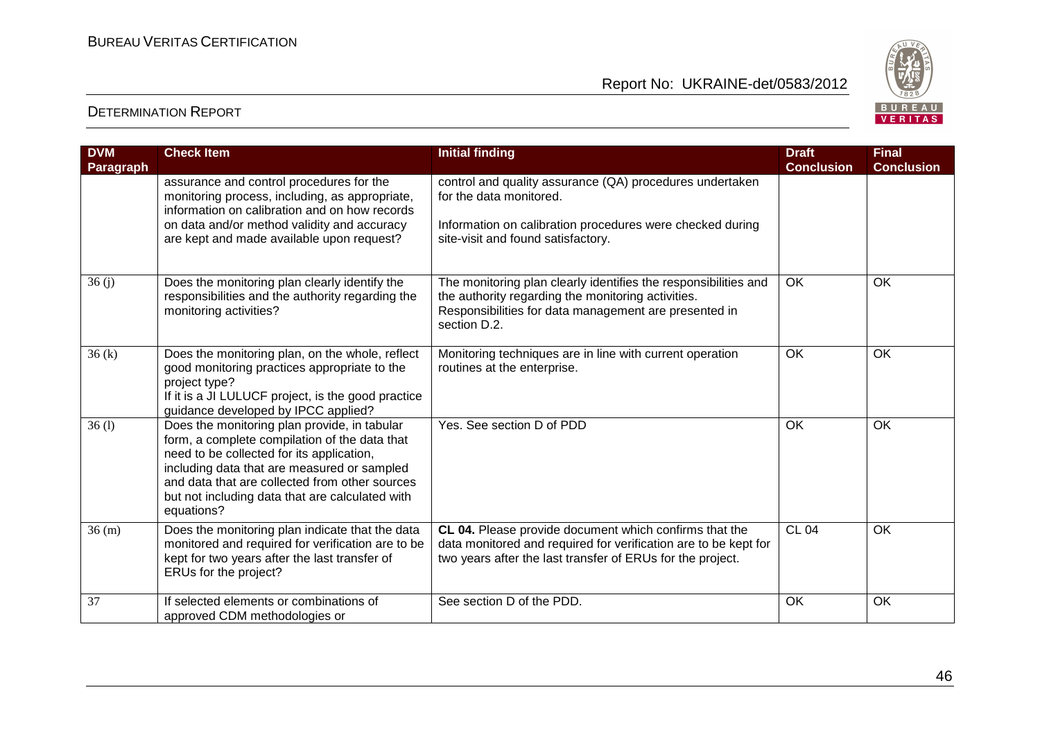| DVM Paragraph | Check Item | Initial finding | Draft Conclusion | Final Conclusion |
|---|---|---|---|---|
| | assurance and control procedures for the monitoring process, including, as appropriate, information on calibration and on how records on data and/or method validity and accuracy are kept and made available upon request? | control and quality assurance (QA) procedures undertaken for the data monitored.<br><br>Information on calibration procedures were checked during site-visit and found satisfactory. | | |
| 36 (j) | Does the monitoring plan clearly identify the responsibilities and the authority regarding the monitoring activities? | The monitoring plan clearly identifies the responsibilities and the authority regarding the monitoring activities. Responsibilities for data management are presented in section D.2. | OK | OK |
| 36 (k) | Does the monitoring plan, on the whole, reflect good monitoring practices appropriate to the project type?<br>If it is a JI LULUCF project, is the good practice guidance developed by IPCC applied? | Monitoring techniques are in line with current operation routines at the enterprise. | OK | OK |
| 36 (l) | Does the monitoring plan provide, in tabular form, a complete compilation of the data that need to be collected for its application, including data that are measured or sampled and data that are collected from other sources but not including data that are calculated with equations? | Yes. See section D of PDD | OK | OK |
| 36 (m) | Does the monitoring plan indicate that the data monitored and required for verification are to be kept for two years after the last transfer of ERUs for the project? | **CL 04.** Please provide document which confirms that the data monitored and required for verification are to be kept for two years after the last transfer of ERUs for the project. | CL 04 | OK |
| 37 | If selected elements or combinations of approved CDM methodologies or | See section D of the PDD. | OK | OK |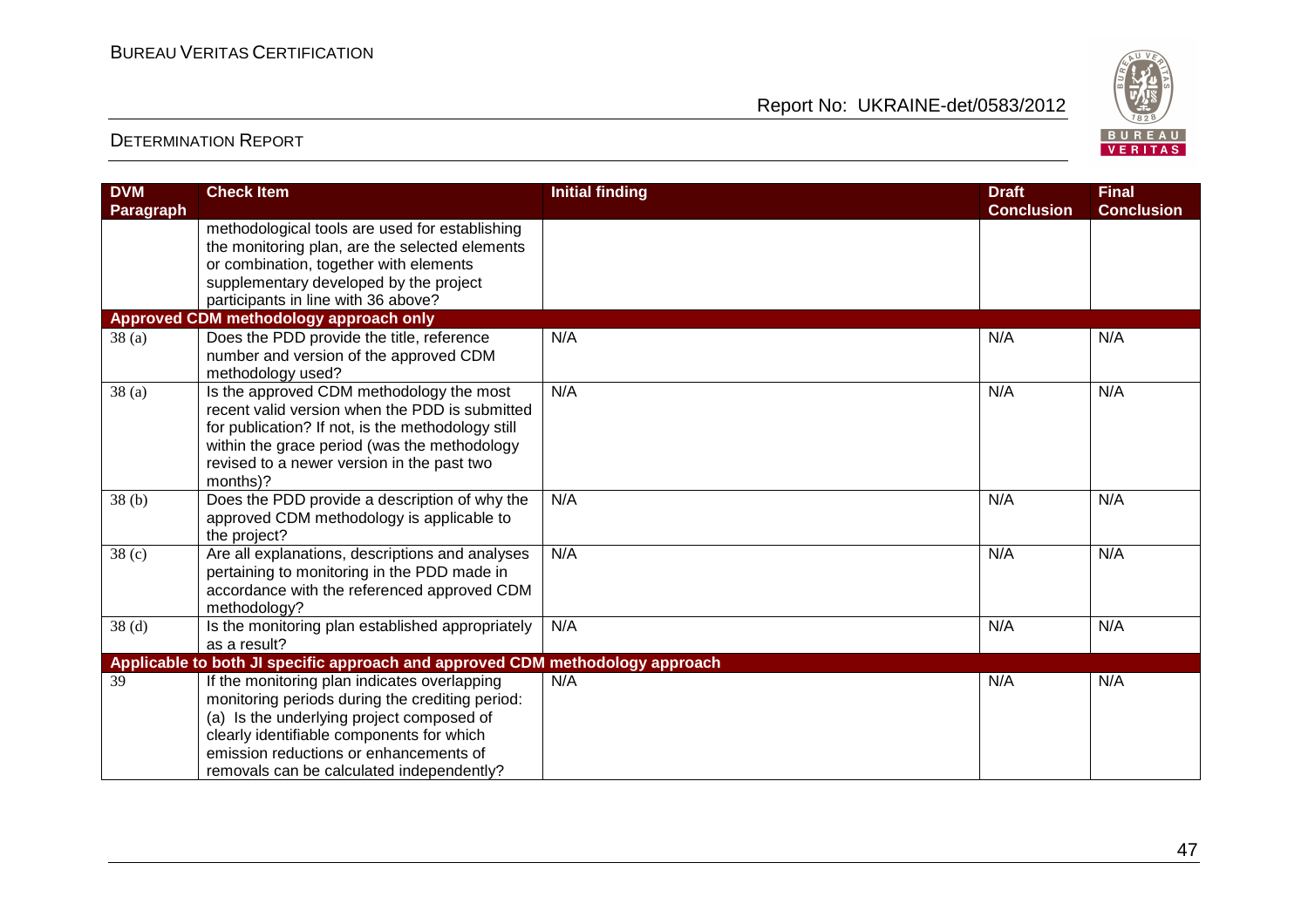| DVM Paragraph | Check Item | Initial finding | Draft Conclusion | Final Conclusion |
|---|---|---|---|---|
| | methodological tools are used for establishing the monitoring plan, are the selected elements or combination, together with elements supplementary developed by the project participants in line with 36 above? | | | |
| **Approved CDM methodology approach only** | | | | |
| 38 (a) | Does the PDD provide the title, reference number and version of the approved CDM methodology used? | N/A | N/A | N/A |
| 38 (a) | Is the approved CDM methodology the most recent valid version when the PDD is submitted for publication? If not, is the methodology still within the grace period (was the methodology revised to a newer version in the past two months)? | N/A | N/A | N/A |
| 38 (b) | Does the PDD provide a description of why the approved CDM methodology is applicable to the project? | N/A | N/A | N/A |
| 38 (c) | Are all explanations, descriptions and analyses pertaining to monitoring in the PDD made in accordance with the referenced approved CDM methodology? | N/A | N/A | N/A |
| 38 (d) | Is the monitoring plan established appropriately as a result? | N/A | N/A | N/A |
| **Applicable to both JI specific approach and approved CDM methodology approach** | | | | |
| 39 | If the monitoring plan indicates overlapping monitoring periods during the crediting period: (a) Is the underlying project composed of clearly identifiable components for which emission reductions or enhancements of removals can be calculated independently? | N/A | N/A | N/A |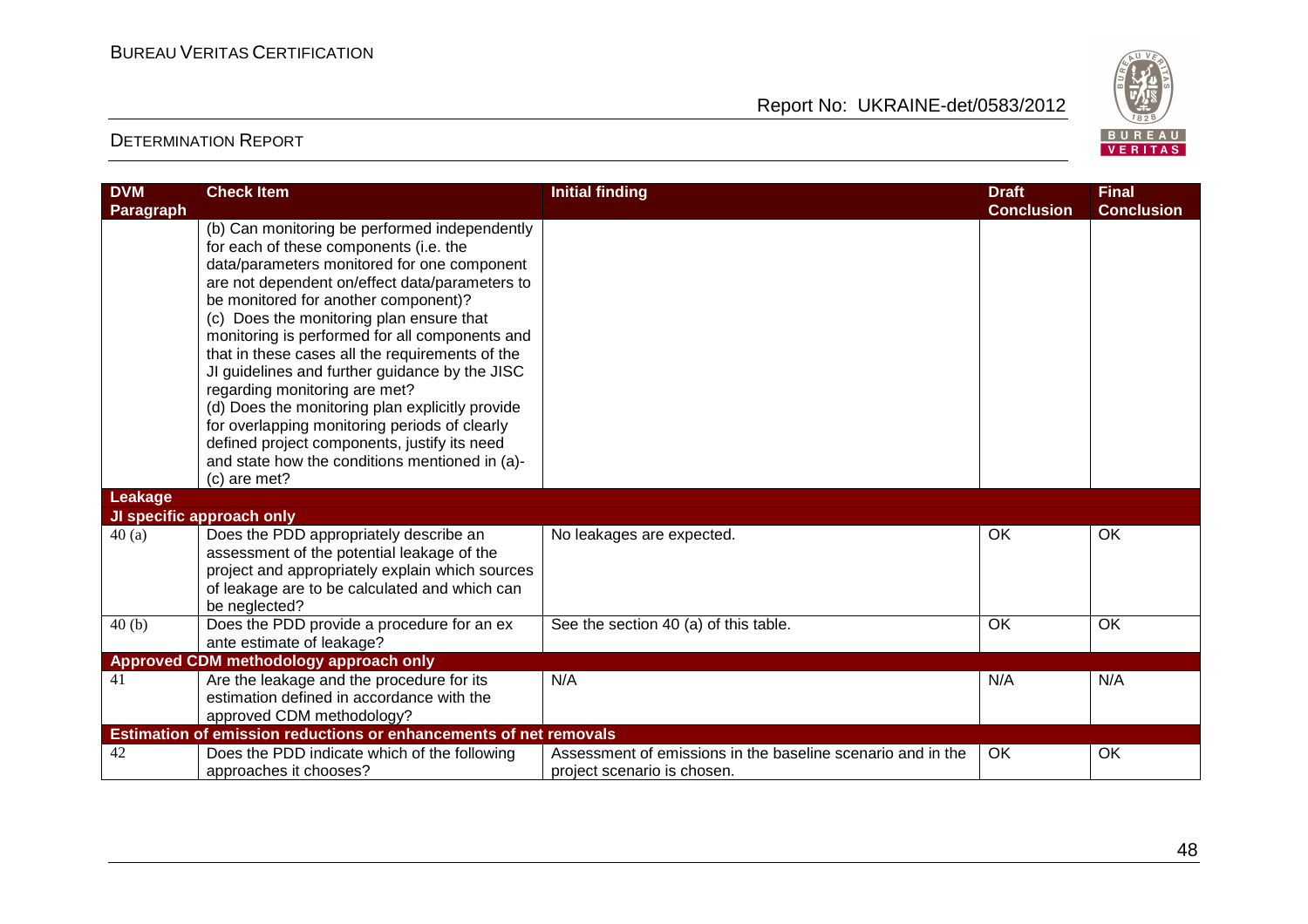| DVM Paragraph | Check Item | Initial finding | Draft Conclusion | Final Conclusion |
|---|---|---|---|---|
| | (b) Can monitoring be performed independently for each of these components (i.e. the data/parameters monitored for one component are not dependent on/effect data/parameters to be monitored for another component)?<br>(c) Does the monitoring plan ensure that monitoring is performed for all components and that in these cases all the requirements of the JI guidelines and further guidance by the JISC regarding monitoring are met?<br>(d) Does the monitoring plan explicitly provide for overlapping monitoring periods of clearly defined project components, justify its need and state how the conditions mentioned in (a)-(c) are met? | | | |
| **Leakage** | | | | |
| **JI specific approach only** | | | | |
| 40 (a) | Does the PDD appropriately describe an assessment of the potential leakage of the project and appropriately explain which sources of leakage are to be calculated and which can be neglected? | No leakages are expected. | OK | OK |
| 40 (b) | Does the PDD provide a procedure for an ex ante estimate of leakage? | See the section 40 (a) of this table. | OK | OK |
| **Approved CDM methodology approach only** | | | | |
| 41 | Are the leakage and the procedure for its estimation defined in accordance with the approved CDM methodology? | N/A | N/A | N/A |
| **Estimation of emission reductions or enhancements of net removals** | | | | |
| 42 | Does the PDD indicate which of the following approaches it chooses? | Assessment of emissions in the baseline scenario and in the project scenario is chosen. | OK | OK |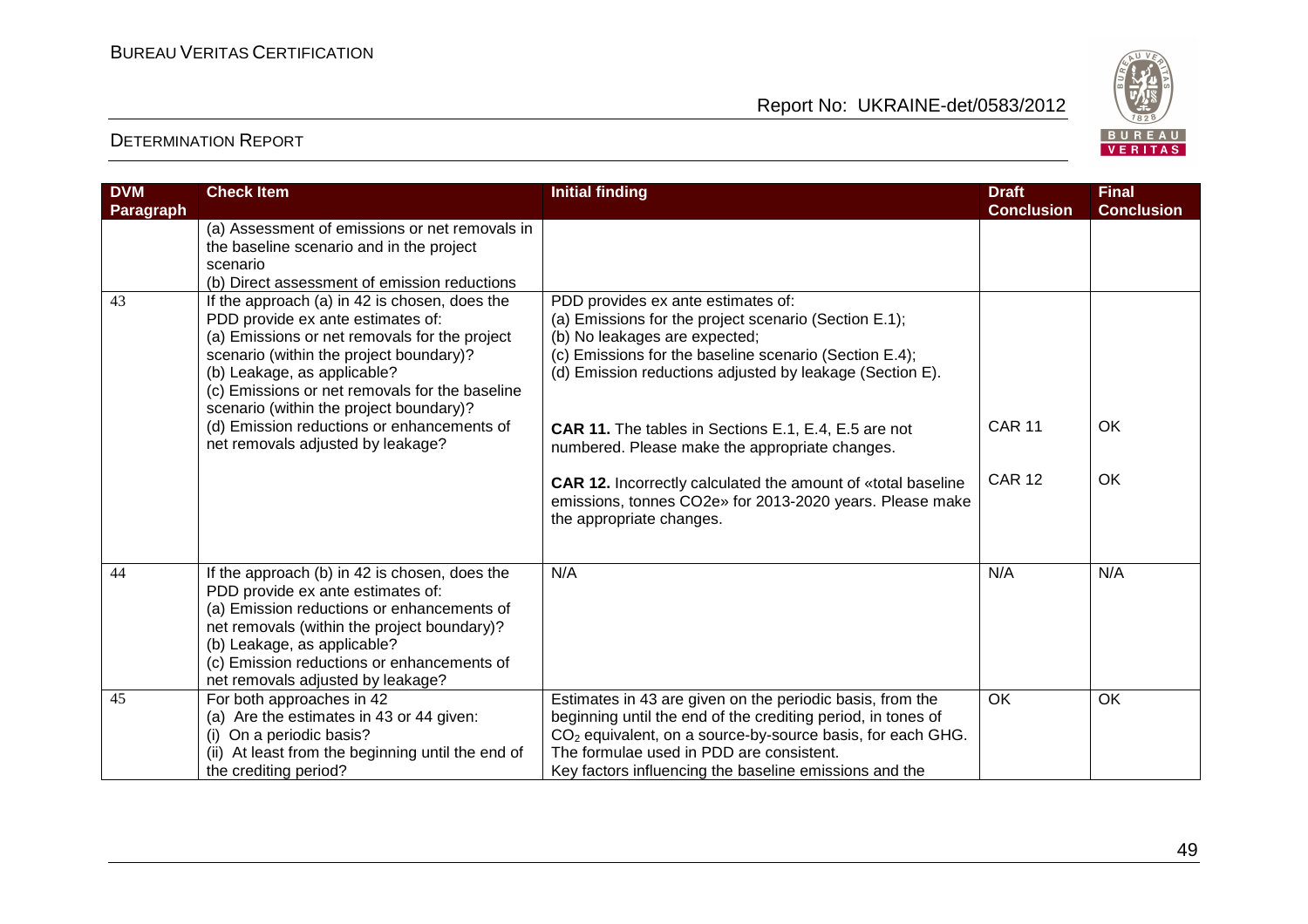| DVM Paragraph | Check Item | Initial finding | Draft Conclusion | Final Conclusion |
|---|---|---|---|---|
| | (a) Assessment of emissions or net removals in the baseline scenario and in the project scenario<br>(b) Direct assessment of emission reductions | | | |
| 43 | If the approach (a) in 42 is chosen, does the PDD provide ex ante estimates of:<br>(a) Emissions or net removals for the project scenario (within the project boundary)?<br>(b) Leakage, as applicable?<br>(c) Emissions or net removals for the baseline scenario (within the project boundary)?<br>(d) Emission reductions or enhancements of net removals adjusted by leakage? | PDD provides ex ante estimates of:<br>(a) Emissions for the project scenario (Section E.1);<br>(b) No leakages are expected;<br>(c) Emissions for the baseline scenario (Section E.4);<br>(d) Emission reductions adjusted by leakage (Section E).<br><br>**CAR 11.** The tables in Sections E.1, E.4, E.5 are not numbered. Please make the appropriate changes.<br><br>**CAR 12.** Incorrectly calculated the amount of «total baseline emissions, tonnes CO2e» for 2013-2020 years. Please make the appropriate changes. | CAR 11<br><br>CAR 12 | OK<br><br>OK |
| 44 | If the approach (b) in 42 is chosen, does the PDD provide ex ante estimates of:<br>(a) Emission reductions or enhancements of net removals (within the project boundary)?<br>(b) Leakage, as applicable?<br>(c) Emission reductions or enhancements of net removals adjusted by leakage? | N/A | N/A | N/A |
| 45 | For both approaches in 42<br>(a) Are the estimates in 43 or 44 given:<br>(i) On a periodic basis?<br>(ii) At least from the beginning until the end of the crediting period? | Estimates in 43 are given on the periodic basis, from the beginning until the end of the crediting period, in tones of $CO_2$ equivalent, on a source-by-source basis, for each GHG. The formulae used in PDD are consistent.<br>Key factors influencing the baseline emissions and the | OK | OK |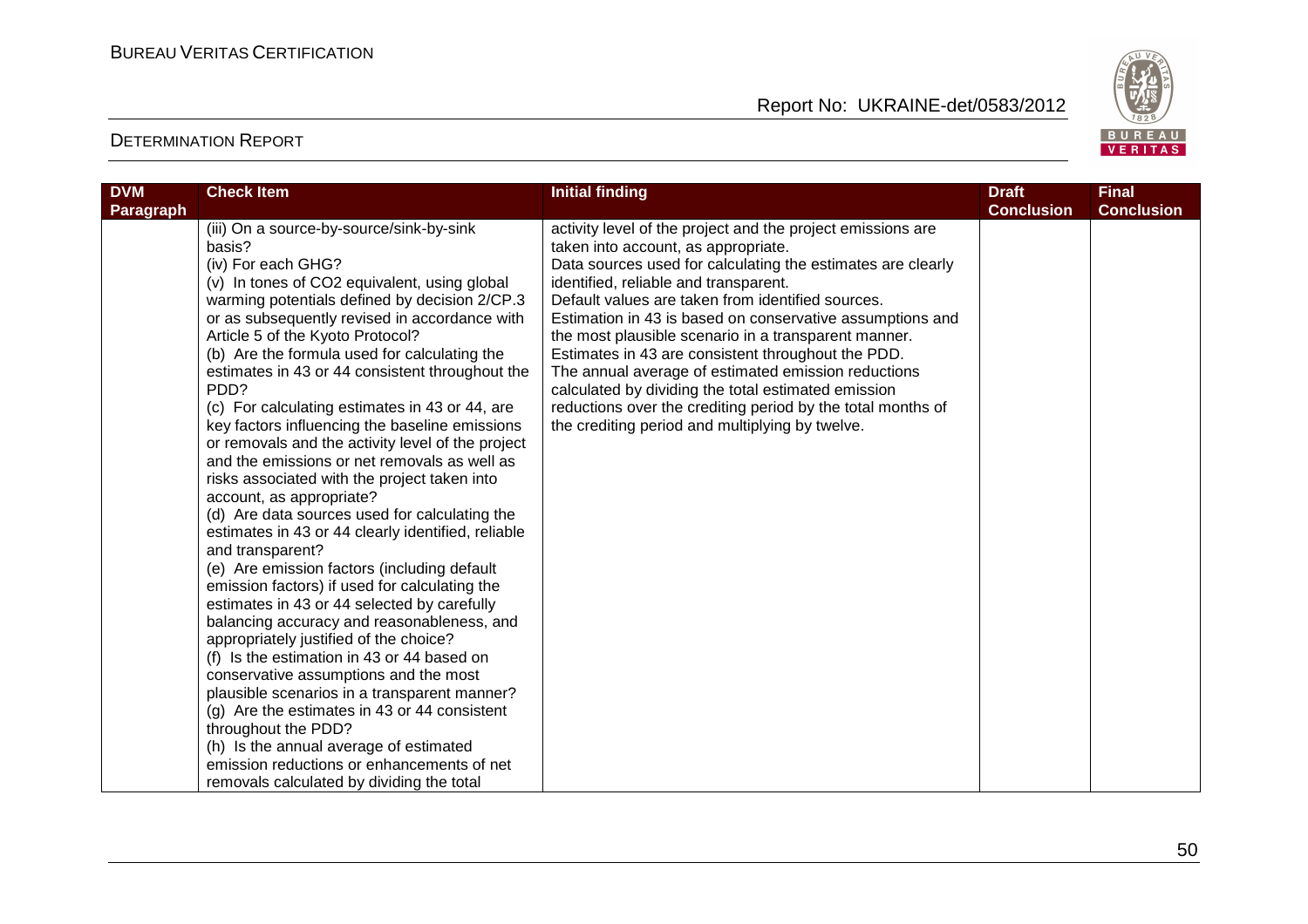| DVM Paragraph | Check Item | Initial finding | Draft Conclusion | Final Conclusion |
|---|---|---|---|---|
| | (iii) On a source-by-source/sink-by-sink basis?<br>(iv) For each GHG?<br>(v) In tones of CO2 equivalent, using global warming potentials defined by decision 2/CP.3 or as subsequently revised in accordance with Article 5 of the Kyoto Protocol?<br>(b) Are the formula used for calculating the estimates in 43 or 44 consistent throughout the PDD?<br>(c) For calculating estimates in 43 or 44, are key factors influencing the baseline emissions or removals and the activity level of the project and the emissions or net removals as well as risks associated with the project taken into account, as appropriate?<br>(d) Are data sources used for calculating the estimates in 43 or 44 clearly identified, reliable and transparent?<br>(e) Are emission factors (including default emission factors) if used for calculating the estimates in 43 or 44 selected by carefully balancing accuracy and reasonableness, and appropriately justified of the choice?<br>(f) Is the estimation in 43 or 44 based on conservative assumptions and the most plausible scenarios in a transparent manner?<br>(g) Are the estimates in 43 or 44 consistent throughout the PDD?<br>(h) Is the annual average of estimated emission reductions or enhancements of net removals calculated by dividing the total | activity level of the project and the project emissions are taken into account, as appropriate.<br>Data sources used for calculating the estimates are clearly identified, reliable and transparent.<br>Default values are taken from identified sources.<br>Estimation in 43 is based on conservative assumptions and the most plausible scenario in a transparent manner.<br>Estimates in 43 are consistent throughout the PDD.<br>The annual average of estimated emission reductions calculated by dividing the total estimated emission reductions over the crediting period by the total months of the crediting period and multiplying by twelve. | | |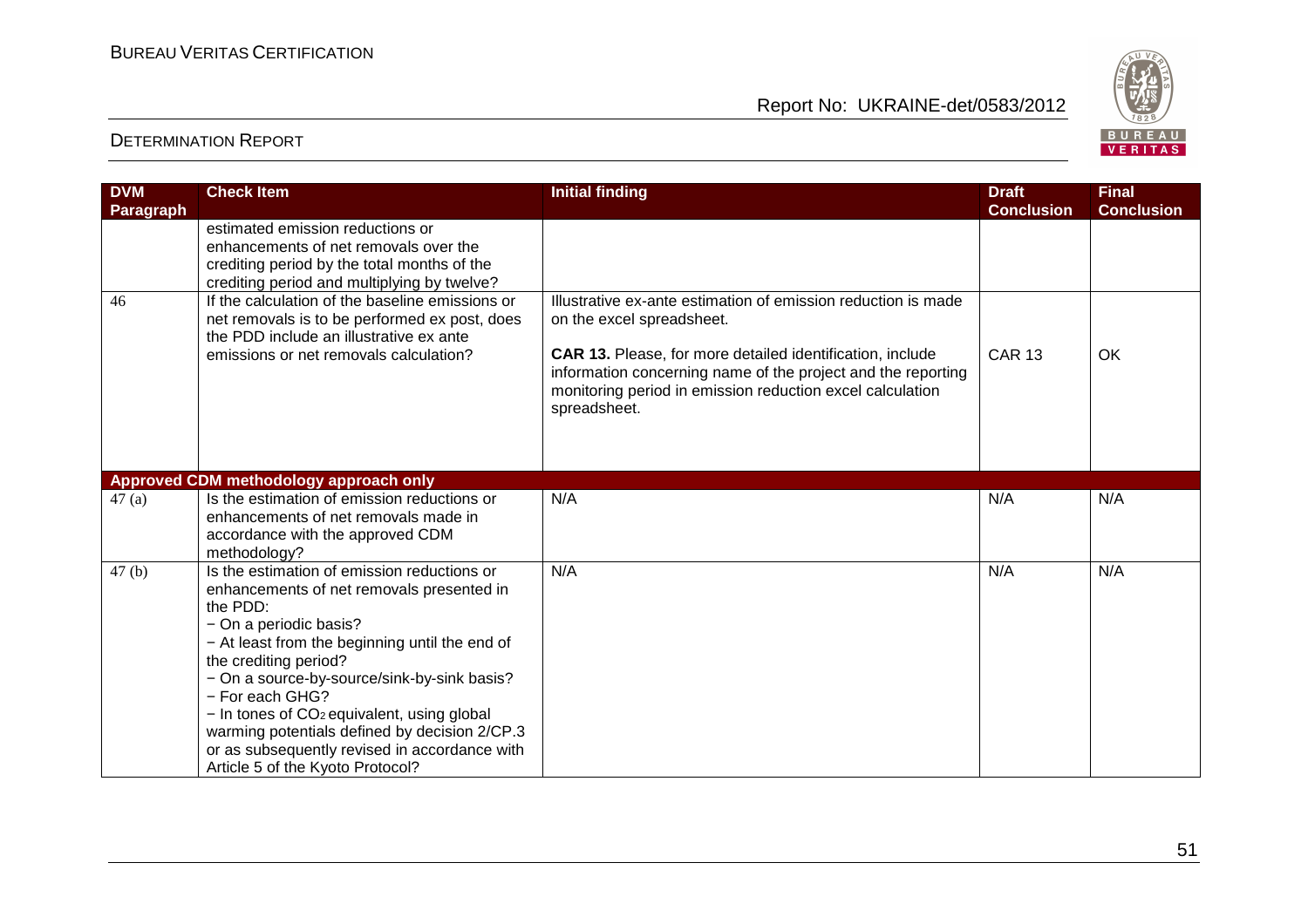| DVM Paragraph | Check Item | Initial finding | Draft Conclusion | Final Conclusion |
|---|---|---|---|---|
| | estimated emission reductions or enhancements of net removals over the crediting period by the total months of the crediting period and multiplying by twelve? | | | |
| 46 | If the calculation of the baseline emissions or net removals is to be performed ex post, does the PDD include an illustrative ex ante emissions or net removals calculation? | Illustrative ex-ante estimation of emission reduction is made on the excel spreadsheet.<br><br>**CAR 13.** Please, for more detailed identification, include information concerning name of the project and the reporting monitoring period in emission reduction excel calculation spreadsheet. | CAR 13 | OK |
| **Approved CDM methodology approach only** | | | | |
| 47 (a) | Is the estimation of emission reductions or enhancements of net removals made in accordance with the approved CDM methodology? | N/A | N/A | N/A |
| 47 (b) | Is the estimation of emission reductions or enhancements of net removals presented in the PDD:<br>− On a periodic basis?<br>− At least from the beginning until the end of the crediting period?<br>− On a source-by-source/sink-by-sink basis?<br>− For each GHG?<br>− In tones of $CO_2$ equivalent, using global warming potentials defined by decision 2/CP.3 or as subsequently revised in accordance with Article 5 of the Kyoto Protocol? | N/A | N/A | N/A |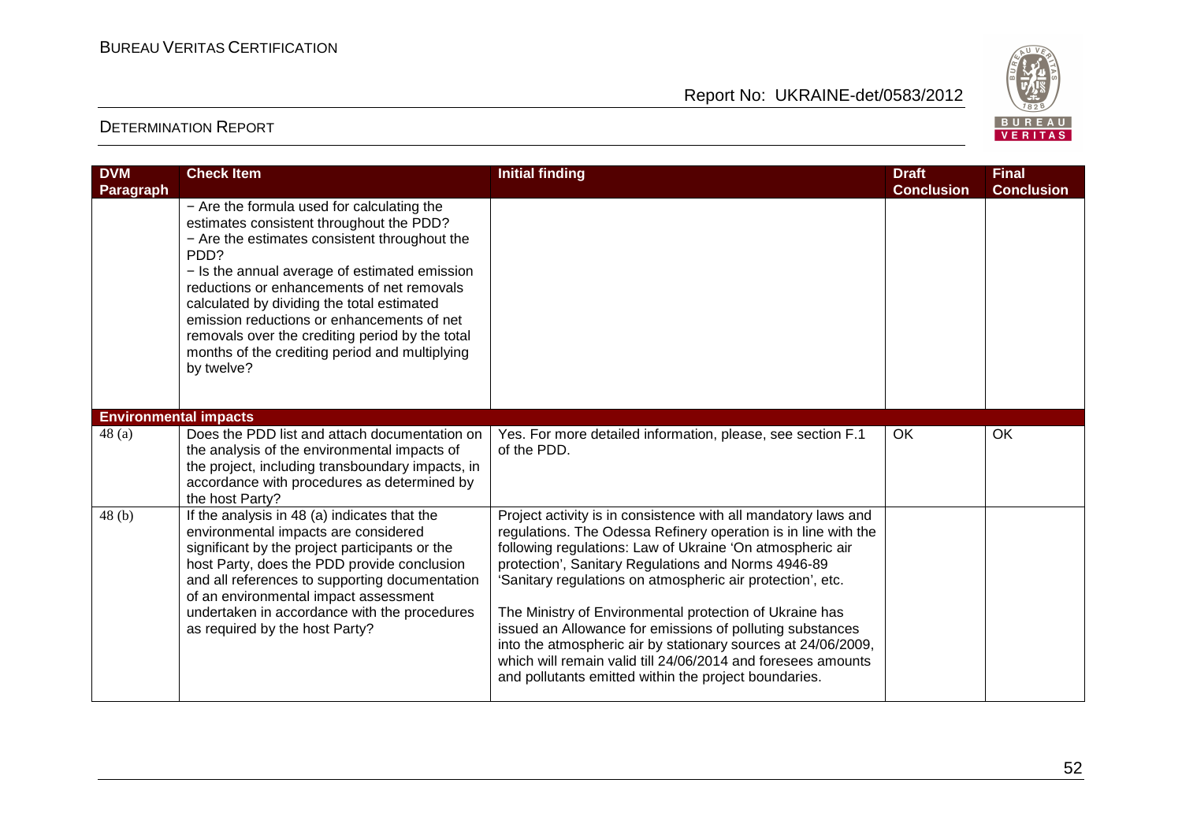| DVM Paragraph | Check Item | Initial finding | Draft Conclusion | Final Conclusion |
|---|---|---|---|---|
| | − Are the formula used for calculating the estimates consistent throughout the PDD?<br>− Are the estimates consistent throughout the PDD?<br>− Is the annual average of estimated emission reductions or enhancements of net removals calculated by dividing the total estimated emission reductions or enhancements of net removals over the crediting period by the total months of the crediting period and multiplying by twelve? | | | |
| **Environmental impacts** | | | | |
| 48 (a) | Does the PDD list and attach documentation on the analysis of the environmental impacts of the project, including transboundary impacts, in accordance with procedures as determined by the host Party? | Yes. For more detailed information, please, see section F.1 of the PDD. | OK | OK |
| 48 (b) | If the analysis in 48 (a) indicates that the environmental impacts are considered significant by the project participants or the host Party, does the PDD provide conclusion and all references to supporting documentation of an environmental impact assessment undertaken in accordance with the procedures as required by the host Party? | Project activity is in consistence with all mandatory laws and regulations. The Odessa Refinery operation is in line with the following regulations: Law of Ukraine 'On atmospheric air protection', Sanitary Regulations and Norms 4946-89 'Sanitary regulations on atmospheric air protection', etc.<br><br>The Ministry of Environmental protection of Ukraine has issued an Allowance for emissions of polluting substances into the atmospheric air by stationary sources at 24/06/2009, which will remain valid till 24/06/2014 and foresees amounts and pollutants emitted within the project boundaries. | | |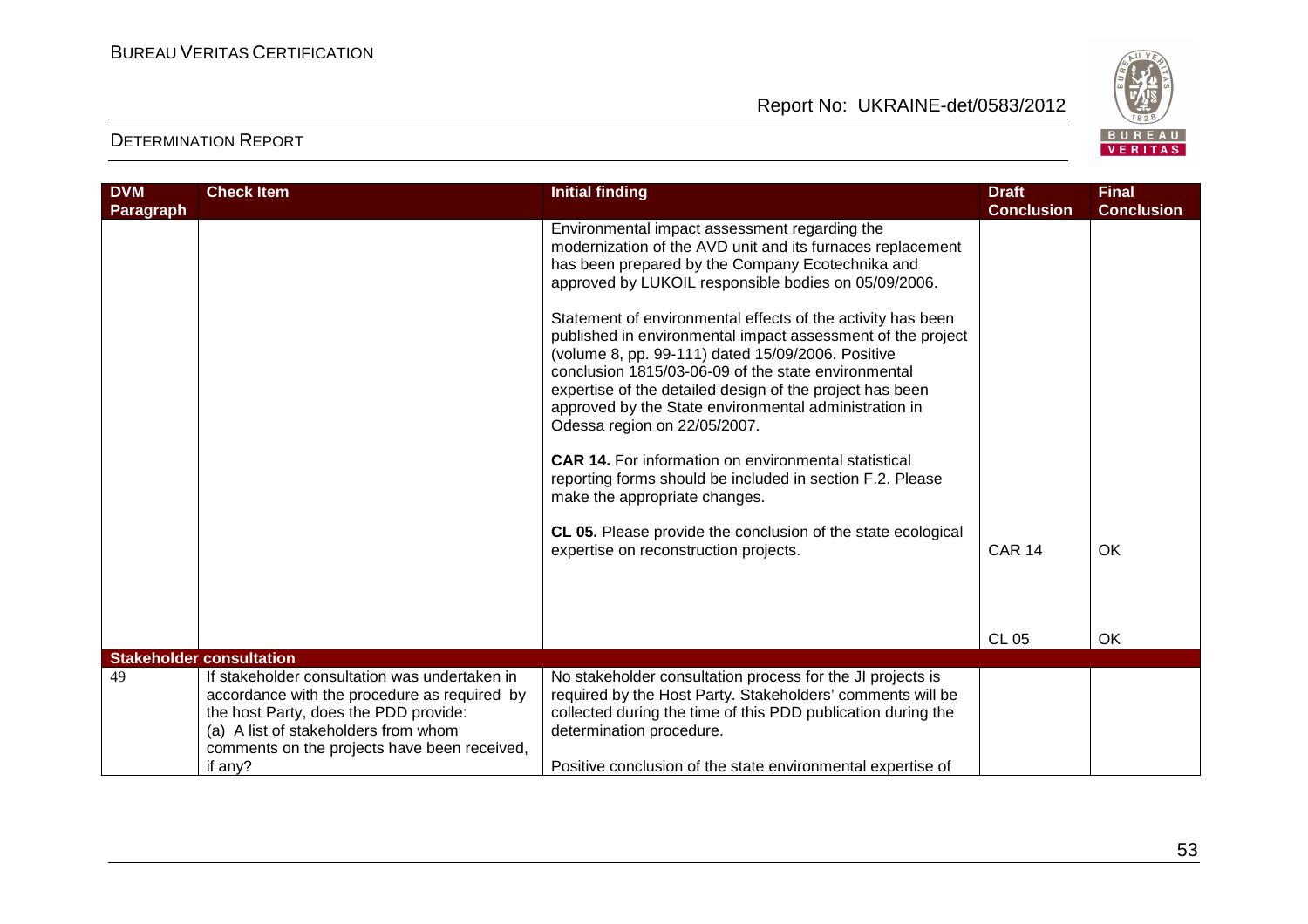| DVM Paragraph | Check Item | Initial finding | Draft Conclusion | Final Conclusion |
|---|---|---|---|---|
| | | Environmental impact assessment regarding the modernization of the AVD unit and its furnaces replacement has been prepared by the Company Ecotechnika and approved by LUKOIL responsible bodies on 05/09/2006.<br><br>Statement of environmental effects of the activity has been published in environmental impact assessment of the project (volume 8, pp. 99-111) dated 15/09/2006. Positive conclusion 1815/03-06-09 of the state environmental expertise of the detailed design of the project has been approved by the State environmental administration in Odessa region on 22/05/2007.<br><br>**CAR 14.** For information on environmental statistical reporting forms should be included in section F.2. Please make the appropriate changes.<br><br>**CL 05.** Please provide the conclusion of the state ecological expertise on reconstruction projects. | CAR 14<br><br>CL 05 | OK<br><br>OK |
| **Stakeholder consultation** | | | | |
| 49 | If stakeholder consultation was undertaken in accordance with the procedure as required by the host Party, does the PDD provide:<br>(a) A list of stakeholders from whom comments on the projects have been received, if any? | No stakeholder consultation process for the JI projects is required by the Host Party. Stakeholders' comments will be collected during the time of this PDD publication during the determination procedure.<br><br>Positive conclusion of the state environmental expertise of | | |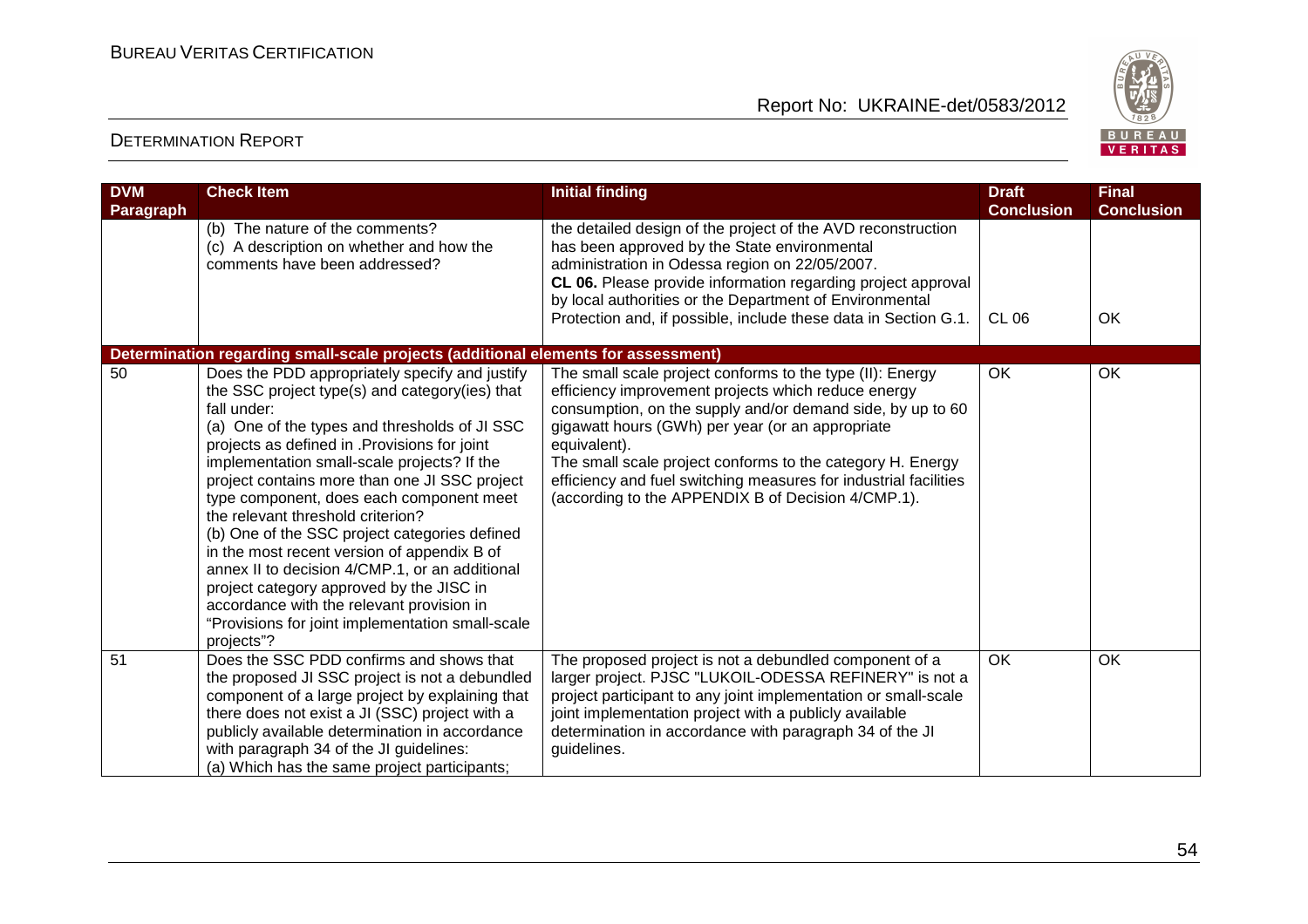| DVM Paragraph | Check Item | Initial finding | Draft Conclusion | Final Conclusion |
|---|---|---|---|---|
| | (b) The nature of the comments?<br>(c) A description on whether and how the comments have been addressed? | the detailed design of the project of the AVD reconstruction has been approved by the State environmental administration in Odessa region on 22/05/2007.<br>**CL 06.** Please provide information regarding project approval by local authorities or the Department of Environmental Protection and, if possible, include these data in Section G.1. | CL 06 | OK |
| **Determination regarding small-scale projects (additional elements for assessment)** | | | | |
| 50 | Does the PDD appropriately specify and justify the SSC project type(s) and category(ies) that fall under:<br>(a) One of the types and thresholds of JI SSC projects as defined in .Provisions for joint implementation small-scale projects? If the project contains more than one JI SSC project type component, does each component meet the relevant threshold criterion?<br>(b) One of the SSC project categories defined in the most recent version of appendix B of annex II to decision 4/CMP.1, or an additional project category approved by the JISC in accordance with the relevant provision in "Provisions for joint implementation small-scale projects"? | The small scale project conforms to the type (II): Energy efficiency improvement projects which reduce energy consumption, on the supply and/or demand side, by up to 60 gigawatt hours (GWh) per year (or an appropriate equivalent).<br>The small scale project conforms to the category H. Energy efficiency and fuel switching measures for industrial facilities (according to the APPENDIX B of Decision 4/CMP.1). | OK | OK |
| 51 | Does the SSC PDD confirms and shows that the proposed JI SSC project is not a debundled component of a large project by explaining that there does not exist a JI (SSC) project with a publicly available determination in accordance with paragraph 34 of the JI guidelines:<br>(a) Which has the same project participants; | The proposed project is not a debundled component of a larger project. PJSC "LUKOIL-ODESSA REFINERY" is not a project participant to any joint implementation or small-scale joint implementation project with a publicly available determination in accordance with paragraph 34 of the JI guidelines. | OK | OK |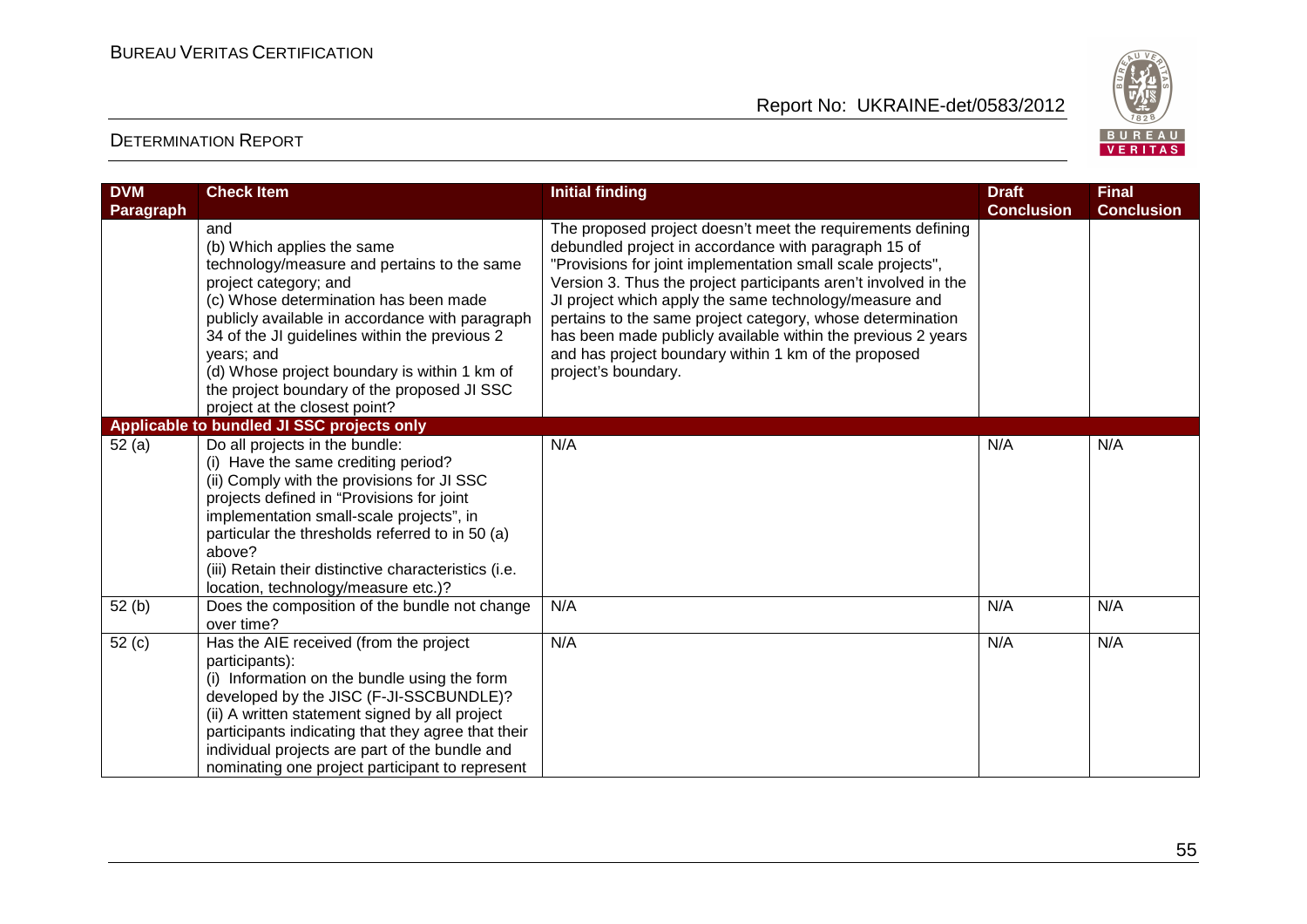| DVM Paragraph | Check Item | Initial finding | Draft Conclusion | Final Conclusion |
|---|---|---|---|---|
| | and<br>(b) Which applies the same technology/measure and pertains to the same project category; and<br>(c) Whose determination has been made publicly available in accordance with paragraph 34 of the JI guidelines within the previous 2 years; and<br>(d) Whose project boundary is within 1 km of the project boundary of the proposed JI SSC project at the closest point? | The proposed project doesn't meet the requirements defining debundled project in accordance with paragraph 15 of "Provisions for joint implementation small scale projects", Version 3. Thus the project participants aren't involved in the JI project which apply the same technology/measure and pertains to the same project category, whose determination has been made publicly available within the previous 2 years and has project boundary within 1 km of the proposed project's boundary. | | |
| **Applicable to bundled JI SSC projects only** | | | | |
| 52 (a) | Do all projects in the bundle:<br>(i) Have the same crediting period?<br>(ii) Comply with the provisions for JI SSC projects defined in "Provisions for joint implementation small-scale projects", in particular the thresholds referred to in 50 (a) above?<br>(iii) Retain their distinctive characteristics (i.e. location, technology/measure etc.)? | N/A | N/A | N/A |
| 52 (b) | Does the composition of the bundle not change over time? | N/A | N/A | N/A |
| 52 (c) | Has the AIE received (from the project participants):<br>(i) Information on the bundle using the form developed by the JISC (F-JI-SSCBUNDLE)?<br>(ii) A written statement signed by all project participants indicating that they agree that their individual projects are part of the bundle and nominating one project participant to represent | N/A | N/A | N/A |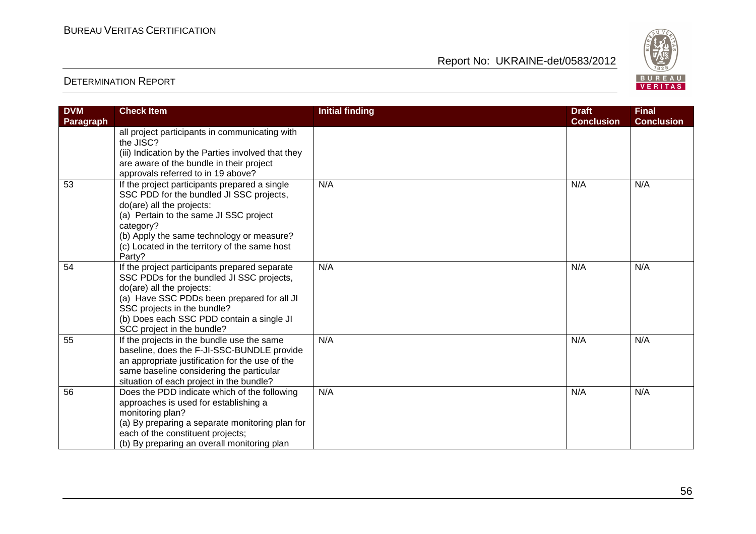| DVM Paragraph | Check Item | Initial finding | Draft Conclusion | Final Conclusion |
|---|---|---|---|---|
| | all project participants in communicating with the JISC?<br>(iii) Indication by the Parties involved that they are aware of the bundle in their project approvals referred to in 19 above? | | | |
| 53 | If the project participants prepared a single SSC PDD for the bundled JI SSC projects, do(are) all the projects:<br>(a) Pertain to the same JI SSC project category?<br>(b) Apply the same technology or measure?<br>(c) Located in the territory of the same host Party? | N/A | N/A | N/A |
| 54 | If the project participants prepared separate SSC PDDs for the bundled JI SSC projects, do(are) all the projects:<br>(a) Have SSC PDDs been prepared for all JI SSC projects in the bundle?<br>(b) Does each SSC PDD contain a single JI SCC project in the bundle? | N/A | N/A | N/A |
| 55 | If the projects in the bundle use the same baseline, does the F-JI-SSC-BUNDLE provide an appropriate justification for the use of the same baseline considering the particular situation of each project in the bundle? | N/A | N/A | N/A |
| 56 | Does the PDD indicate which of the following approaches is used for establishing a monitoring plan?<br>(a) By preparing a separate monitoring plan for each of the constituent projects;<br>(b) By preparing an overall monitoring plan | N/A | N/A | N/A |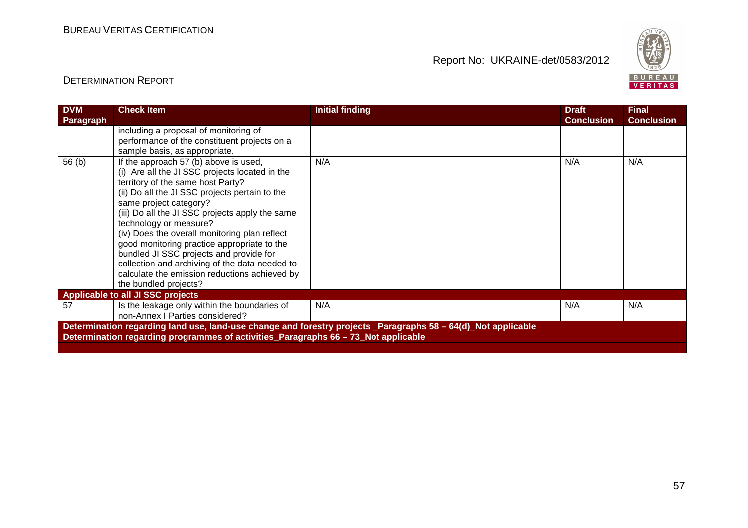| DVM Paragraph | Check Item | Initial finding | Draft Conclusion | Final Conclusion |
|---|---|---|---|---|
| | including a proposal of monitoring of performance of the constituent projects on a sample basis, as appropriate. | | | |
| 56 (b) | If the approach 57 (b) above is used,<br>(i) Are all the JI SSC projects located in the territory of the same host Party?<br>(ii) Do all the JI SSC projects pertain to the same project category?<br>(iii) Do all the JI SSC projects apply the same technology or measure?<br>(iv) Does the overall monitoring plan reflect good monitoring practice appropriate to the bundled JI SSC projects and provide for collection and archiving of the data needed to calculate the emission reductions achieved by the bundled projects? | N/A | N/A | N/A |
| **Applicable to all JI SSC projects** | | | | |
| 57 | Is the leakage only within the boundaries of non-Annex I Parties considered? | N/A | N/A | N/A |
| **Determination regarding land use, land-use change and forestry projects _Paragraphs 58 – 64(d)_Not applicable** | | | | |
| **Determination regarding programmes of activities_Paragraphs 66 – 73_Not applicable** | | | | |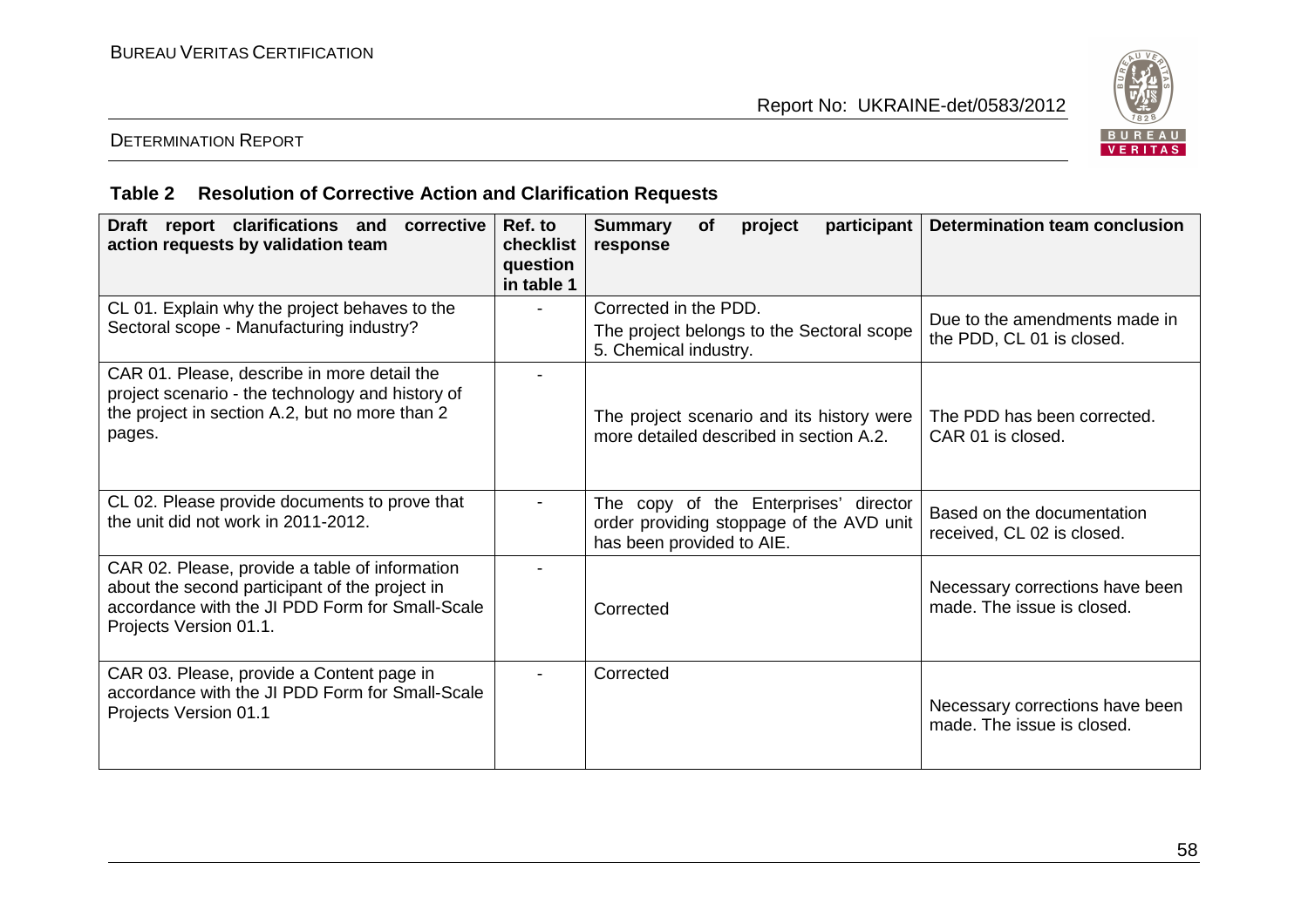## Table 2 Resolution of Corrective Action and Clarification Requests

| Draft report clarifications and corrective action requests by validation team | Ref. to checklist question in table 1 | Summary of project participant response | Determination team conclusion |
|---|---|---|---|
| CL 01. Explain why the project behaves to the Sectoral scope - Manufacturing industry? | - | Corrected in the PDD. The project belongs to the Sectoral scope 5. Chemical industry. | Due to the amendments made in the PDD, CL 01 is closed. |
| CAR 01. Please, describe in more detail the project scenario - the technology and history of the project in section A.2, but no more than 2 pages. | - | The project scenario and its history were more detailed described in section A.2. | The PDD has been corrected. CAR 01 is closed. |
| CL 02. Please provide documents to prove that the unit did not work in 2011-2012. | - | The copy of the Enterprises' director order providing stoppage of the AVD unit has been provided to AIE. | Based on the documentation received, CL 02 is closed. |
| CAR 02. Please, provide a table of information about the second participant of the project in accordance with the JI PDD Form for Small-Scale Projects Version 01.1. | - | Corrected | Necessary corrections have been made. The issue is closed. |
| CAR 03. Please, provide a Content page in accordance with the JI PDD Form for Small-Scale Projects Version 01.1 | - | Corrected | Necessary corrections have been made. The issue is closed. |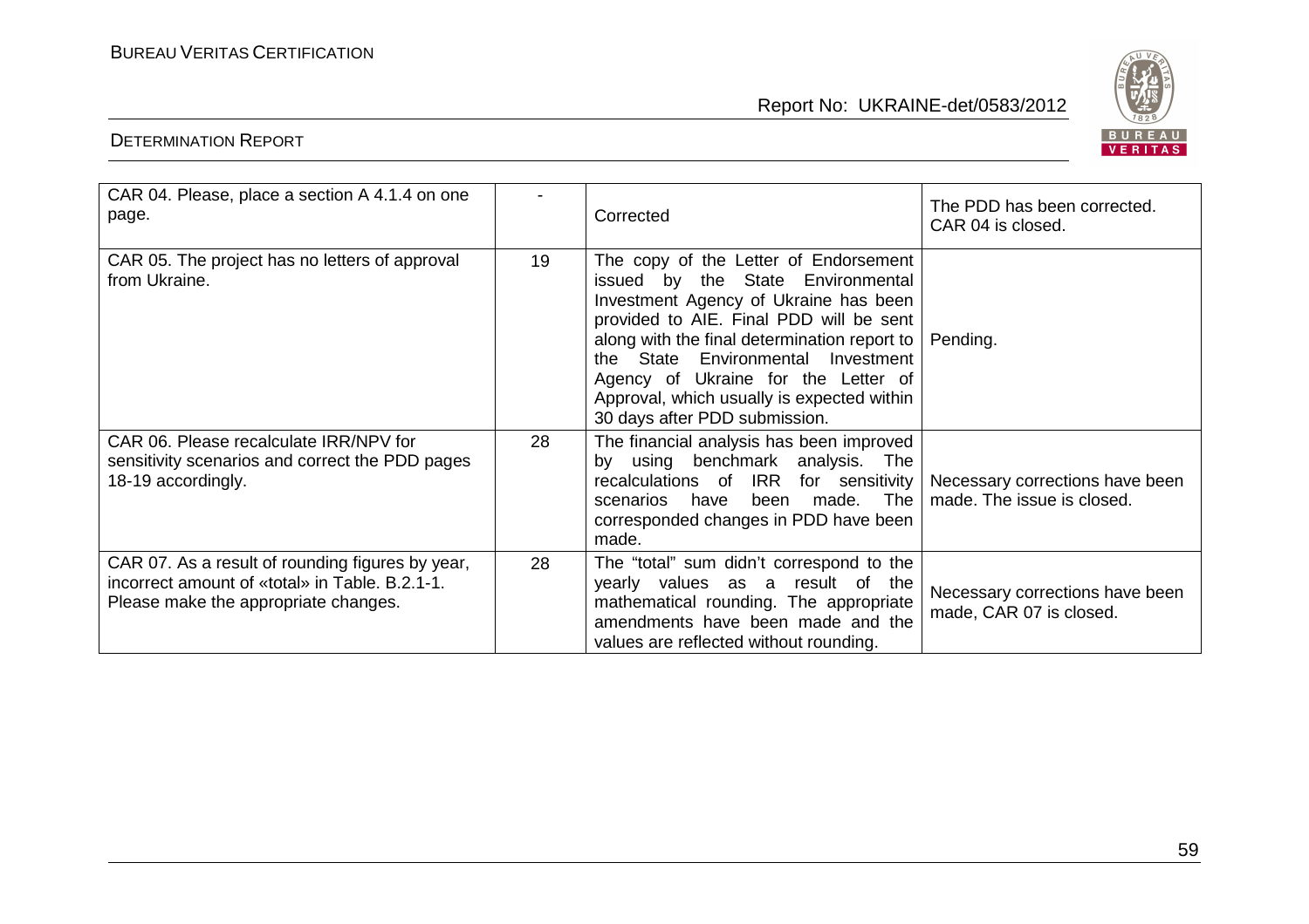| CAR 04. Please, place a section A 4.1.4 on one page. | - | Corrected | The PDD has been corrected. CAR 04 is closed. |
|---|---|---|---|
| CAR 05. The project has no letters of approval from Ukraine. | 19 | The copy of the Letter of Endorsement issued by the State Environmental Investment Agency of Ukraine has been provided to AIE. Final PDD will be sent along with the final determination report to the State Environmental Investment Agency of Ukraine for the Letter of Approval, which usually is expected within 30 days after PDD submission. | Pending. |
| CAR 06. Please recalculate IRR/NPV for sensitivity scenarios and correct the PDD pages 18-19 accordingly. | 28 | The financial analysis has been improved by using benchmark analysis. The recalculations of IRR for sensitivity scenarios have been made. The corresponded changes in PDD have been made. | Necessary corrections have been made. The issue is closed. |
| CAR 07. As a result of rounding figures by year, incorrect amount of «total» in Table. B.2.1-1. Please make the appropriate changes. | 28 | The "total" sum didn't correspond to the yearly values as a result of the mathematical rounding. The appropriate amendments have been made and the values are reflected without rounding. | Necessary corrections have been made, CAR 07 is closed. |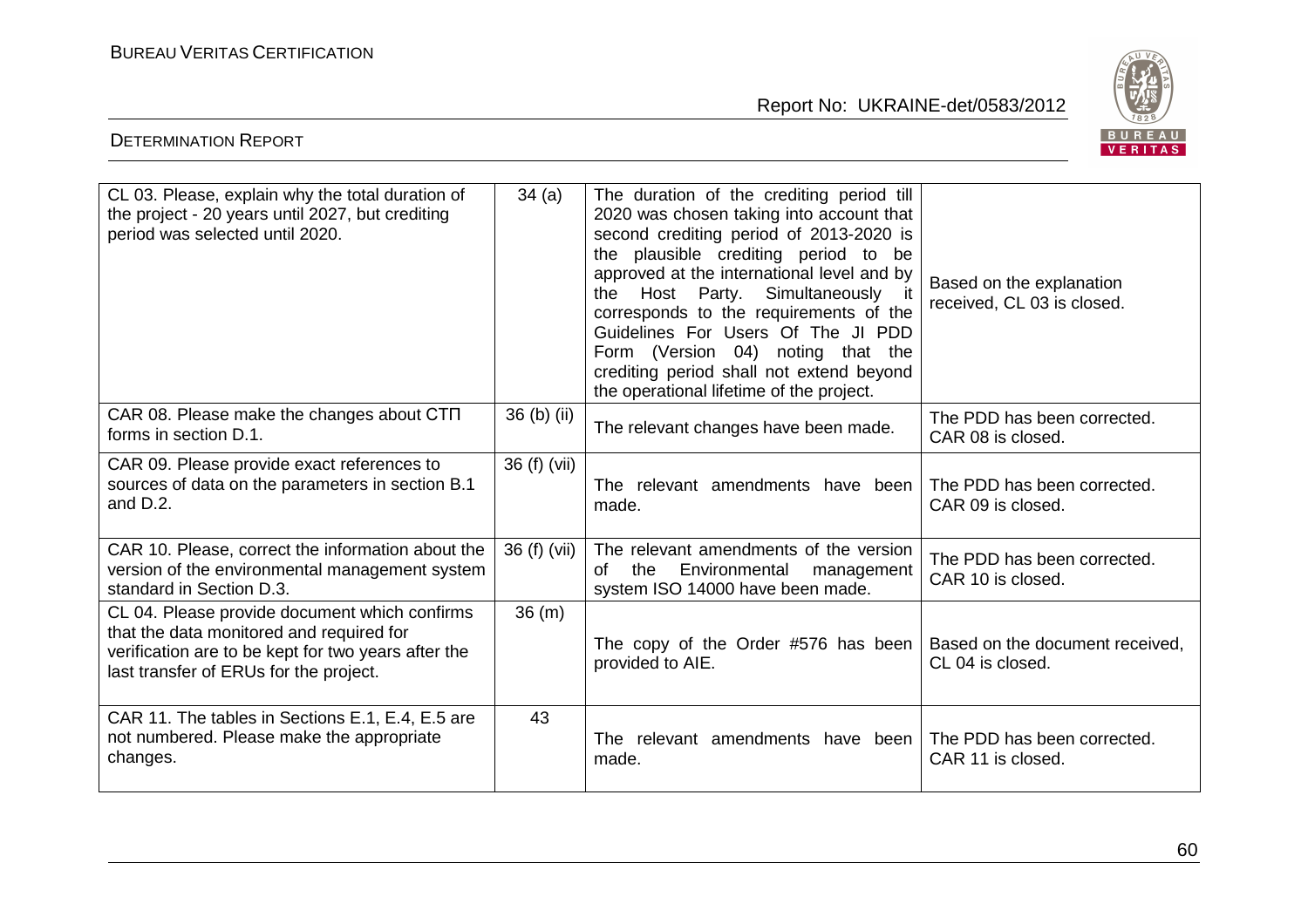| CL 03. Please, explain why the total duration of the project - 20 years until 2027, but crediting period was selected until 2020. | 34 (a) | The duration of the crediting period till 2020 was chosen taking into account that second crediting period of 2013-2020 is the plausible crediting period to be approved at the international level and by the Host Party. Simultaneously it corresponds to the requirements of the Guidelines For Users Of The JI PDD Form (Version 04) noting that the crediting period shall not extend beyond the operational lifetime of the project. | Based on the explanation received, CL 03 is closed. |
|---|---|---|---|
| CAR 08. Please make the changes about СТП forms in section D.1. | 36 (b) (ii) | The relevant changes have been made. | The PDD has been corrected. CAR 08 is closed. |
| CAR 09. Please provide exact references to sources of data on the parameters in section B.1 and D.2. | 36 (f) (vii) | The relevant amendments have been made. | The PDD has been corrected. CAR 09 is closed. |
| CAR 10. Please, correct the information about the version of the environmental management system standard in Section D.3. | 36 (f) (vii) | The relevant amendments of the version of the Environmental management system ISO 14000 have been made. | The PDD has been corrected. CAR 10 is closed. |
| CL 04. Please provide document which confirms that the data monitored and required for verification are to be kept for two years after the last transfer of ERUs for the project. | 36 (m) | The copy of the Order #576 has been provided to AIE. | Based on the document received, CL 04 is closed. |
| CAR 11. The tables in Sections E.1, E.4, E.5 are not numbered. Please make the appropriate changes. | 43 | The relevant amendments have been made. | The PDD has been corrected. CAR 11 is closed. |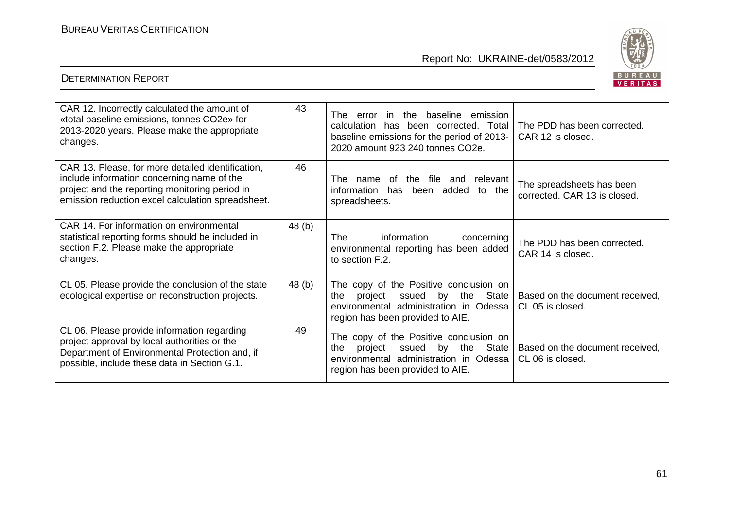| | | | |
|---|---|---|---|
| CAR 12. Incorrectly calculated the amount of «total baseline emissions, tonnes $CO_2e$» for 2013-2020 years. Please make the appropriate changes. | 43 | The error in the baseline emission calculation has been corrected. Total baseline emissions for the period of 2013-2020 amount 923 240 tonnes $CO_2e$. | The PDD has been corrected. CAR 12 is closed. |
| CAR 13. Please, for more detailed identification, include information concerning name of the project and the reporting monitoring period in emission reduction excel calculation spreadsheet. | 46 | The name of the file and relevant information has been added to the spreadsheets. | The spreadsheets has been corrected. CAR 13 is closed. |
| CAR 14. For information on environmental statistical reporting forms should be included in section F.2. Please make the appropriate changes. | 48 (b) | The information concerning environmental reporting has been added to section F.2. | The PDD has been corrected. CAR 14 is closed. |
| CL 05. Please provide the conclusion of the state ecological expertise on reconstruction projects. | 48 (b) | The copy of the Positive conclusion on the project issued by the State environmental administration in Odessa region has been provided to AIE. | Based on the document received, CL 05 is closed. |
| CL 06. Please provide information regarding project approval by local authorities or the Department of Environmental Protection and, if possible, include these data in Section G.1. | 49 | The copy of the Positive conclusion on the project issued by the State environmental administration in Odessa region has been provided to AIE. | Based on the document received, CL 06 is closed. |